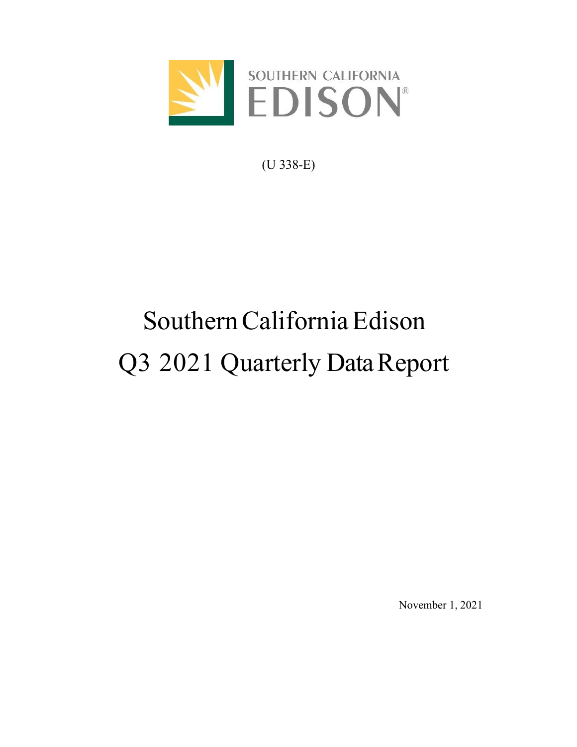SOUTHERN CALIFORNIA EDISON

(U 338-E)

# Southern California Edison
# Q3 2021 Quarterly Data Report

November 1, 2021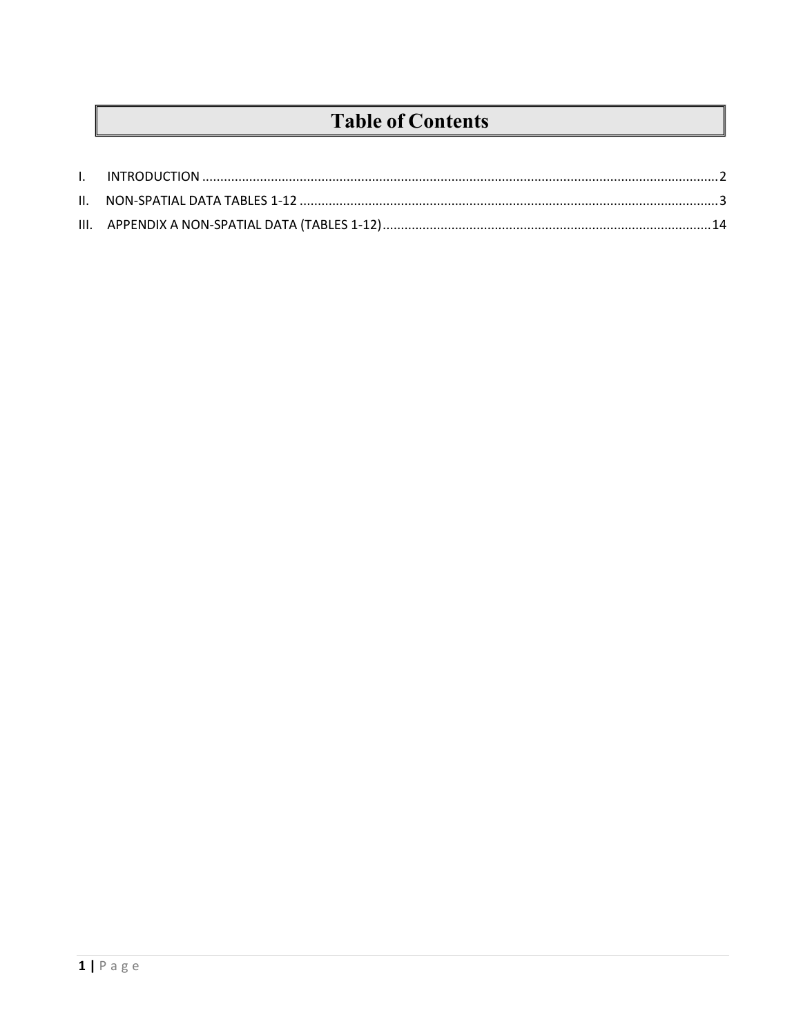# Table of Contents

I. INTRODUCTION .......... 2

II. NON-SPATIAL DATA TABLES 1-12 .......... 3

III. APPENDIX A NON-SPATIAL DATA (TABLES 1-12) .......... 14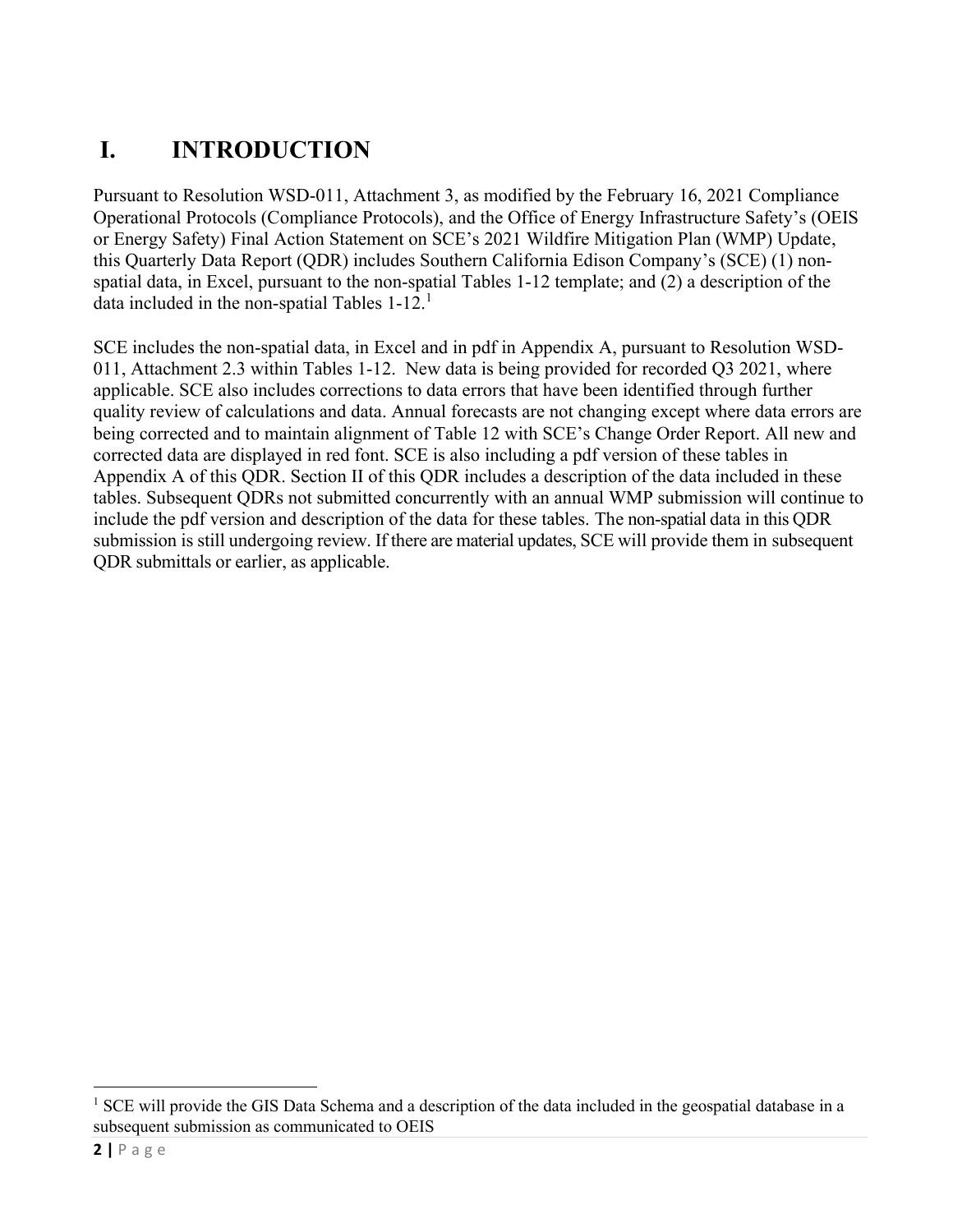# I. INTRODUCTION

Pursuant to Resolution WSD-011, Attachment 3, as modified by the February 16, 2021 Compliance Operational Protocols (Compliance Protocols), and the Office of Energy Infrastructure Safety's (OEIS or Energy Safety) Final Action Statement on SCE's 2021 Wildfire Mitigation Plan (WMP) Update, this Quarterly Data Report (QDR) includes Southern California Edison Company's (SCE) (1) non-spatial data, in Excel, pursuant to the non-spatial Tables 1-12 template; and (2) a description of the data included in the non-spatial Tables 1-12.[1]

SCE includes the non-spatial data, in Excel and in pdf in Appendix A, pursuant to Resolution WSD-011, Attachment 2.3 within Tables 1-12. New data is being provided for recorded Q3 2021, where applicable. SCE also includes corrections to data errors that have been identified through further quality review of calculations and data. Annual forecasts are not changing except where data errors are being corrected and to maintain alignment of Table 12 with SCE's Change Order Report. All new and corrected data are displayed in red font. SCE is also including a pdf version of these tables in Appendix A of this QDR. Section II of this QDR includes a description of the data included in these tables. Subsequent QDRs not submitted concurrently with an annual WMP submission will continue to include the pdf version and description of the data for these tables. The non-spatial data in this QDR submission is still undergoing review. If there are material updates, SCE will provide them in subsequent QDR submittals or earlier, as applicable.

[1] SCE will provide the GIS Data Schema and a description of the data included in the geospatial database in a subsequent submission as communicated to OEIS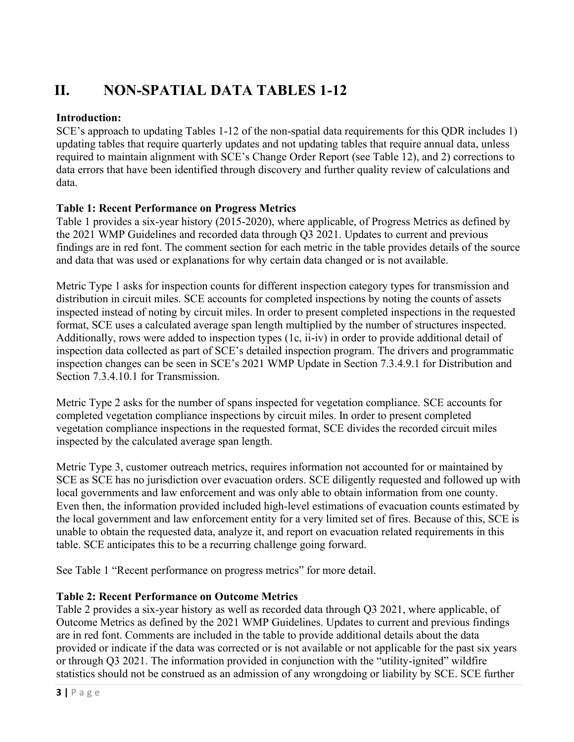# II. NON-SPATIAL DATA TABLES 1-12

**Introduction:**
SCE's approach to updating Tables 1-12 of the non-spatial data requirements for this QDR includes 1) updating tables that require quarterly updates and not updating tables that require annual data, unless required to maintain alignment with SCE's Change Order Report (see Table 12), and 2) corrections to data errors that have been identified through discovery and further quality review of calculations and data.

**Table 1: Recent Performance on Progress Metrics**
Table 1 provides a six-year history (2015-2020), where applicable, of Progress Metrics as defined by the 2021 WMP Guidelines and recorded data through Q3 2021. Updates to current and previous findings are in red font. The comment section for each metric in the table provides details of the source and data that was used or explanations for why certain data changed or is not available.

Metric Type 1 asks for inspection counts for different inspection category types for transmission and distribution in circuit miles. SCE accounts for completed inspections by noting the counts of assets inspected instead of noting by circuit miles. In order to present completed inspections in the requested format, SCE uses a calculated average span length multiplied by the number of structures inspected. Additionally, rows were added to inspection types (1c, ii-iv) in order to provide additional detail of inspection data collected as part of SCE's detailed inspection program. The drivers and programmatic inspection changes can be seen in SCE's 2021 WMP Update in Section 7.3.4.9.1 for Distribution and Section 7.3.4.10.1 for Transmission.

Metric Type 2 asks for the number of spans inspected for vegetation compliance. SCE accounts for completed vegetation compliance inspections by circuit miles. In order to present completed vegetation compliance inspections in the requested format, SCE divides the recorded circuit miles inspected by the calculated average span length.

Metric Type 3, customer outreach metrics, requires information not accounted for or maintained by SCE as SCE has no jurisdiction over evacuation orders. SCE diligently requested and followed up with local governments and law enforcement and was only able to obtain information from one county. Even then, the information provided included high-level estimations of evacuation counts estimated by the local government and law enforcement entity for a very limited set of fires. Because of this, SCE is unable to obtain the requested data, analyze it, and report on evacuation related requirements in this table. SCE anticipates this to be a recurring challenge going forward.

See Table 1 "Recent performance on progress metrics" for more detail.

**Table 2: Recent Performance on Outcome Metrics**
Table 2 provides a six-year history as well as recorded data through Q3 2021, where applicable, of Outcome Metrics as defined by the 2021 WMP Guidelines. Updates to current and previous findings are in red font. Comments are included in the table to provide additional details about the data provided or indicate if the data was corrected or is not available or not applicable for the past six years or through Q3 2021. The information provided in conjunction with the "utility-ignited" wildfire statistics should not be construed as an admission of any wrongdoing or liability by SCE. SCE further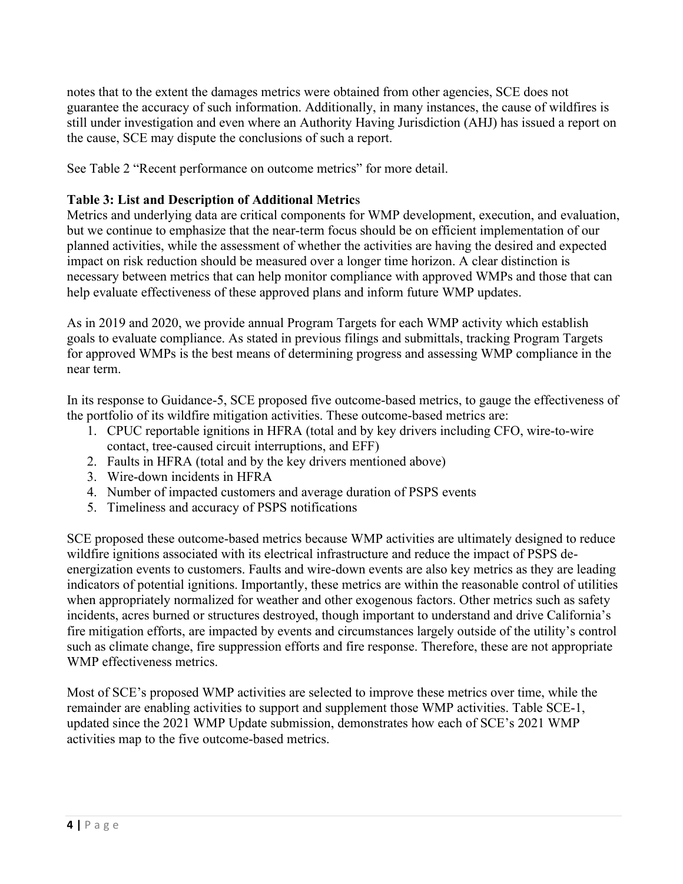notes that to the extent the damages metrics were obtained from other agencies, SCE does not guarantee the accuracy of such information. Additionally, in many instances, the cause of wildfires is still under investigation and even where an Authority Having Jurisdiction (AHJ) has issued a report on the cause, SCE may dispute the conclusions of such a report.

See Table 2 "Recent performance on outcome metrics" for more detail.

**Table 3: List and Description of Additional Metrics**

Metrics and underlying data are critical components for WMP development, execution, and evaluation, but we continue to emphasize that the near-term focus should be on efficient implementation of our planned activities, while the assessment of whether the activities are having the desired and expected impact on risk reduction should be measured over a longer time horizon. A clear distinction is necessary between metrics that can help monitor compliance with approved WMPs and those that can help evaluate effectiveness of these approved plans and inform future WMP updates.

As in 2019 and 2020, we provide annual Program Targets for each WMP activity which establish goals to evaluate compliance. As stated in previous filings and submittals, tracking Program Targets for approved WMPs is the best means of determining progress and assessing WMP compliance in the near term.

In its response to Guidance-5, SCE proposed five outcome-based metrics, to gauge the effectiveness of the portfolio of its wildfire mitigation activities. These outcome-based metrics are:

1. CPUC reportable ignitions in HFRA (total and by key drivers including CFO, wire-to-wire contact, tree-caused circuit interruptions, and EFF)
2. Faults in HFRA (total and by the key drivers mentioned above)
3. Wire-down incidents in HFRA
4. Number of impacted customers and average duration of PSPS events
5. Timeliness and accuracy of PSPS notifications

SCE proposed these outcome-based metrics because WMP activities are ultimately designed to reduce wildfire ignitions associated with its electrical infrastructure and reduce the impact of PSPS de-energization events to customers. Faults and wire-down events are also key metrics as they are leading indicators of potential ignitions. Importantly, these metrics are within the reasonable control of utilities when appropriately normalized for weather and other exogenous factors. Other metrics such as safety incidents, acres burned or structures destroyed, though important to understand and drive California's fire mitigation efforts, are impacted by events and circumstances largely outside of the utility's control such as climate change, fire suppression efforts and fire response. Therefore, these are not appropriate WMP effectiveness metrics.

Most of SCE's proposed WMP activities are selected to improve these metrics over time, while the remainder are enabling activities to support and supplement those WMP activities. Table SCE-1, updated since the 2021 WMP Update submission, demonstrates how each of SCE's 2021 WMP activities map to the five outcome-based metrics.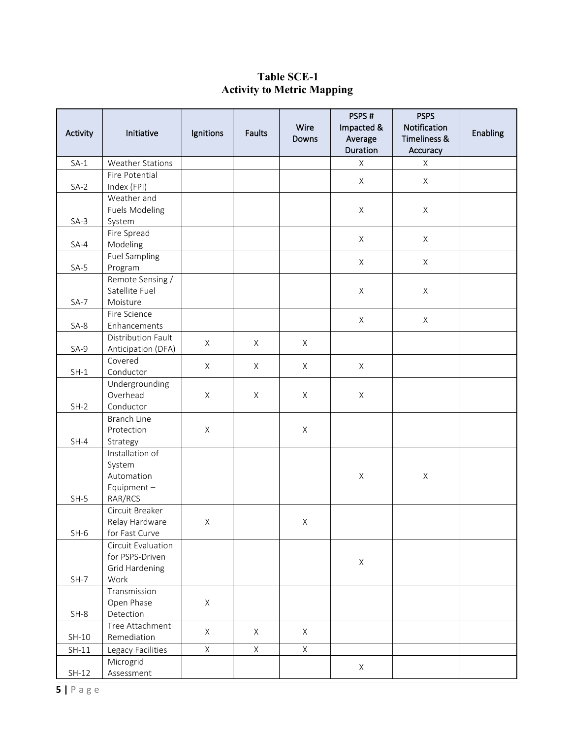**Table SCE-1**
**Activity to Metric Mapping**

| Activity | Initiative | Ignitions | Faults | Wire Downs | PSPS # Impacted & Average Duration | PSPS Notification Timeliness & Accuracy | Enabling |
|---|---|---|---|---|---|---|---|
| SA-1 | Weather Stations | | | | X | X | |
| SA-2 | Fire Potential Index (FPI) | | | | X | X | |
| SA-3 | Weather and Fuels Modeling System | | | | X | X | |
| SA-4 | Fire Spread Modeling | | | | X | X | |
| SA-5 | Fuel Sampling Program | | | | X | X | |
| SA-7 | Remote Sensing / Satellite Fuel Moisture | | | | X | X | |
| SA-8 | Fire Science Enhancements | | | | X | X | |
| SA-9 | Distribution Fault Anticipation (DFA) | X | X | X | | | |
| SH-1 | Covered Conductor | X | X | X | X | | |
| SH-2 | Undergrounding Overhead Conductor | X | X | X | X | | |
| SH-4 | Branch Line Protection Strategy | X | | X | | | |
| SH-5 | Installation of System Automation Equipment – RAR/RCS | | | | X | X | |
| SH-6 | Circuit Breaker Relay Hardware for Fast Curve | X | | X | | | |
| SH-7 | Circuit Evaluation for PSPS-Driven Grid Hardening Work | | | | X | | |
| SH-8 | Transmission Open Phase Detection | X | | | | | |
| SH-10 | Tree Attachment Remediation | X | X | X | | | |
| SH-11 | Legacy Facilities | X | X | X | | | |
| SH-12 | Microgrid Assessment | | | | X | | |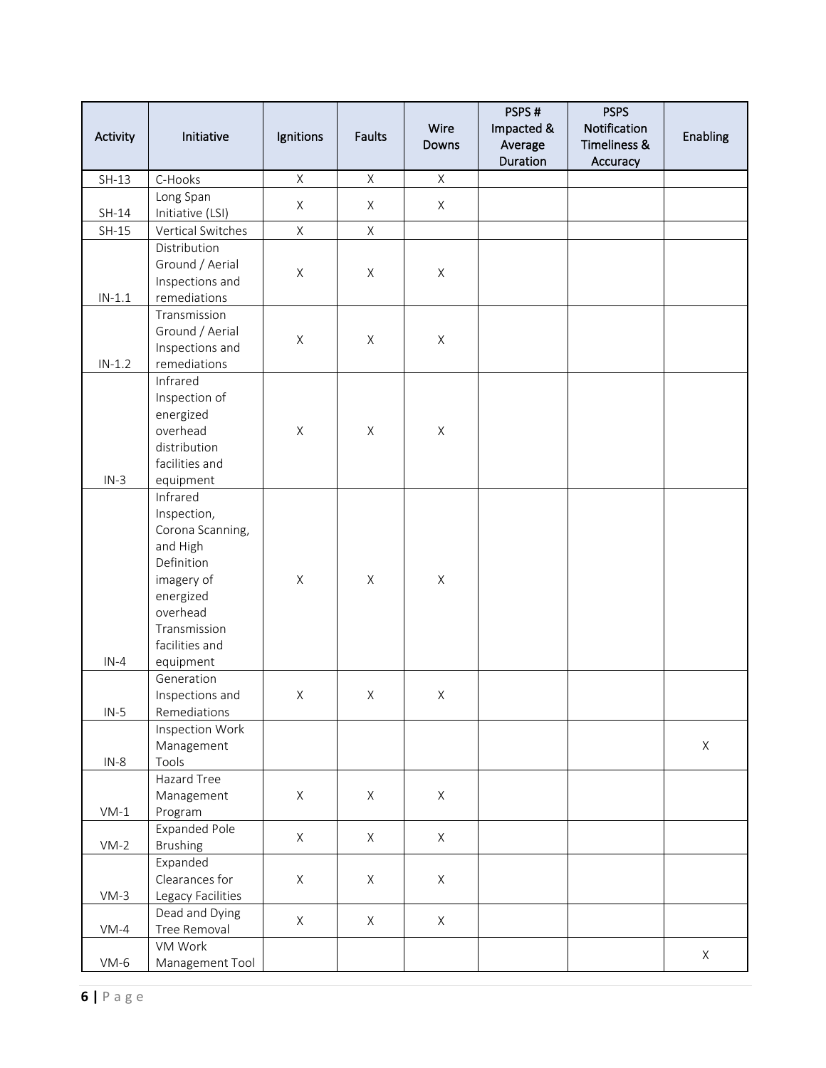| Activity | Initiative | Ignitions | Faults | Wire Downs | PSPS # Impacted & Average Duration | PSPS Notification Timeliness & Accuracy | Enabling |
|---|---|---|---|---|---|---|---|
| SH-13 | C-Hooks | X | X | X | | | |
| SH-14 | Long Span Initiative (LSI) | X | X | X | | | |
| SH-15 | Vertical Switches | X | X | | | | |
| IN-1.1 | Distribution Ground / Aerial Inspections and remediations | X | X | X | | | |
| IN-1.2 | Transmission Ground / Aerial Inspections and remediations | X | X | X | | | |
| IN-3 | Infrared Inspection of energized overhead distribution facilities and equipment | X | X | X | | | |
| IN-4 | Infrared Inspection, Corona Scanning, and High Definition imagery of energized overhead Transmission facilities and equipment | X | X | X | | | |
| IN-5 | Generation Inspections and Remediations | X | X | X | | | |
| IN-8 | Inspection Work Management Tools | | | | | | X |
| VM-1 | Hazard Tree Management Program | X | X | X | | | |
| VM-2 | Expanded Pole Brushing | X | X | X | | | |
| VM-3 | Expanded Clearances for Legacy Facilities | X | X | X | | | |
| VM-4 | Dead and Dying Tree Removal | X | X | X | | | |
| VM-6 | VM Work Management Tool | | | | | | X |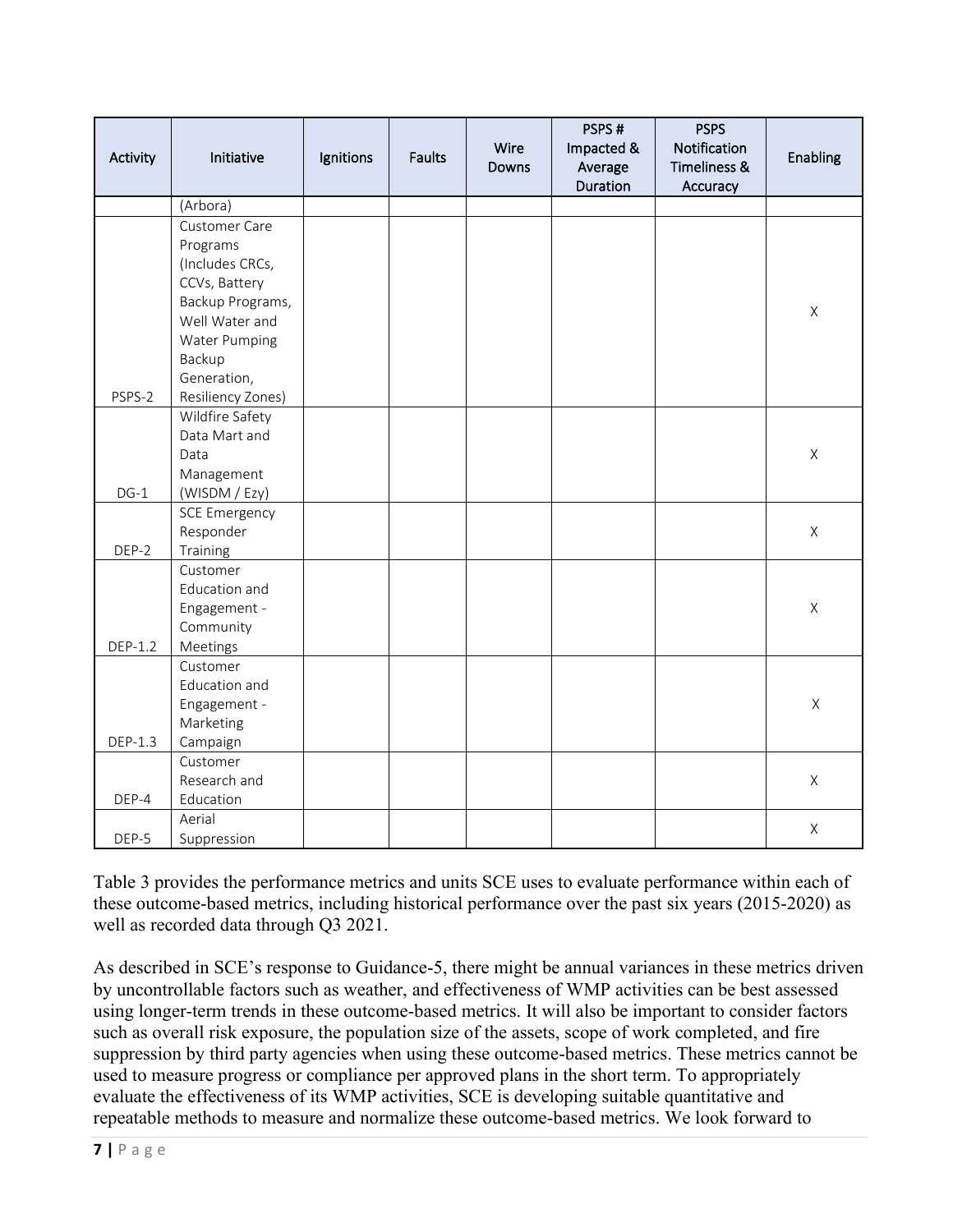| Activity | Initiative | Ignitions | Faults | Wire Downs | PSPS # Impacted & Average Duration | PSPS Notification Timeliness & Accuracy | Enabling |
|---|---|---|---|---|---|---|---|
| | (Arbora) | | | | | | |
| PSPS-2 | Customer Care Programs (Includes CRCs, CCVs, Battery Backup Programs, Well Water and Water Pumping Backup Generation, Resiliency Zones) | | | | | | X |
| DG-1 | Wildfire Safety Data Mart and Data Management (WISDM / Ezy) | | | | | | X |
| DEP-2 | SCE Emergency Responder Training | | | | | | X |
| DEP-1.2 | Customer Education and Engagement - Community Meetings | | | | | | X |
| DEP-1.3 | Customer Education and Engagement - Marketing Campaign | | | | | | X |
| DEP-4 | Customer Research and Education | | | | | | X |
| DEP-5 | Aerial Suppression | | | | | | X |

Table 3 provides the performance metrics and units SCE uses to evaluate performance within each of these outcome-based metrics, including historical performance over the past six years (2015-2020) as well as recorded data through Q3 2021.

As described in SCE's response to Guidance-5, there might be annual variances in these metrics driven by uncontrollable factors such as weather, and effectiveness of WMP activities can be best assessed using longer-term trends in these outcome-based metrics. It will also be important to consider factors such as overall risk exposure, the population size of the assets, scope of work completed, and fire suppression by third party agencies when using these outcome-based metrics. These metrics cannot be used to measure progress or compliance per approved plans in the short term. To appropriately evaluate the effectiveness of its WMP activities, SCE is developing suitable quantitative and repeatable methods to measure and normalize these outcome-based metrics. We look forward to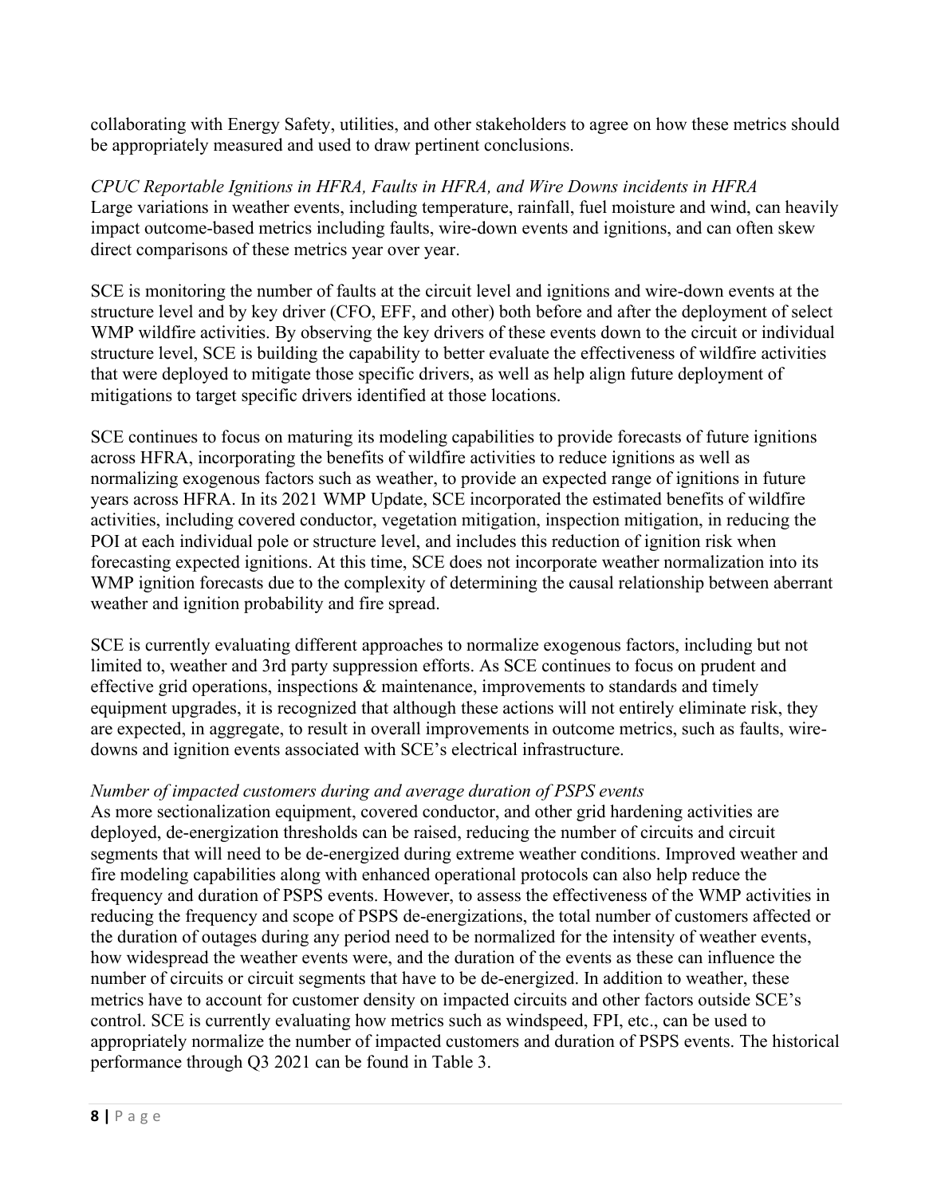collaborating with Energy Safety, utilities, and other stakeholders to agree on how these metrics should be appropriately measured and used to draw pertinent conclusions.

*CPUC Reportable Ignitions in HFRA, Faults in HFRA, and Wire Downs incidents in HFRA*
Large variations in weather events, including temperature, rainfall, fuel moisture and wind, can heavily impact outcome-based metrics including faults, wire-down events and ignitions, and can often skew direct comparisons of these metrics year over year.

SCE is monitoring the number of faults at the circuit level and ignitions and wire-down events at the structure level and by key driver (CFO, EFF, and other) both before and after the deployment of select WMP wildfire activities. By observing the key drivers of these events down to the circuit or individual structure level, SCE is building the capability to better evaluate the effectiveness of wildfire activities that were deployed to mitigate those specific drivers, as well as help align future deployment of mitigations to target specific drivers identified at those locations.

SCE continues to focus on maturing its modeling capabilities to provide forecasts of future ignitions across HFRA, incorporating the benefits of wildfire activities to reduce ignitions as well as normalizing exogenous factors such as weather, to provide an expected range of ignitions in future years across HFRA. In its 2021 WMP Update, SCE incorporated the estimated benefits of wildfire activities, including covered conductor, vegetation mitigation, inspection mitigation, in reducing the POI at each individual pole or structure level, and includes this reduction of ignition risk when forecasting expected ignitions. At this time, SCE does not incorporate weather normalization into its WMP ignition forecasts due to the complexity of determining the causal relationship between aberrant weather and ignition probability and fire spread.

SCE is currently evaluating different approaches to normalize exogenous factors, including but not limited to, weather and 3rd party suppression efforts. As SCE continues to focus on prudent and effective grid operations, inspections & maintenance, improvements to standards and timely equipment upgrades, it is recognized that although these actions will not entirely eliminate risk, they are expected, in aggregate, to result in overall improvements in outcome metrics, such as faults, wire-downs and ignition events associated with SCE's electrical infrastructure.

*Number of impacted customers during and average duration of PSPS events*
As more sectionalization equipment, covered conductor, and other grid hardening activities are deployed, de-energization thresholds can be raised, reducing the number of circuits and circuit segments that will need to be de-energized during extreme weather conditions. Improved weather and fire modeling capabilities along with enhanced operational protocols can also help reduce the frequency and duration of PSPS events. However, to assess the effectiveness of the WMP activities in reducing the frequency and scope of PSPS de-energizations, the total number of customers affected or the duration of outages during any period need to be normalized for the intensity of weather events, how widespread the weather events were, and the duration of the events as these can influence the number of circuits or circuit segments that have to be de-energized. In addition to weather, these metrics have to account for customer density on impacted circuits and other factors outside SCE's control. SCE is currently evaluating how metrics such as windspeed, FPI, etc., can be used to appropriately normalize the number of impacted customers and duration of PSPS events. The historical performance through Q3 2021 can be found in Table 3.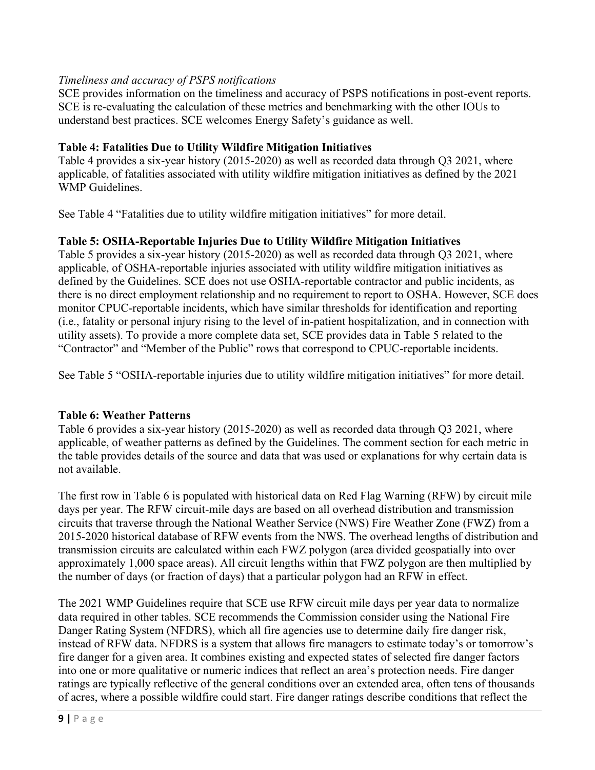*Timeliness and accuracy of PSPS notifications*

SCE provides information on the timeliness and accuracy of PSPS notifications in post-event reports. SCE is re-evaluating the calculation of these metrics and benchmarking with the other IOUs to understand best practices. SCE welcomes Energy Safety's guidance as well.

**Table 4: Fatalities Due to Utility Wildfire Mitigation Initiatives**

Table 4 provides a six-year history (2015-2020) as well as recorded data through Q3 2021, where applicable, of fatalities associated with utility wildfire mitigation initiatives as defined by the 2021 WMP Guidelines.

See Table 4 "Fatalities due to utility wildfire mitigation initiatives" for more detail.

**Table 5: OSHA-Reportable Injuries Due to Utility Wildfire Mitigation Initiatives**

Table 5 provides a six-year history (2015-2020) as well as recorded data through Q3 2021, where applicable, of OSHA-reportable injuries associated with utility wildfire mitigation initiatives as defined by the Guidelines. SCE does not use OSHA-reportable contractor and public incidents, as there is no direct employment relationship and no requirement to report to OSHA. However, SCE does monitor CPUC-reportable incidents, which have similar thresholds for identification and reporting (i.e., fatality or personal injury rising to the level of in-patient hospitalization, and in connection with utility assets). To provide a more complete data set, SCE provides data in Table 5 related to the "Contractor" and "Member of the Public" rows that correspond to CPUC-reportable incidents.

See Table 5 "OSHA-reportable injuries due to utility wildfire mitigation initiatives" for more detail.

**Table 6: Weather Patterns**

Table 6 provides a six-year history (2015-2020) as well as recorded data through Q3 2021, where applicable, of weather patterns as defined by the Guidelines. The comment section for each metric in the table provides details of the source and data that was used or explanations for why certain data is not available.

The first row in Table 6 is populated with historical data on Red Flag Warning (RFW) by circuit mile days per year. The RFW circuit-mile days are based on all overhead distribution and transmission circuits that traverse through the National Weather Service (NWS) Fire Weather Zone (FWZ) from a 2015-2020 historical database of RFW events from the NWS. The overhead lengths of distribution and transmission circuits are calculated within each FWZ polygon (area divided geospatially into over approximately 1,000 space areas). All circuit lengths within that FWZ polygon are then multiplied by the number of days (or fraction of days) that a particular polygon had an RFW in effect.

The 2021 WMP Guidelines require that SCE use RFW circuit mile days per year data to normalize data required in other tables. SCE recommends the Commission consider using the National Fire Danger Rating System (NFDRS), which all fire agencies use to determine daily fire danger risk, instead of RFW data. NFDRS is a system that allows fire managers to estimate today's or tomorrow's fire danger for a given area. It combines existing and expected states of selected fire danger factors into one or more qualitative or numeric indices that reflect an area's protection needs. Fire danger ratings are typically reflective of the general conditions over an extended area, often tens of thousands of acres, where a possible wildfire could start. Fire danger ratings describe conditions that reflect the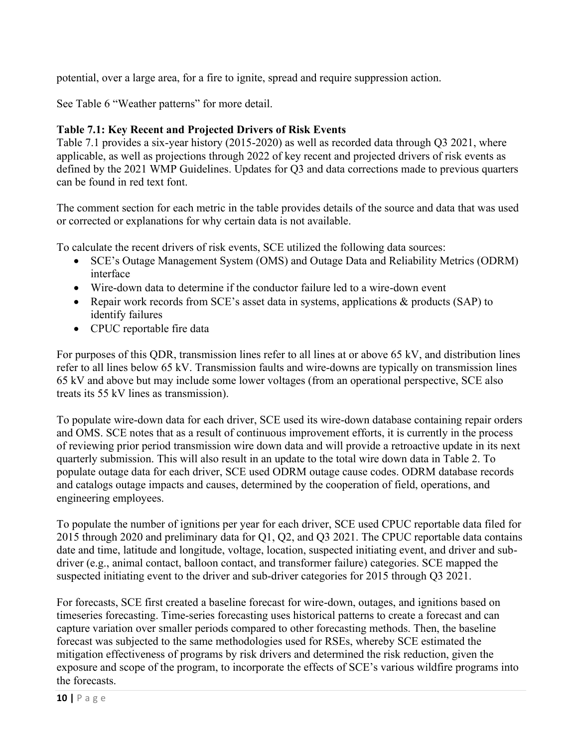potential, over a large area, for a fire to ignite, spread and require suppression action.

See Table 6 “Weather patterns” for more detail.

**Table 7.1: Key Recent and Projected Drivers of Risk Events**

Table 7.1 provides a six-year history (2015-2020) as well as recorded data through Q3 2021, where applicable, as well as projections through 2022 of key recent and projected drivers of risk events as defined by the 2021 WMP Guidelines. Updates for Q3 and data corrections made to previous quarters can be found in red text font.

The comment section for each metric in the table provides details of the source and data that was used or corrected or explanations for why certain data is not available.

To calculate the recent drivers of risk events, SCE utilized the following data sources:

- SCE’s Outage Management System (OMS) and Outage Data and Reliability Metrics (ODRM) interface
- Wire-down data to determine if the conductor failure led to a wire-down event
- Repair work records from SCE’s asset data in systems, applications & products (SAP) to identify failures
- CPUC reportable fire data

For purposes of this QDR, transmission lines refer to all lines at or above 65 kV, and distribution lines refer to all lines below 65 kV. Transmission faults and wire-downs are typically on transmission lines 65 kV and above but may include some lower voltages (from an operational perspective, SCE also treats its 55 kV lines as transmission).

To populate wire-down data for each driver, SCE used its wire-down database containing repair orders and OMS. SCE notes that as a result of continuous improvement efforts, it is currently in the process of reviewing prior period transmission wire down data and will provide a retroactive update in its next quarterly submission. This will also result in an update to the total wire down data in Table 2. To populate outage data for each driver, SCE used ODRM outage cause codes. ODRM database records and catalogs outage impacts and causes, determined by the cooperation of field, operations, and engineering employees.

To populate the number of ignitions per year for each driver, SCE used CPUC reportable data filed for 2015 through 2020 and preliminary data for Q1, Q2, and Q3 2021. The CPUC reportable data contains date and time, latitude and longitude, voltage, location, suspected initiating event, and driver and sub-driver (e.g., animal contact, balloon contact, and transformer failure) categories. SCE mapped the suspected initiating event to the driver and sub-driver categories for 2015 through Q3 2021.

For forecasts, SCE first created a baseline forecast for wire-down, outages, and ignitions based on timeseries forecasting. Time-series forecasting uses historical patterns to create a forecast and can capture variation over smaller periods compared to other forecasting methods. Then, the baseline forecast was subjected to the same methodologies used for RSEs, whereby SCE estimated the mitigation effectiveness of programs by risk drivers and determined the risk reduction, given the exposure and scope of the program, to incorporate the effects of SCE’s various wildfire programs into the forecasts.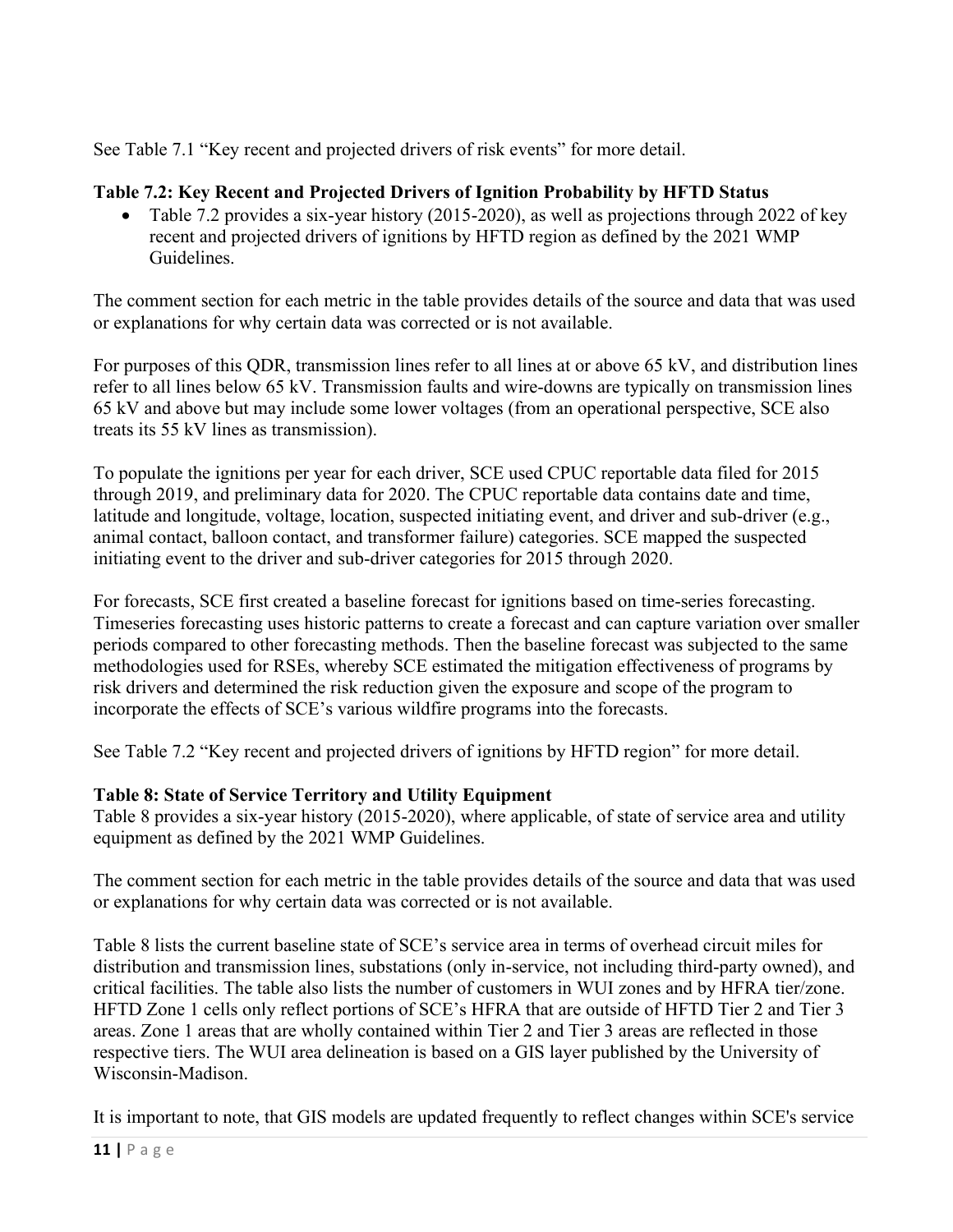See Table 7.1 “Key recent and projected drivers of risk events” for more detail.

**Table 7.2: Key Recent and Projected Drivers of Ignition Probability by HFTD Status**

- Table 7.2 provides a six-year history (2015-2020), as well as projections through 2022 of key recent and projected drivers of ignitions by HFTD region as defined by the 2021 WMP Guidelines.

The comment section for each metric in the table provides details of the source and data that was used or explanations for why certain data was corrected or is not available.

For purposes of this QDR, transmission lines refer to all lines at or above 65 kV, and distribution lines refer to all lines below 65 kV. Transmission faults and wire-downs are typically on transmission lines 65 kV and above but may include some lower voltages (from an operational perspective, SCE also treats its 55 kV lines as transmission).

To populate the ignitions per year for each driver, SCE used CPUC reportable data filed for 2015 through 2019, and preliminary data for 2020. The CPUC reportable data contains date and time, latitude and longitude, voltage, location, suspected initiating event, and driver and sub-driver (e.g., animal contact, balloon contact, and transformer failure) categories. SCE mapped the suspected initiating event to the driver and sub-driver categories for 2015 through 2020.

For forecasts, SCE first created a baseline forecast for ignitions based on time-series forecasting. Timeseries forecasting uses historic patterns to create a forecast and can capture variation over smaller periods compared to other forecasting methods. Then the baseline forecast was subjected to the same methodologies used for RSEs, whereby SCE estimated the mitigation effectiveness of programs by risk drivers and determined the risk reduction given the exposure and scope of the program to incorporate the effects of SCE’s various wildfire programs into the forecasts.

See Table 7.2 “Key recent and projected drivers of ignitions by HFTD region” for more detail.

**Table 8: State of Service Territory and Utility Equipment**

Table 8 provides a six-year history (2015-2020), where applicable, of state of service area and utility equipment as defined by the 2021 WMP Guidelines.

The comment section for each metric in the table provides details of the source and data that was used or explanations for why certain data was corrected or is not available.

Table 8 lists the current baseline state of SCE’s service area in terms of overhead circuit miles for distribution and transmission lines, substations (only in-service, not including third-party owned), and critical facilities. The table also lists the number of customers in WUI zones and by HFRA tier/zone. HFTD Zone 1 cells only reflect portions of SCE’s HFRA that are outside of HFTD Tier 2 and Tier 3 areas. Zone 1 areas that are wholly contained within Tier 2 and Tier 3 areas are reflected in those respective tiers. The WUI area delineation is based on a GIS layer published by the University of Wisconsin-Madison.

It is important to note, that GIS models are updated frequently to reflect changes within SCE's service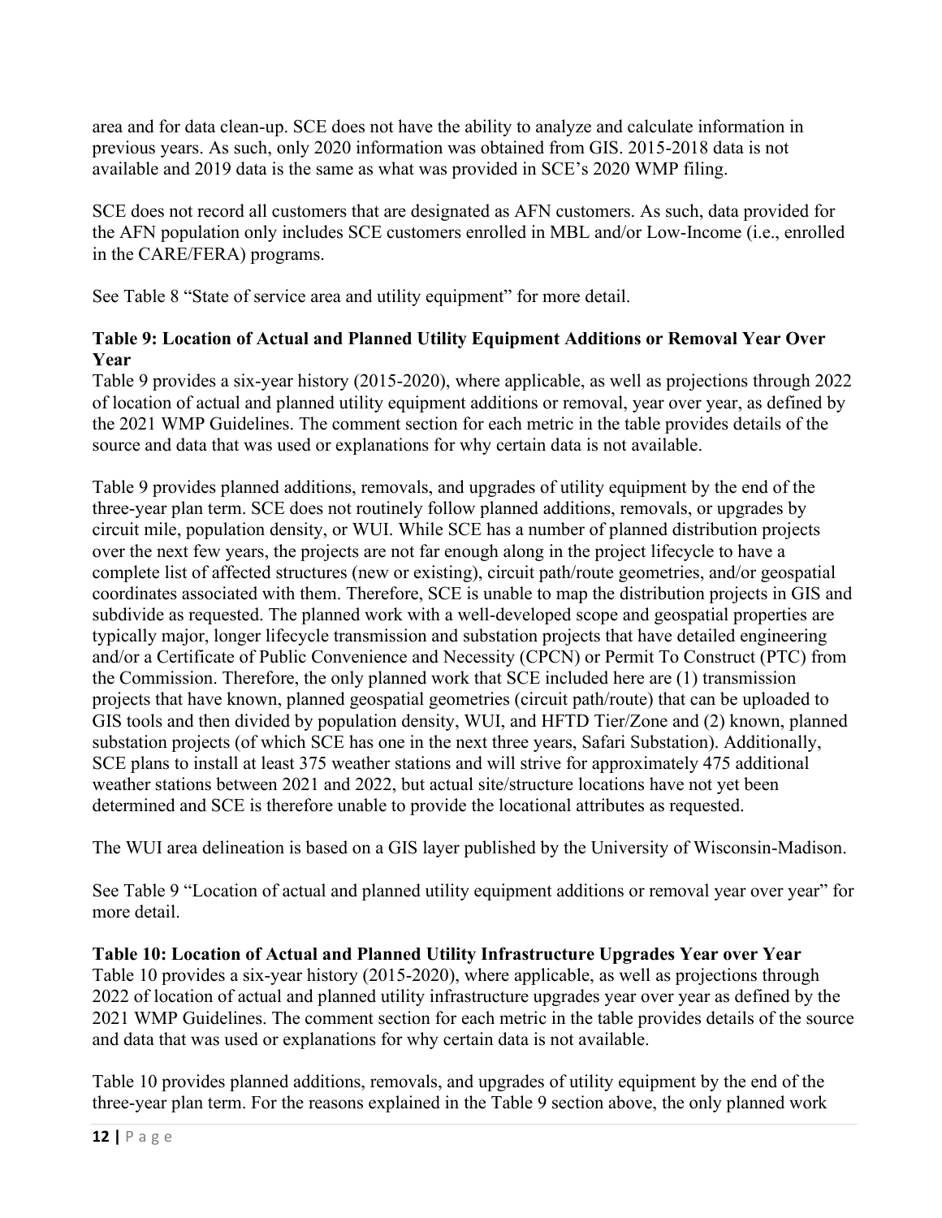area and for data clean-up. SCE does not have the ability to analyze and calculate information in previous years. As such, only 2020 information was obtained from GIS. 2015-2018 data is not available and 2019 data is the same as what was provided in SCE's 2020 WMP filing.

SCE does not record all customers that are designated as AFN customers. As such, data provided for the AFN population only includes SCE customers enrolled in MBL and/or Low-Income (i.e., enrolled in the CARE/FERA) programs.

See Table 8 "State of service area and utility equipment" for more detail.

**Table 9: Location of Actual and Planned Utility Equipment Additions or Removal Year Over Year**

Table 9 provides a six-year history (2015-2020), where applicable, as well as projections through 2022 of location of actual and planned utility equipment additions or removal, year over year, as defined by the 2021 WMP Guidelines. The comment section for each metric in the table provides details of the source and data that was used or explanations for why certain data is not available.

Table 9 provides planned additions, removals, and upgrades of utility equipment by the end of the three-year plan term. SCE does not routinely follow planned additions, removals, or upgrades by circuit mile, population density, or WUI. While SCE has a number of planned distribution projects over the next few years, the projects are not far enough along in the project lifecycle to have a complete list of affected structures (new or existing), circuit path/route geometries, and/or geospatial coordinates associated with them. Therefore, SCE is unable to map the distribution projects in GIS and subdivide as requested. The planned work with a well-developed scope and geospatial properties are typically major, longer lifecycle transmission and substation projects that have detailed engineering and/or a Certificate of Public Convenience and Necessity (CPCN) or Permit To Construct (PTC) from the Commission. Therefore, the only planned work that SCE included here are (1) transmission projects that have known, planned geospatial geometries (circuit path/route) that can be uploaded to GIS tools and then divided by population density, WUI, and HFTD Tier/Zone and (2) known, planned substation projects (of which SCE has one in the next three years, Safari Substation). Additionally, SCE plans to install at least 375 weather stations and will strive for approximately 475 additional weather stations between 2021 and 2022, but actual site/structure locations have not yet been determined and SCE is therefore unable to provide the locational attributes as requested.

The WUI area delineation is based on a GIS layer published by the University of Wisconsin-Madison.

See Table 9 "Location of actual and planned utility equipment additions or removal year over year" for more detail.

**Table 10: Location of Actual and Planned Utility Infrastructure Upgrades Year over Year**

Table 10 provides a six-year history (2015-2020), where applicable, as well as projections through 2022 of location of actual and planned utility infrastructure upgrades year over year as defined by the 2021 WMP Guidelines. The comment section for each metric in the table provides details of the source and data that was used or explanations for why certain data is not available.

Table 10 provides planned additions, removals, and upgrades of utility equipment by the end of the three-year plan term. For the reasons explained in the Table 9 section above, the only planned work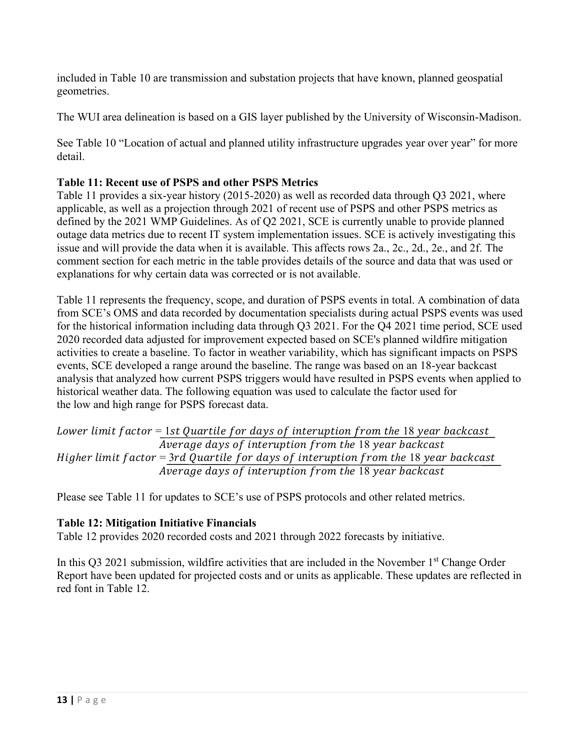included in Table 10 are transmission and substation projects that have known, planned geospatial geometries.

The WUI area delineation is based on a GIS layer published by the University of Wisconsin-Madison.

See Table 10 "Location of actual and planned utility infrastructure upgrades year over year" for more detail.

**Table 11: Recent use of PSPS and other PSPS Metrics**

Table 11 provides a six-year history (2015-2020) as well as recorded data through Q3 2021, where applicable, as well as a projection through 2021 of recent use of PSPS and other PSPS metrics as defined by the 2021 WMP Guidelines. As of Q2 2021, SCE is currently unable to provide planned outage data metrics due to recent IT system implementation issues. SCE is actively investigating this issue and will provide the data when it is available. This affects rows 2a., 2c., 2d., 2e., and 2f. The comment section for each metric in the table provides details of the source and data that was used or explanations for why certain data was corrected or is not available.

Table 11 represents the frequency, scope, and duration of PSPS events in total. A combination of data from SCE's OMS and data recorded by documentation specialists during actual PSPS events was used for the historical information including data through Q3 2021. For the Q4 2021 time period, SCE used 2020 recorded data adjusted for improvement expected based on SCE's planned wildfire mitigation activities to create a baseline. To factor in weather variability, which has significant impacts on PSPS events, SCE developed a range around the baseline. The range was based on an 18-year backcast analysis that analyzed how current PSPS triggers would have resulted in PSPS events when applied to historical weather data. The following equation was used to calculate the factor used for the low and high range for PSPS forecast data.

$$Lower\ limit\ factor = \frac{1st\ Quartile\ for\ days\ of\ interuption\ from\ the\ 18\ year\ backcast}{Average\ days\ of\ interuption\ from\ the\ 18\ year\ backcast}$$

$$Higher\ limit\ factor = \frac{3rd\ Quartile\ for\ days\ of\ interuption\ from\ the\ 18\ year\ backcast}{Average\ days\ of\ interuption\ from\ the\ 18\ year\ backcast}$$

Please see Table 11 for updates to SCE's use of PSPS protocols and other related metrics.

**Table 12: Mitigation Initiative Financials**

Table 12 provides 2020 recorded costs and 2021 through 2022 forecasts by initiative.

In this Q3 2021 submission, wildfire activities that are included in the November 1st Change Order Report have been updated for projected costs and or units as applicable. These updates are reflected in red font in Table 12.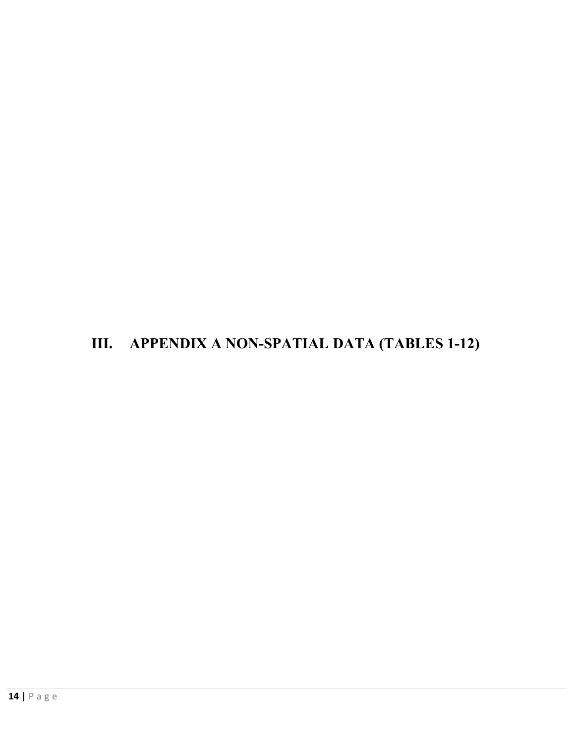# III. APPENDIX A NON-SPATIAL DATA (TABLES 1-12)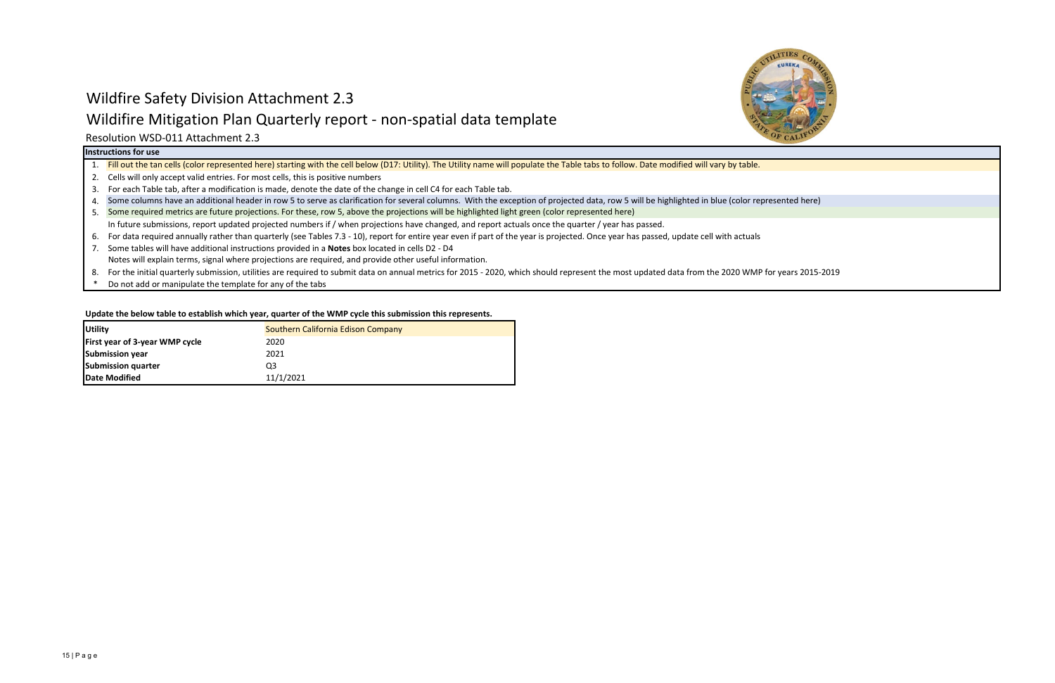# Wildfire Safety Division Attachment 2.3

## Wildfire Mitigation Plan Quarterly report - non-spatial data template

Resolution WSD-011 Attachment 2.3

**Instructions for use**

1. Fill out the tan cells (color represented here) starting with the cell below (D17: Utility). The Utility name will populate the Table tabs to follow. Date modified will vary by table.
2. Cells will only accept valid entries. For most cells, this is positive numbers
3. For each Table tab, after a modification is made, denote the date of the change in cell C4 for each Table tab.
4. Some columns have an additional header in row 5 to serve as clarification for several columns. With the exception of projected data, row 5 will be highlighted in blue (color represented here)
5. Some required metrics are future projections. For these, row 5, above the projections will be highlighted light green (color represented here)
   In future submissions, report updated projected numbers if / when projections have changed, and report actuals once the quarter / year has passed.
6. For data required annually rather than quarterly (see Tables 7.3 - 10), report for entire year even if part of the year is projected. Once year has passed, update cell with actuals
7. Some tables will have additional instructions provided in a **Notes** box located in cells D2 - D4
   Notes will explain terms, signal where projections are required, and provide other useful information.
8. For the initial quarterly submission, utilities are required to submit data on annual metrics for 2015 - 2020, which should represent the most updated data from the 2020 WMP for years 2015-2019

\* Do not add or manipulate the template for any of the tabs

**Update the below table to establish which year, quarter of the WMP cycle this submission this represents.**

| | |
|---|---|
| **Utility** | Southern California Edison Company |
| **First year of 3-year WMP cycle** | 2020 |
| **Submission year** | 2021 |
| **Submission quarter** | Q3 |
| **Date Modified** | 11/1/2021 |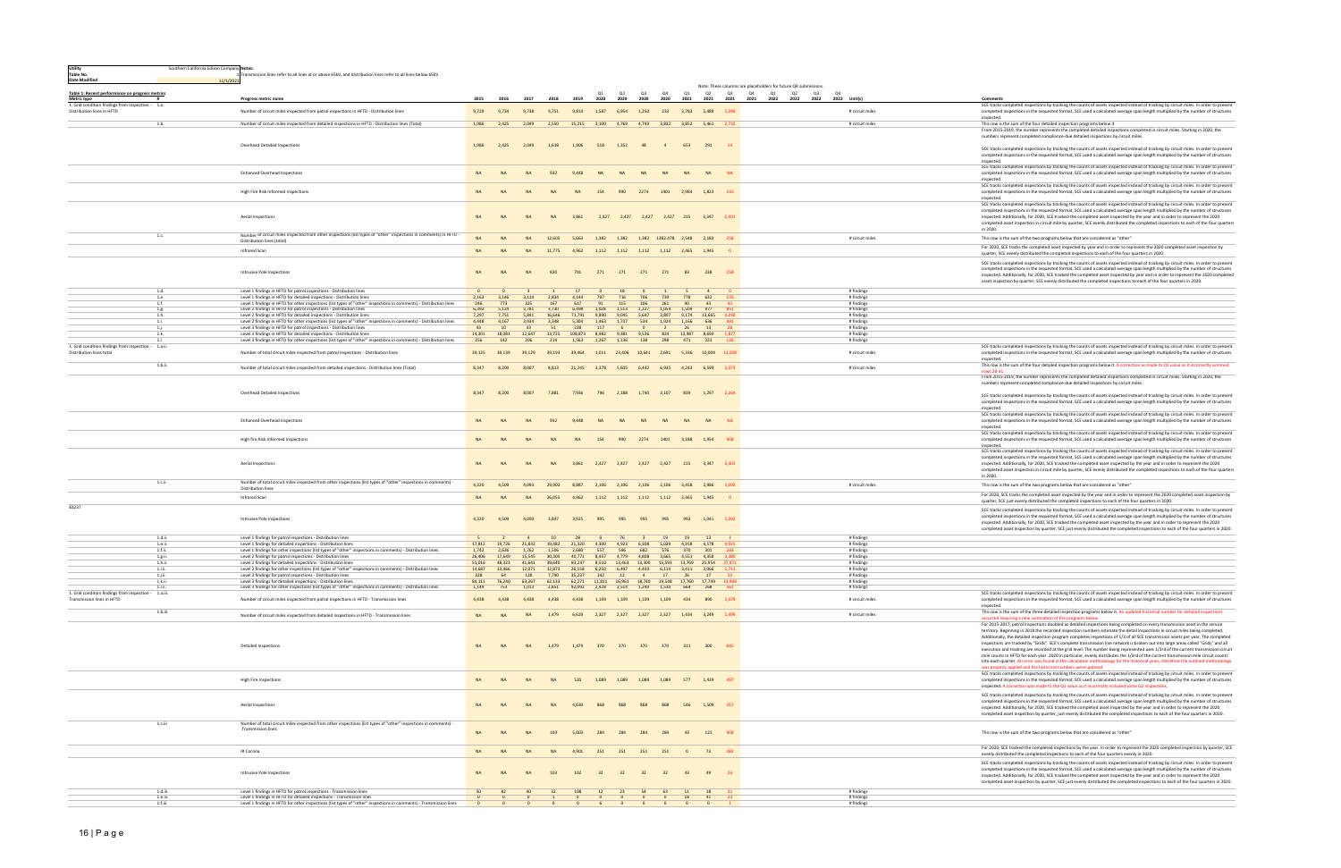**Utility**: Southern California Edison Company
**Table No.**
**Date Modified**: 11/1/2021

**Notes**: Transmission lines refer to all lines at or above 65kV, and distribution lines refer to all lines below 65kV.

Note: These columns are placeholders for future QR submissions.

**Table 1: Recent performance on progress metrics**

| Metric type | # | Progress metric name | 2015 | 2016 | 2017 | 2018 | 2019 | Q1 2020 | Q2 2020 | Q3 2020 | Q4 2020 | Q1 2021 | Q2 2021 | Q3 2021 | Q4 2021 | Q1 2022 | Q2 2022 | Q3 2022 | Q4 2022 | Unit(s) | Comments |
|---|---|---|---|---|---|---|---|---|---|---|---|---|---|---|---|---|---|---|---|---|---|
| 1. Grid condition findings from inspection - Distribution lines in HFTD | 1.a. | Number of circuit miles inspected from patrol inspections in HFTD - Distribution lines | 9,729 | 9,734 | 9,738 | 9,751 | 9,814 | 1,587 | 6,954 | 1,253 | 233 | 3,783 | 5,489 | 1,046 | | | | | | # circuit miles | SCE tracks completed inspections by tracking the counts of assets inspected instead of tracking by circuit miles. In order to present completed inspections in the requested format, SCE used a calculated average span length multiplied by the number of structures inspected. |
| | 1.b. | Number of circuit miles inspected from detailed inspections in HFTD - Distribution lines (Total) | 1,986 | 2,425 | 2,049 | 2,550 | 15,215 | 3,100 | 4,769 | 4,749 | 3,832 | 3,852 | 5,463 | 2,732 | | | | | | # circuit miles | This row is the sum of the four detailed inspection programs below it. |
| | | Overhead Detailed Inspections | 1,986 | 2,425 | 2,049 | 1,618 | 1,906 | 518 | 1,352 | 48 | 4 | 653 | 291 | 14 | | | | | | | From 2015-2019, the numbers represent the completed detailed inspections completed in circuit miles. Starting in 2020, the numbers represent completed compliance-due detailed inspections by circuit miles. SCE tracks completed inspections by tracking the counts of assets inspected instead of tracking by circuit miles. In order to present completed inspections in the requested format, SCE used a calculated average span length multiplied by the number of structures inspected. |
| | | Enhanced Overhead Inspections | NA | NA | NA | 932 | 9,448 | NA | NA | NA | NA | NA | NA | NA | | | | | | | SCE tracks completed inspections by tracking the counts of assets inspected instead of tracking by circuit miles. In order to present completed inspections in the requested format, SCE used a calculated average span length multiplied by the number of structures inspected. |
| | | High Fire Risk Informed Inspections | NA | NA | NA | NA | NA | 154 | 990 | 2274 | 1401 | 2,984 | 1,823 | 316 | | | | | | | SCE tracks completed inspections by tracking the counts of assets inspected instead of tracking by circuit miles. In order to present completed inspections in the requested format, SCE used a calculated average span length multiplied by the number of structures inspected. |
| | | Aerial Inspections | NA | NA | NA | NA | 3,861 | 2,427 | 2,427 | 2,427 | 2,427 | 215 | 3,347 | 2,401 | | | | | | | SCE tracks completed inspections by tracking the counts of assets inspected instead of tracking by circuit miles. In order to present completed inspections in the requested format, SCE used a calculated average span length multiplied by the number of structures inspected. Additionally, for 2020, SCE tracked the completed asset inspected by the year and in order to represent the 2020 completed asset inspection in circuit mile by quarter, SCE evenly distributed the completed inspections to each of the four quarters in 2020. |
| | 1.c. | Number of circuit miles inspected from other inspections (list types of "other" inspections in comments) in HFTD - Distribution lines (total) | NA | NA | NA | 12,605 | 5,663 | 1,382 | 1,382 | 1,382 | 1382.478 | 2,548 | 2,183 | 258 | | | | | | # circuit miles | This row is the sum of the two programs below that are considered as "other" |
| | | Infrared Scan | NA | NA | NA | 11,775 | 4,962 | 1,112 | 1,112 | 1,112 | 1,112 | 2,465 | 1,945 | 0 | | | | | | | For 2020, SCE tracks the completed asset inspected by year and in order to represent the 2020 completed asset inspection by quarter, SCE evenly distributed the completed inspections to each of the four quarters in 2020. |
| | | Intrusive Pole Inspections | NA | NA | NA | 830 | 701 | 271 | 271 | 271 | 271 | 83 | 238 | 258 | | | | | | | SCE tracks completed inspections by tracking the counts of assets inspected instead of tracking by circuit miles. In order to present completed inspections in the requested format, SCE used a calculated average span length multiplied by the number of structures inspected. Additionally, for 2020, SCE tracked the completed asset inspected by the year and in order to represent the 2020 completed asset inspection by quarter, SCE evenly distributed the completed inspections to each of the four quarters in 2020. |
| | 1.d. | Level 1 findings in HFTD for patrol inspections - Distribution lines | 0 | 0 | 3 | 1 | 17 | 0 | 18 | 0 | 1 | 5 | 4 | 0 | | | | | | # findings | |
| | 1.e. | Level 1 findings in HFTD for detailed inspections - Distribution lines | 2,163 | 3,146 | 3,114 | 2,834 | 4,144 | 797 | 736 | 706 | 739 | 778 | 632 | 176 | | | | | | # findings | |
| | 1.f. | Level 1 findings in HFTD for other inspections (list types of "other" inspections in comments) - Distribution lines | 246 | 773 | 325 | 167 | 617 | 91 | 115 | 306 | 261 | 90 | 83 | 41 | | | | | | # findings | |
| | 1.g. | Level 2 findings in HFTD for patrol inspections - Distribution lines | 6,092 | 5,124 | 4,781 | 4,740 | 6,498 | 1,628 | 1,513 | 1,227 | 1,064 | 1,549 | 977 | 453 | | | | | | # findings | |
| | 1.h. | Level 2 findings in HFTD for detailed inspections - Distribution lines | 7,297 | 7,751 | 5,881 | 16,646 | 71,791 | 9,890 | 9,095 | 5,647 | 3,807 | 9,174 | 13,665 | 4,250 | | | | | | # findings | |
| | 1.i. | Level 2 findings in HFTD for other inspections (list types of "other" inspections in comments) - Distribution lines | 4,448 | 4,167 | 3,934 | 3,348 | 5,389 | 1,463 | 1,737 | 534 | 1,924 | 1,166 | 646 | 491 | | | | | | # findings | |
| | 1.j. | Level 3 findings in HFTD for patrol inspections - Distribution lines | 43 | 10 | 33 | 51 | 228 | 117 | 6 | 0 | 2 | 26 | 13 | 24 | | | | | | # findings | |
| | 1.k. | Level 3 findings in HFTD for detailed inspections - Distribution lines | 14,301 | 18,081 | 12,647 | 13,725 | 109,873 | 8,982 | 9,381 | 9,536 | 824 | 13,987 | 8,690 | 1,877 | | | | | | # findings | |
| | 1.l. | Level 3 findings in HFTD for other inspections (list types of "other" inspections in comments) - Distribution lines | 256 | 142 | 206 | 214 | 1,563 | 1,267 | 1,136 | 138 | 298 | 471 | 223 | 126 | | | | | | # findings | |
| 1. Grid condition findings from inspection - Distribution lines total | 1.a.ii. | Number of total circuit miles inspected from patrol inspections - Distribution lines | 38,325 | 38,539 | 39,129 | 39,193 | 39,464 | 1,011 | 23,406 | 10,641 | 2,691 | 5,336 | 10,004 | 12,200 | | | | | | # circuit miles | SCE tracks completed inspections by tracking the counts of assets inspected instead of tracking by circuit miles. In order to present completed inspections in the requested format, SCE used a calculated average span length multiplied by the number of structures inspected. |
| | 1.b.ii. | Number of total circuit miles inspected from detailed inspections - Distribution lines (Total) | 8,347 | 8,200 | 8,007 | 8,813 | 21,245 | 3,378 | 5,605 | 6,442 | 6,935 | 4,243 | 6,599 | 5,073 | | | | | | # circuit miles | This row is the sum of the four detailed inspection programs below it. A correction was made to Q1 value as it incorrectly summed rows 28-31. |
| | | Overhead Detailed Inspections | 8,347 | 8,200 | 8,007 | 7,881 | 7,936 | 796 | 2,188 | 1,740 | 3,107 | 839 | 1,297 | 2,264 | | | | | | | From 2015-2019, the numbers represent the completed detailed inspections completed in circuit miles. Starting in 2020, the numbers represent completed compliance-due detailed inspections by circuit miles. SCE tracks completed inspections by tracking the counts of assets inspected instead of tracking by circuit miles. In order to present completed inspections in the requested format, SCE used a calculated average span length multiplied by the number of structures inspected. |
| | | Enhanced Overhead Inspections | NA | NA | NA | 932 | 9,448 | NA | NA | NA | NA | NA | NA | NA | | | | | | | SCE tracks completed inspections by tracking the counts of assets inspected instead of tracking by circuit miles. In order to present completed inspections in the requested format, SCE used a calculated average span length multiplied by the number of structures inspected. |
| | | High Fire Risk Informed Inspections | NA | NA | NA | NA | NA | 154 | 990 | 2274 | 1401 | 3,188 | 1,954 | 408 | | | | | | | SCE tracks completed inspections by tracking the counts of assets inspected instead of tracking by circuit miles. In order to present completed inspections in the requested format, SCE used a calculated average span length multiplied by the number of structures inspected. |
| | | Aerial Inspections | NA | NA | NA | NA | 3,861 | 2,427 | 2,427 | 2,427 | 2,427 | 215 | 3,347 | 2,401 | | | | | | | SCE tracks completed inspections by tracking the counts of assets inspected instead of tracking by circuit miles. In order to present completed inspections in the requested format, SCE used a calculated average span length multiplied by the number of structures inspected. Additionally, for 2020, SCE tracked the completed asset inspected by the year and in order to represent the 2020 completed asset inspection in circuit mile by quarter, SCE evenly distributed the completed inspections to each of the four quarters in 2020. |
| | 1.c.ii. | Number of total circuit miles inspected from other inspections (list types of "other" inspections in comments) - Distribution lines | 4,320 | 4,509 | 4,093 | 29,902 | 8,887 | 2,106 | 2,106 | 2,106 | 2,106 | 3,458 | 2,986 | 1,092 | | | | | | # circuit miles | This row is the sum of the two programs below that are considered as "other" |
| | | Infrared Scan | NA | NA | NA | 26,055 | 4,962 | 1,112 | 1,112 | 1,112 | 1,112 | 2,465 | 1,945 | 0 | | | | | | | For 2020, SCE tracks the completed asset inspected by the year and in order to represent the 2020 completed asset inspection by quarter, SCE just evenly distributed the completed inspections to each of the four quarters in 2020. |
| 93237 | | Intrusive Pole Inspections | 4,320 | 4,509 | 4,093 | 3,847 | 3,925 | 995 | 995 | 995 | 995 | 993 | 1,041 | 1,092 | | | | | | | SCE tracks completed inspections by tracking the counts of assets inspected instead of tracking by circuit miles. In order to present completed inspections in the requested format, SCE used a calculated average span length multiplied by the number of structures inspected. Additionally, for 2020, SCE tracked the completed asset inspected by the year and in order to represent the 2020 completed asset inspection by quarter, SCE just evenly distributed the completed inspections to each of the four quarters in 2020. |
| | 1.d.ii. | Level 1 findings for patrol inspections - Distribution lines | 5 | 2 | 4 | 10 | 28 | 0 | 76 | 3 | 19 | 19 | 13 | 1 | | | | | | # findings | |
| | 1.e.ii. | Level 1 findings for detailed inspections - Distribution lines | 17,812 | 19,726 | 21,832 | 19,482 | 21,320 | 4,300 | 4,923 | 6,308 | 5,039 | 4,918 | 4,578 | 4,921 | | | | | | # findings | |
| | 1.f.ii. | Level 1 findings for other inspections (list types of "other" inspections in comments) - Distribution lines | 1,742 | 2,636 | 1,762 | 1,506 | 2,680 | 557 | 586 | 682 | 576 | 370 | 301 | 264 | | | | | | # findings | |
| | 1.g.ii. | Level 2 findings for patrol inspections - Distribution lines | 26,406 | 17,649 | 15,545 | 30,305 | 40,771 | 8,457 | 4,779 | 4,808 | 3,665 | 4,551 | 4,358 | 3,385 | | | | | | # findings | |
| | 1.h.ii. | Level 2 findings for detailed inspections - Distribution lines | 51,016 | 48,323 | 41,641 | 39,640 | 83,237 | 8,510 | 13,463 | 10,300 | 15,593 | 13,769 | 25,854 | 27,971 | | | | | | # findings | |
| | 1.i.ii. | Level 2 findings for other inspections (list types of "other" inspections in comments) - Distribution lines | 14,687 | 14,466 | 12,071 | 12,873 | 26,158 | 6,250 | 6,497 | 4,403 | 6,114 | 3,411 | 2,964 | 1,711 | | | | | | # findings | |
| | 1.j.ii. | Level 3 findings for patrol inspections - Distribution lines | 328 | 64 | 128 | 7,790 | 35,237 | 142 | 12 | 4 | 17 | 26 | 17 | 33 | | | | | | # findings | |
| | 1.k.ii. | Level 3 findings for detailed inspections - Distribution lines | 84,311 | 76,290 | 63,267 | 62,133 | 62,271 | 11,811 | 16,961 | 18,740 | 19,548 | 17,760 | 17,749 | 19,940 | | | | | | # findings | |
| | 1.l.ii. | Level 3 findings for other inspections (list types of "other" inspections in comments) - Distribution lines | 1,149 | 753 | 1,053 | 2,661 | 92,092 | 2,426 | 2,514 | 1,290 | 1,510 | 664 | 268 | 361 | | | | | | # findings | |
| 1. Grid condition findings from inspection - Transmission lines in HFTD | 1.a.iii. | Number of circuit miles inspected from patrol inspections in HFTD - Transmission lines | 4,438 | 4,438 | 4,438 | 4,438 | 4,438 | 1,109 | 1,109 | 1,109 | 1,109 | 434 | 890 | 1,479 | | | | | | # circuit miles | SCE tracks completed inspections by tracking the counts of assets inspected instead of tracking by circuit miles. In order to present completed inspections in the requested format, SCE used a calculated average span length multiplied by the number of structures inspected. |
| | 1.b.iii. | Number of circuit miles inspected from detailed inspections in HFTD - Transmission lines | NA | NA | NA | 1,479 | 6,629 | 2,327 | 2,327 | 2,327 | 2,327 | 1,434 | 3,249 | 1,499 | | | | | | # circuit miles | This row is the sum of the three detailed inspection programs below it. An updated historical number for detailed inspections occurred requiring a new summation of the programs below. |
| | | Detailed Inspections | NA | NA | NA | 1,479 | 1,479 | 370 | 370 | 370 | 370 | 311 | 300 | 605 | | | | | | | For 2015-2017, inspection protocols doubled as detailed inspections being completed on every transmission asset in the service territory. Beginning in 2018 the recorded inspection numbers estimate the detail inspections in circuit miles being completed. Additionally, the detailed inspection program completes inspections of 1/3 of all SCE transmission assets per year. The completed inspections are tracked by "Grids". SCE's complete transmission line network is broken out into large areas called "Grids" and all execution and tracking are recorded at the grid level. The number being represented uses 1/3rd of the current transmission circuit mile counts in HFTD for each year. 2020 in particular, evenly distributes the 1/3rd of the current transmission mile circuit counts into each quarter. An error was found in the calculation methodology for the historical years, therefore the outlined methodology was properly applied and the historical numbers were updated. |
| | | High Fire Inspections | NA | NA | NA | NA | 520 | 1,089 | 1,089 | 1,089 | 1,089 | 577 | 1,439 | 497 | | | | | | | SCE tracks completed inspections by tracking the counts of assets inspected instead of tracking by circuit miles. In order to present completed inspections in the requested format, SCE used a calculated average span length multiplied by the number of structures inspected. A correction was made to the Q1 value as it incorrectly included some Q2 inspections. |
| | | Aerial Inspections | NA | NA | NA | NA | 4,630 | 868 | 868 | 868 | 868 | 546 | 1,509 | 357 | | | | | | | SCE tracks completed inspections by tracking the counts of assets inspected instead of tracking by circuit miles. In order to present completed inspections in the requested format, SCE used a calculated average span length multiplied by the number of structures inspected. Additionally, for 2020, SCE tracked the completed asset inspected by the year and in order to represent the 2020 completed asset inspection by quarter, SCE just evenly distributed the completed inspections to each of the four quarters in 2020. |
| | 1.c.iii. | Number of total circuit miles inspected from other inspections (list types of "other" inspections in comments) - Transmission lines | NA | NA | NA | 103 | 5,003 | 284 | 284 | 284 | 284 | 43 | 121 | 408 | | | | | | | This row is the sum of the two programs below that are considered as "other" |
| | | IR Corona | NA | NA | NA | NA | 4,901 | 251 | 251 | 251 | 251 | 0 | 73 | 382 | | | | | | | For 2020, SCE tracked the completed inspections by the year. In order to represent the 2020 completed inspection by quarter, SCE evenly distributed the completed inspections to each of the four quarters evenly in 2020. |
| | | Intrusive Pole Inspections | NA | NA | NA | 103 | 102 | 32 | 32 | 32 | 32 | 43 | 49 | 26 | | | | | | | SCE tracks completed inspections by tracking the counts of assets inspected instead of tracking by circuit miles. In order to present completed inspections in the requested format, SCE used a calculated average span length multiplied by the number of structures inspected. Additionally, for 2020, SCE tracked the completed asset inspected by the year and in order to represent the 2020 completed asset inspection by quarter, SCE just evenly distributed the completed inspections to each of the four quarters in 2020. |
| | 1.d.iii. | Level 1 findings in HFTD for patrol inspections - Transmission lines | 10 | 82 | 40 | 32 | 108 | 12 | 23 | 54 | 63 | 11 | 18 | 21 | | | | | | # findings | |
| | 1.e.iii. | Level 1 findings in HFTD for detailed inspections - Transmission lines | 0 | 0 | 0 | 1 | 0 | 0 | 0 | 0 | 0 | 18 | 41 | 24 | | | | | | # findings | |
| | 1.f.iii. | Level 1 findings in HFTD for other inspections (list types of "other" inspections in comments) - Transmission lines | 0 | 0 | 0 | 0 | 0 | 6 | 0 | 0 | 0 | 0 | 0 | 1 | | | | | | # findings | |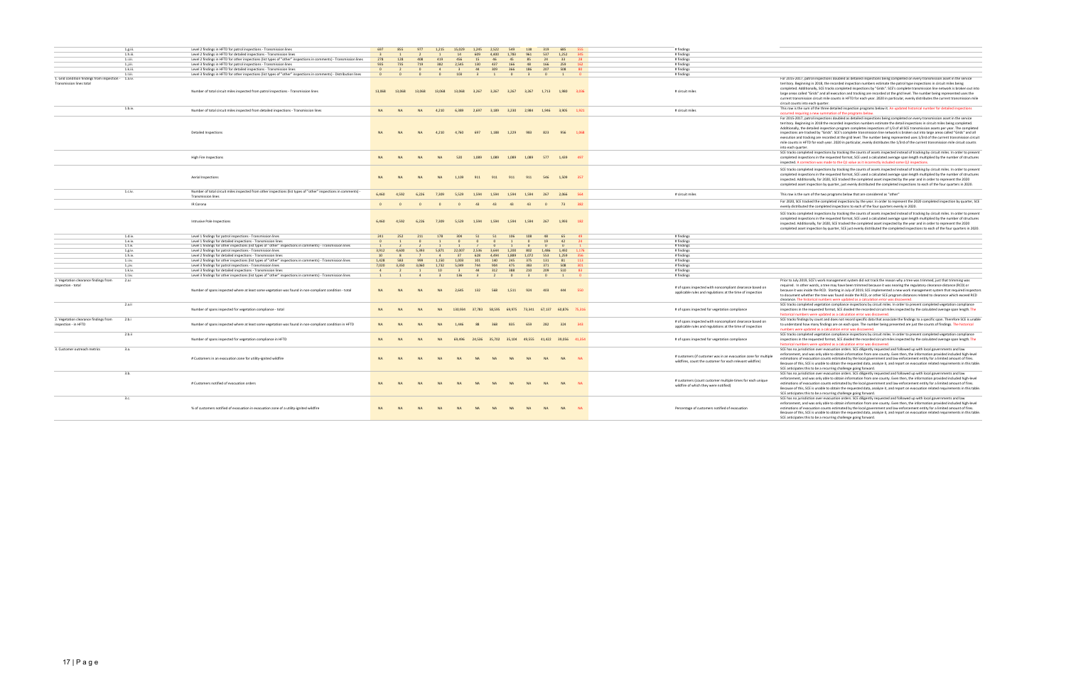| | | | | | | | | | | | | | | | | |
|---|---|---|---|---|---|---|---|---|---|---|---|---|---|---|---|---|
| | 1.g.ii. | Level 2 findings in HFTD for patrol inspections - Transmission lines | 697 | 855 | 977 | 1,235 | 15,029 | 1,245 | 2,522 | 549 | 138 | 319 | 685 | 555 | | # findings | |
| | 1.h.ii. | Level 2 findings in HFTD for detailed inspections - Transmission lines | 3 | 1 | 2 | 1 | 14 | 609 | 4,480 | 1,780 | 961 | 537 | 1,252 | 305 | | # findings | |
| | 1.i.ii. | Level 2 findings in HFTD for other inspections (list types of "other" inspections in comments) - Transmission lines | 278 | 128 | 408 | 419 | 456 | 15 | 46 | 45 | 85 | 24 | 33 | 28 | | # findings | |
| | 1.j.ii. | Level 3 findings in HFTD for patrol inspections - Transmission lines | 935 | 735 | 719 | 382 | 2,545 | 130 | 437 | 166 | 48 | 166 | 259 | 162 | | # findings | |
| | 1.k.ii. | Level 3 findings in HFTD for detailed inspections - Transmission lines | 0 | 2 | 0 | 4 | 3 | 44 | 309 | 366 | 186 | 207 | 508 | 82 | | # findings | |
| | 1.l.ii. | Level 3 findings in HFTD for other inspections (list types of "other" inspections in comments) - Distribution lines | 0 | 0 | 0 | 0 | 103 | 3 | 1 | 0 | 3 | 0 | 1 | 0 | | # findings | |
| 1. Grid condition findings from inspection - Transmission lines total | 1.a.iv. | Number of total circuit miles inspected from patrol inspections - Transmission lines | 13,068 | 13,068 | 13,068 | 13,068 | 13,068 | 3,267 | 3,267 | 3,267 | 3,267 | 1,713 | 1,980 | 4,036 | | # circuit miles | For 2015-2017, patrol inspections doubled as detailed inspections being completed on every transmission asset in the service territory. Beginning in 2018, the recorded inspection numbers estimate the patrol type inspections in circuit miles being completed. Additionally, SCE tracks completed inspections by "Grids". SCE's complete transmission line network is broken out into large areas called "Grids" and all execution and tracking are recorded at the grid level. The number being represented uses the current transmission circuit mile counts in HFTD for each year. 2020 in particular, evenly distributes the current transmission mile circuit counts into each quarter. |
| | 1.b.iv. | Number of total circuit miles inspected from detailed inspections - Transmission lines | NA | NA | NA | 4,210 | 6,389 | 2,697 | 3,189 | 3,230 | 2,984 | 1,946 | 3,905 | 1,921 | | # circuit miles | This row is the sum of the three detailed inspection programs below it. An updated historical number for detailed inspections occurred requiring a new summation of the programs below. |
| | | Detailed Inspections | NA | NA | NA | 4,210 | 4,760 | 697 | 1,188 | 1,229 | 983 | 823 | 956 | 1,368 | | | For 2015-2017, patrol inspections doubled as detailed inspections being completed on every transmission asset in the service territory. Beginning in 2018 the recorded inspection numbers estimate the detail inspections in circuit miles being completed. Additionally, the detailed inspection program completes inspections of 1/3 of all SCE transmission assets per year. The completed inspections are tracked by "Grids". SCE's complete transmission line network is broken out into large areas called "Grids" and all execution and tracking are recorded at the grid level. The number being represented uses 1/3rd of the current transmission circuit mile counts in HFTD for each year. 2020 in particular, evenly distributes the 1/3rd of the current transmission mile circuit counts into each quarter. |
| | | High Fire Inspections | NA | NA | NA | NA | 520 | 1,089 | 1,089 | 1,089 | 1,089 | 577 | 1,439 | 397 | | | SCE tracks completed inspections by tracking the counts of assets inspected instead of tracking by circuit miles. In order to present completed inspections in the requested format, SCE used a calculated average span length multiplied by the number of structures inspected. A correction was made to the Q1 value as it incorrectly included some Q2 inspections. |
| | | Aerial Inspections | NA | NA | NA | NA | 1,109 | 911 | 911 | 911 | 911 | 546 | 1,509 | 357 | | | SCE tracks completed inspections by tracking the counts of assets inspected instead of tracking by circuit miles. In order to present completed inspections in the requested format, SCE used a calculated average span length multiplied by the number of structures inspected. Additionally, for 2020, SCE tracked the completed asset inspected by the year and in order to represent the 2020 completed asset inspection by quarter, just evenly distributed the completed inspections to each of the four quarters in 2020. |
| | 1.c.iv. | Number of total circuit miles inspected from other inspections (list types of "other" inspections in comments) - Transmission lines | 6,460 | 4,592 | 6,226 | 7,309 | 5,529 | 1,594 | 1,594 | 1,594 | 1,594 | 267 | 2,066 | 564 | | # circuit miles | This row is the sum of the two programs below that are considered as "other" |
| | | IR Corona | 0 | 0 | 0 | 0 | 0 | 43 | 43 | 43 | 43 | 0 | 73 | 382 | | | For 2020, SCE tracked the completed inspections by the year. In order to represent the 2020 completed inspection by quarter, SCE evenly distributed the completed inspections to each of the four quarters evenly in 2020. |
| | | Intrusive Pole Inspections | 6,460 | 4,592 | 6,226 | 7,309 | 5,529 | 1,594 | 1,594 | 1,594 | 1,594 | 267 | 1,993 | 182 | | | SCE tracks completed inspections by tracking the counts of assets inspected instead of tracking by circuit miles. In order to present completed inspections in the requested format, SCE used a calculated average span length multiplied by the number of structures inspected. Additionally, for 2020, SCE tracked the completed asset inspected by the year and in order to represent the 2020 completed asset inspection by quarter, SCE just evenly distributed the completed inspections to each of the four quarters in 2020. |
| | 1.d.iii. | Level 1 findings for patrol inspections - Transmission lines | 241 | 252 | 211 | 178 | 309 | 51 | 51 | 106 | 108 | 48 | 65 | 49 | | # findings | |
| | 1.e.iii. | Level 1 findings for detailed inspections - Transmission lines | 0 | 1 | 0 | 1 | 0 | 0 | 0 | 1 | 0 | 19 | 82 | 29 | | # findings | |
| | 1.f.iii. | Level 1 findings for other inspections (list types of "other" inspections in comments) - Transmission lines | 1 | 2 | 2 | 1 | 1 | 7 | 0 | 1 | 0 | 0 | 0 | 3 | | # findings | |
| | 1.g.iv. | Level 2 findings for patrol inspections - Transmission lines | 3,912 | 4,600 | 5,393 | 5,871 | 22,807 | 2,536 | 3,644 | 1,203 | 802 | 1,486 | 1,492 | 1,176 | | # findings | |
| | 1.h.iii. | Level 2 findings for detailed inspections - Transmission lines | 10 | 8 | 7 | 4 | 37 | 628 | 4,494 | 1,889 | 1,072 | 553 | 1,259 | 356 | | # findings | |
| | 1.i.iv. | Level 2 findings for other inspections (list types of "other" inspections in comments) - Transmission lines | 1,428 | 583 | 999 | 1,150 | 1,004 | 101 | 140 | 245 | 375 | 131 | 81 | 113 | | # findings | |
| | 1.j.iv. | Level 3 findings for patrol inspections - Transmission lines | 7,020 | 3,450 | 3,060 | 1,732 | 5,049 | 744 | 904 | 471 | 363 | 371 | 508 | 401 | | # findings | |
| | 1.k.iv. | Level 3 findings for detailed inspections - Transmission lines | 4 | 2 | 1 | 10 | 3 | 44 | 312 | 388 | 210 | 209 | 510 | 83 | | # findings | |
| | 1.l.iv. | Level 3 findings for other inspections (list types of "other" inspections in comments) - Transmission lines | 1 | 1 | 4 | 3 | 136 | 3 | 2 | 0 | 3 | 0 | 1 | 0 | | # findings | |
| 2. Vegetation clearance findings from inspection - total | 2.a.i | Number of spans inspected where at least some vegetation was found in non-compliant condition - total | NA | NA | NA | NA | 2,645 | 132 | 568 | 1,511 | 939 | 403 | 644 | 550 | | # of spans inspected with noncompliant clearance based on applicable rules and regulations at the time of inspection | Prior to July 2019, SCE's work management system did not track the reason why a tree was trimmed, just that trimming was required. In other words, a tree may have been trimmed because it was nearing the regulatory clearance distance (RCD) or because it was inside the RCD. Starting in July of 2019, SCE implemented a new work management system that required inspectors to document whether the tree was found inside the RCD, or other SCE program distances related to clearance which exceed RCD clearance. The historical numbers were updated as a calculation error was discovered. |
| | 2.a.ii | Number of spans inspected for vegetation compliance - total | NA | NA | NA | NA | 130,934 | 37,783 | 58,595 | 69,975 | 73,341 | 67,137 | 60,876 | 75,316 | | # of spans inspected for vegetation compliance | SCE tracks completed vegetation compliance inspections by circuit miles. In order to present completed vegetation compliance inspections in the requested format, SCE divided the recorded circuit miles inspected by the calculated average span length. The historical numbers were updated as a calculation error was discovered. |
| 2. Vegetation clearance findings from inspection - in HFTD | 2.b.i | Number of spans inspected where at least some vegetation was found in non-compliant condition in HFTD | NA | NA | NA | NA | 1,446 | 88 | 368 | 835 | 659 | 282 | 324 | 353 | | # of spans inspected with noncompliant clearance based on applicable rules and regulations at the time of inspection | SCE tracks findings by count and does not record specific data that associate the findings to a specific span. Therefore SCE is unable to understand how many findings are on each span. The number being presented are just the counts of findings. The historical numbers were updated as a calculation error was discovered. |
| | 2.b.ii | Number of spans inspected for vegetation compliance in HFTD | NA | NA | NA | NA | 69,496 | 24,536 | 35,702 | 35,104 | 49,555 | 41,422 | 39,056 | 41,354 | | # of spans inspected for vegetation compliance | SCE tracks completed vegetation compliance inspections by circuit miles. In order to present completed vegetation compliance inspections in the requested format, SCE divided the recorded circuit miles inspected by the calculated average span length. The historical numbers were updated as a calculation error was discovered. |
| 3. Customer outreach metrics | 3.a. | # Customers in an evacuation zone for utility-ignited wildfire | NA | NA | NA | NA | NA | NA | NA | NA | NA | NA | NA | NA | | # customers (if customer was in an evacuation zone for multiple wildfires, count the customer for each relevant wildfire) | SCE has no jurisdiction over evacuation orders. SCE diligently requested and followed up with local governments and law enforcement, and was only able to obtain information from one county. Even then, the information provided included high-level estimations of evacuation counts estimated by the local government and law enforcement entity for a limited amount of fires. Because of this, SCE is unable to obtain the requested data, analyze it, and report on evacuation related requirements in this table. SCE anticipates this to be a recurring challenge going forward. |
| | 3.b. | # Customers notified of evacuation orders | NA | NA | NA | NA | NA | NA | NA | NA | NA | NA | NA | NA | | # customers (count customer multiple times for each unique wildfire of which they were notified) | SCE has no jurisdiction over evacuation orders. SCE diligently requested and followed up with local governments and law enforcement, and was only able to obtain information from one county. Even then, the information provided included high-level estimations of evacuation counts estimated by the local government and law enforcement entity for a limited amount of fires. Because of this, SCE is unable to obtain the requested data, analyze it, and report on evacuation related requirements in this table. SCE anticipates this to be a recurring challenge going forward. |
| | 3.c. | % of customers notified of evacuation in evacuation zone of a utility-ignited wildfire | NA | NA | NA | NA | NA | NA | NA | NA | NA | NA | NA | NA | | Percentage of customers notified of evacuation | SCE has no jurisdiction over evacuation orders. SCE diligently requested and followed up with local governments and law enforcement, and was only able to obtain information from one county. Even then, the information provided included high-level estimations of evacuation counts estimated by the local government and law enforcement entity for a limited amount of fires. Because of this, SCE is unable to obtain the requested data, analyze it, and report on evacuation related requirements in this table. SCE anticipates this to be a recurring challenge going forward. |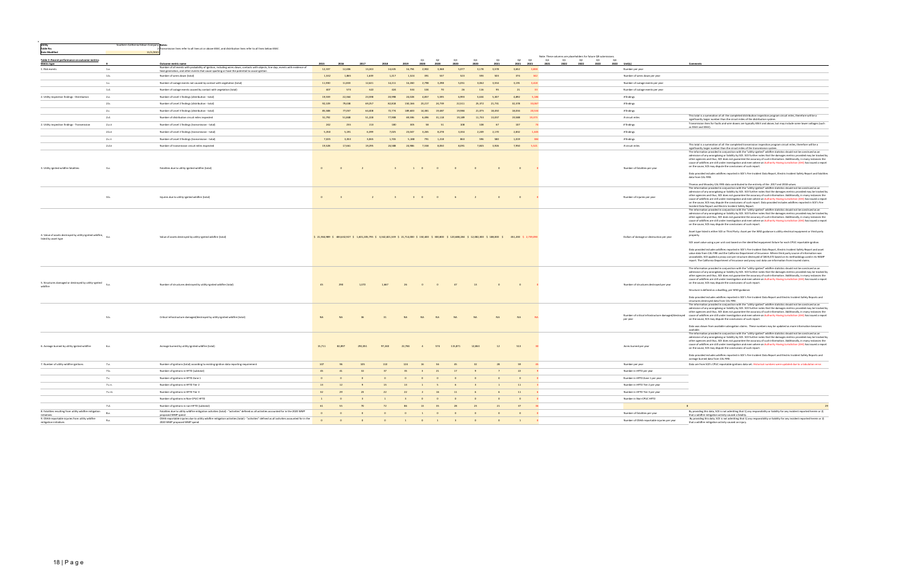| Utility | Southern California Edison Company | Notes: |
|---|---|---|
| Table No. | 2 | Transmission lines refer to all lines at or above 65kV, and distribution lines refer to all lines below 65kV. |
| Date Modified | 11/1/2021 | |

Note: These columns are placeholders for future QR submissions.

**Table 2: Recent performance on outcome metrics**

| Metric type | # | Outcome metric name | 2015 | 2016 | 2017 | 2018 | 2019 | Q1 2020 | Q2 2020 | Q3 2020 | Q4 2020 | Q1 2021 | Q2 2021 | Q3 2021 | Q4 2021 | Q1 2022 | Q2 2022 | Q3 2022 | Q4 2022 | Unit(s) | Comments |
|---|---|---|---|---|---|---|---|---|---|---|---|---|---|---|---|---|---|---|---|---|---|
| 1. Risk events | 1.a. | Number of all events with probability of ignition, including wires down, contacts with objects, line slap, events with evidence of heat generation, and other events that cause sparking or have the potential to cause ignition | 12,337 | 12,436 | 13,243 | 14,635 | 14,794 | 2,902 | 3,368 | 5,077 | 3,178 | 3,578 | 3,652 | 3,859 | | | | | | Number per year | |
| | 1.b. | Number of wires down (total) | 1,592 | 1,883 | 1,699 | 1,217 | 1,524 | 391 | 327 | 323 | 393 | 303 | 373 | 382 | | | | | | Number of wires down per year | |
| | 1.c. | Number of outage events not caused by contact with vegetation (total) | 11,930 | 11,833 | 12,621 | 14,211 | 16,260 | 2,798 | 3,298 | 5,091 | 3,062 | 3,554 | 3,191 | 3,418 | | | | | | Number of outage events per year | |
| | 1.d. | Number of outage events caused by contact with vegetation (total) | 407 | 573 | 622 | 424 | 541 | 134 | 70 | 26 | 116 | 93 | 21 | 23 | | | | | | Number of outage events per year | |
| 2. Utility inspection findings - Distribution | 2.a. | Number of Level 1 findings (distribution - total) | 19,559 | 22,264 | 24,998 | 28,998 | 24,026 | 4,857 | 5,595 | 6,993 | 5,634 | 5,307 | 4,892 | 5,186 | | | | | | # findings | |
| | 2.b. | Number of Level 2 findings (distribution - total) | 92,109 | 79,438 | 69,257 | 92,818 | 150,164 | 23,217 | 24,739 | 22,511 | 25,372 | 21,731 | 32,378 | 33,067 | | | | | | # findings | |
| | 2.c. | Number of Level 3 findings (distribution - total) | 80,388 | 77,037 | 63,408 | 72,774 | 189,603 | 14,381 | 19,497 | 19,986 | 21,075 | 18,350 | 18,026 | 20,548 | | | | | | # findings | |
| | 2.d. | Number of distribution circuit miles inspected | 31,792 | 51,808 | 51,228 | 77,998 | 69,595 | 6,886 | 21,118 | 19,189 | 11,743 | 15,937 | 19,508 | 20,373 | | | | | | # circuit miles | This total is a summation of all the completed distribution inspection program circuit miles, therefore will be a significantly larger number than the circuit miles of the distribution system. |
| 2. Utility inspection findings - Transmission | 2.a.ii | Number of Level 1 findings (transmission - total) | 242 | 255 | 213 | 180 | 305 | 58 | 51 | 108 | 108 | 67 | 107 | 73 | | | | | | # findings | Transmission lines for faults and wire downs are typically 66kV and above, but may include some lower voltages (such as 55kV and 33kV). |
| | 2.b.ii | Number of Level 2 findings (transmission - total) | 5,358 | 5,291 | 6,399 | 7,025 | 23,047 | 3,285 | 8,278 | 3,354 | 2,249 | 2,170 | 2,832 | 1,601 | | | | | | # findings | |
| | 2.c.ii | Number of Level 3 findings (transmission - total) | 7,025 | 3,353 | 3,865 | 1,735 | 5,188 | 791 | 1,218 | 863 | 596 | 580 | 1,019 | 392 | | | | | | # findings | |
| | 2.d.ii | Number of transmission circuit miles inspected | 19,528 | 17,661 | 19,295 | 28,588 | 24,986 | 7,935 | 8,892 | 8,095 | 7,845 | 5,926 | 7,950 | 5,631 | | | | | | # circuit miles | This total is a summation of all the completed transmission inspection program circuit miles, therefore will be a significantly larger number than the circuit miles of the transmission system. |
| 3. Utility-ignited wildfire fatalities | 3.a. | Fatalities due to utility-ignited wildfire (total) | 0 | 0 | 2 | 3 | 1 | 0 | 0 | 0 | 0 | 0 | 0 | 0 | | | | | | Number of fatalities per year | The information provided in conjunction with the "utility-ignited" wildfire statistics should not be construed as an admission of any wrongdoing or liability by SCE. SCE further notes that the damages metrics provided may be tracked by other agencies and thus, SCE does not guarantee the accuracy of such information. Additionally, in many instances the cause of wildfires are still under investigation and even where an Authority Having Jurisdiction (AHJ) has issued a report on the cause, SCE may dispute the conclusions of such report. Data provided includes wildfires reported in SCE's Fire Incident Data Report, Electric Incident Safety Report and fatalities data from CAL FIRE. Thomas and Woolsey CAL FIRE data contributed to the entirety of the 2017 and 2018 values. |
| | 3.b. | Injuries due to utility-ignited wildfire (total) | 0 | 3 | 2 | 3 | 3 | 0 | 0 | 6 | 2 | 0 | 0 | 0 | | | | | | Number of injuries per year | The information provided in conjunction with the "utility-ignited" wildfire statistics should not be construed as an admission of any wrongdoing or liability by SCE. SCE further notes that the damages metrics provided may be tracked by other agencies and thus, SCE does not guarantee the accuracy of such information. Additionally, in many instances the cause of wildfires are still under investigation and even where an Authority Having Jurisdiction (AHJ) has issued a report on the cause, SCE may dispute the conclusions of such report. Data provided includes wildfires reported in SCE's Fire Incident Data Report and Electric Incident Safety Report. |
| 4. Value of assets destroyed by utility-ignited wildfire, listed by asset type | 4.a. | Value of assets destroyed by utility-ignited wildfire (total) | $ 21,904,989 | $ 483,632,927 | $ 1,655,205,795 | $ 3,342,821,559 | $ 11,714,000 | $ 150,400 | $ 380,800 | $ 120,688,284 | $ 12,082,300 | $ 188,000 | $ | 451,200 | $ 2,739,090 | | | | | Dollars of damage or destruction per year | The information provided in conjunction with the "utility-ignited" wildfire statistics should not be construed as an admission of any wrongdoing or liability by SCE. SCE further notes that the damages metrics provided may be tracked by other agencies and thus, SCE does not guarantee the accuracy of such information. Additionally, in many instances the cause of wildfires are still under investigation and even where an Authority Having Jurisdiction (AHJ) has issued a report on the cause, SCE may dispute the conclusions of such report. Asset type listed is either SCE or Third Party. Asset per the WSD guidance is utility electrical equipment or third party property. SCE asset value using a per unit cost based on the identified equipment failure for each CPUC reportable ignition. Data provided includes wildfires reported in SCE's Fire Incident Data Report, Electric Incident Safety Report and asset value data from CAL FIRE and the California Department of Insurance. Where third party source of information was unavailable, SCE applied a proxy cost per structure destroyed of $819,472 based on its methodology used in its RAMP report. The California Department of Insurance and proxy cost data are information from insured claims. |
| 5. Structures damaged or destroyed by utility-ignited wildfire | 5.a. | Number of structures destroyed by utility-ignited wildfire (total) | 45 | 290 | 1,072 | 1,867 | 26 | 0 | 0 | 37 | 13 | 0 | 0 | 0 | | | | | | Number of structures destroyed per year | The information provided in conjunction with the "utility-ignited" wildfire statistics should not be construed as an admission of any wrongdoing or liability by SCE. SCE further notes that the damages metrics provided may be tracked by other agencies and thus, SCE does not guarantee the accuracy of such information. Additionally, in many instances the cause of wildfires are still under investigation and even where an Authority Having Jurisdiction (AHJ) has issued a report on the cause, SCE may dispute the conclusions of such report. Structure is defined as a dwelling, per WSD guidance. Data provided includes wildfires reported in SCE's Fire Incident Data Report and Electric Incident Safety Reports and structures destroyed data from CAL FIRE. |
| | 5.b. | Critical infrastructure damaged/destroyed by utility-ignited wildfire (total) | NA | NA | 36 | 31 | NA | NA | NA | NA | NA | NA | NA | NA | | | | | | Number of critical infrastructure damaged/destroyed per year | The information provided in conjunction with the "utility-ignited" wildfire statistics should not be construed as an admission of any wrongdoing or liability by SCE. SCE further notes that the damages metrics provided may be tracked by other agencies and thus, SCE does not guarantee the accuracy of such information. Additionally, in many instances the cause of wildfires are still under investigation and even where an Authority Having Jurisdiction (AHJ) has issued a report on the cause, SCE may dispute the conclusions of such report. Data was drawn from available subrogation claims. These numbers may be updated as more information becomes available. |
| 6. Acreage burned by utility-ignited wildfire | 6.a. | Acreage burned by utility-ignited wildfire (total) | 15,711 | 82,897 | 292,051 | 97,240 | 22,760 | 4 | 574 | 115,871 | 12,863 | 12 | 513 | 80 | | | | | | Acres burned per year | The information provided in conjunction with the "utility-ignited" wildfire statistics should not be construed as an admission of any wrongdoing or liability by SCE. SCE further notes that the damages metrics provided may be tracked by other agencies and thus, SCE does not guarantee the accuracy of such information. Additionally, in many instances the cause of wildfires are still under investigation and even where an Authority Having Jurisdiction (AHJ) has issued a report on the cause, SCE may dispute the conclusions of such report. Data provided includes wildfires reported in SCE's Fire Incident Data Report and Electric Incident Safety Reports and acreage burned data from CAL FIRE. |
| 7. Number of utility wildfire ignitions | 7.a. | Number of ignitions (total) according to existing ignition data reporting requirement | 107 | 96 | 105 | 110 | 124 | 16 | 56 | 45 | 32 | 28 | 59 | 45 | | | | | | Number per year | Data are from SCE's CPUC reportable ignitions data set. Historical numbers were updated due to a tabulation error. |
| | 7.b. | Number of ignitions in HFTD (subtotal) | 46 | 41 | 32 | 37 | 35 | 3 | 21 | 17 | 9 | 7 | 22 | 9 | | | | | | Number in HFTD per year | |
| | 7.c. | Number of ignitions in HFTD Zone 1 | 0 | 0 | 0 | 0 | 0 | 0 | 0 | 0 | 0 | 0 | 0 | 0 | | | | | | Number in HFTD Zone 1 per year | |
| | 7.c.ii. | Number of ignitions in HFTD Tier 2 | 13 | 12 | 9 | 15 | 13 | 1 | 5 | 6 | 3 | 1 | 11 | 3 | | | | | | Number in HFTD Tier 2 per year | |
| | 7.c.iii. | Number of ignitions in HFTD Tier 3 | 32 | 29 | 23 | 22 | 22 | 2 | 16 | 11 | 6 | 6 | 11 | 6 | | | | | | Number in HFTD Tier 3 per year | |
| | | Number of ignitions in Non-CPUC HFTD | 1 | 0 | 3 | 1 | 3 | 0 | 0 | 0 | 0 | 0 | 0 | 0 | | | | | | Number in Non-CPUC HFTD | |
| | 7.d. | Number of ignitions in non-HFTD (subtotal) | 61 | 55 | 70 | 72 | 86 | 13 | 35 | 28 | 23 | 21 | 37 | 36 | 8 | | | | | | 29 |
| 8. Fatalities resulting from utility wildfire mitigation initiatives | 8.a. | Fatalities due to utility wildfire mitigation activities (total) - "activities" defined as all activities accounted for in the 2020 WMP proposed WMP spend | 0 | 0 | 0 | 0 | 0 | 0 | 1 | 0 | 0 | 0 | 0 | 0 | | | | | | Number of fatalities per year | By providing this data, SCE is not admitting that 1) any responsibility or liability for any incident reported herein or 2) that a wildfire mitigation activity caused a fatality. |
| 9. OSHA-reportable injuries from utility wildfire mitigation initiatives | 9.a. | OSHA-reportable injuries due to utility wildfire mitigation activities (total) - "activities" defined as all activities accounted for in the 2020 WMP proposed WMP spend | 0 | 0 | 0 | 0 | 1 | 0 | 1 | 3 | 0 | 0 | 1 | 0 | | | | | | Number of OSHA-reportable injuries per year | By providing this data, SCE is not admitting that 1) any responsibility or liability for any incident reported herein or 2) that a wildfire mitigation activity caused an injury. |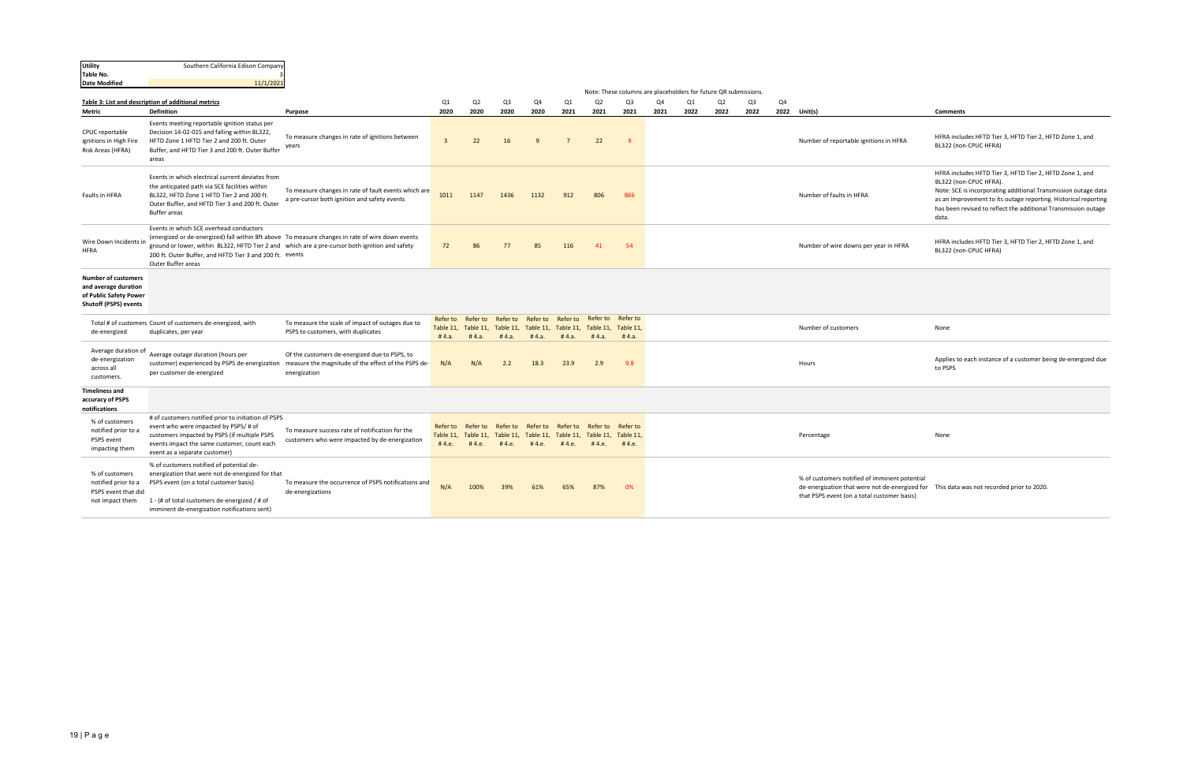| Utility | Southern California Edison Company |
|---|---|
| Table No. | 3 |
| Date Modified | 11/1/2021 |

Note: These columns are placeholders for future QR submissions.

**Table 3: List and description of additional metrics**

| Metric | Definition | Purpose | Q1 2020 | Q2 2020 | Q3 2020 | Q4 2020 | Q1 2021 | Q2 2021 | Q3 2021 | Q4 2021 | Q1 2022 | Q2 2022 | Q3 2022 | Q4 2022 | Unit(s) | Comments |
|---|---|---|---|---|---|---|---|---|---|---|---|---|---|---|---|---|
| CPUC reportable ignitions in High Fire Risk Areas (HFRA) | Events meeting reportable ignition status per Decision 14-02-015 and falling within BL322, HFTD Zone 1 HFTD Tier 2 and 200 ft. Outer Buffer, and HFTD Tier 3 and 200 ft. Outer Buffer areas | To measure changes in rate of ignitions between years | 3 | 22 | 16 | 9 | 7 | 22 | 9 | | | | | | Number of reportable ignitions in HFRA | HFRA includes HFTD Tier 3, HFTD Tier 2, HFTD Zone 1, and BL322 (non-CPUC HFRA) |
| Faults in HFRA | Events in which electrical current deviates from the anticpated path via SCE facilities within BL322, HFTD Zone 1 HFTD Tier 2 and 200 ft. Outer Buffer, and HFTD Tier 3 and 200 ft. Outer Buffer areas | To measure changes in rate of fault events which are a pre-cursor both ignition and safety events | 1011 | 1147 | 1436 | 1132 | 912 | 806 | 866 | | | | | | Number of faults in HFRA | HFRA includes HFTD Tier 3, HFTD Tier 2, HFTD Zone 1, and BL322 (non-CPUC HFRA). Note: SCE is incorporating additional Transmission outage data as an improvement to its outage reporting. Historical reporting has been revised to reflect the additional Transmission outage data. |
| Wire Down Incidents in HFRA | Events in which SCE overhead conductors (energized or de-energized) fall within 8ft above ground or lower, within BL322, HFTD Tier 2 and 200 ft. Outer Buffer, and HFTD Tier 3 and 200 ft. Outer Buffer areas | To measure changes in rate of wire down events which are a pre-cursor both ignition and safety events | 72 | 86 | 77 | 85 | 116 | 41 | 54 | | | | | | Number of wire downs per year in HFRA | HFRA includes HFTD Tier 3, HFTD Tier 2, HFTD Zone 1, and BL322 (non-CPUC HFRA) |
| **Number of customers and average duration of Public Safety Power Shutoff (PSPS) events** | | | | | | | | | | | | | | | | |
| Total # of customers de-energized | Count of customers de-energized, with duplicates, per year | To measure the scale of impact of outages due to PSPS to customers, with duplicates | Refer to Table 11, # 4.a. | Refer to Table 11, # 4.a. | Refer to Table 11, # 4.a. | Refer to Table 11, # 4.a. | Refer to Table 11, # 4.a. | Refer to Table 11, # 4.a. | Refer to Table 11, # 4.a. | | | | | | Number of customers | None |
| Average duration of de-energization across all customers. | Average outage duration (hours per customer) experienced by PSPS de-energization per customer de-energized | Of the customers de-energized due to PSPS, to measure the magnitude of the effect of the PSPS de-energization | N/A | N/A | 2.2 | 18.3 | 23.9 | 2.9 | 9.8 | | | | | | Hours | Applies to each instance of a customer being de-energized due to PSPS |
| **Timeliness and accuracy of PSPS notifications** | | | | | | | | | | | | | | | | |
| % of customers notified prior to a PSPS event impacting them | # of customers notified prior to initiation of PSPS event who were impacted by PSPS/ # of customers impacted by PSPS (if multiple PSPS events impact the same customer, count each event as a separate customer) | To measure success rate of notification for the customers who were impacted by de-energization | Refer to Table 11, # 4.e. | Refer to Table 11, # 4.e. | Refer to Table 11, # 4.e. | Refer to Table 11, # 4.e. | Refer to Table 11, # 4.e. | Refer to Table 11, # 4.e. | Refer to Table 11, # 4.e. | | | | | | Percentage | None |
| % of customers notified prior to a PSPS event that did not impact them | % of customers notified of potential de-energization that were not de-energized for that PSPS event (on a total customer basis)<br>1 - (# of total customers de-energized / # of imminent de-energization notifications sent) | To measure the occurrence of PSPS notifications and de-energizations | N/A | 100% | 39% | 61% | 65% | 87% | 0% | | | | | | % of customers notified of imminent potential de-energization that were not de-energized for that PSPS event (on a total customer basis) | This data was not recorded prior to 2020. |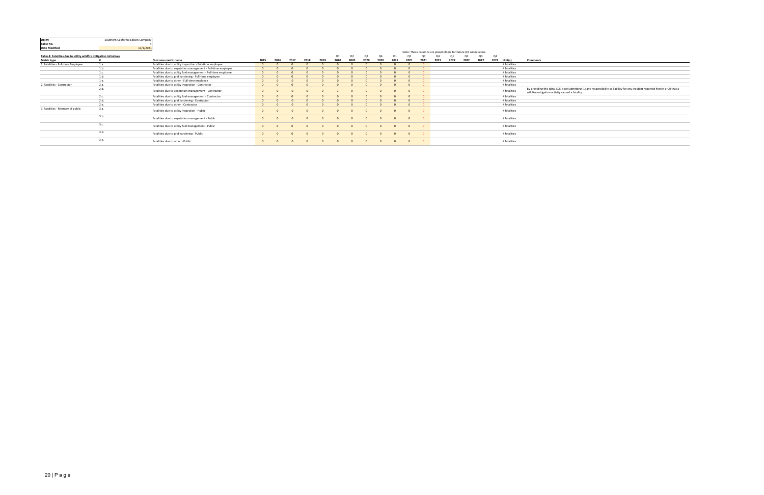| Utility | Southern California Edison Company |
|---|---|
| Table No. | 4 |
| Date Modified | 11/1/2021 |

Note: These columns are placeholders for future QR submissions.

**Table 4: Fatalities due to utility wildfire mitigation initiatives**

| Metric type | # | Outcome metric name | 2015 | 2016 | 2017 | 2018 | 2019 | Q1 2020 | Q2 2020 | Q3 2020 | Q4 2020 | Q1 2021 | Q2 2021 | Q3 2021 | Q4 2021 | Q1 2022 | Q2 2022 | Q3 2022 | Q4 2022 | Unit(s) | Comments |
|---|---|---|---|---|---|---|---|---|---|---|---|---|---|---|---|---|---|---|---|---|---|
| 1. Fatalities - Full-time Employee | 1.a. | Fatalities due to utility inspection - Full-time employee | 0 | 0 | 0 | 0 | 0 | 0 | 0 | 0 | 0 | 0 | 0 | 0 | | | | | | # fatalities | |
| | 1.b. | Fatalities due to vegetation management - Full-time employee | 0 | 0 | 0 | 0 | 0 | 0 | 0 | 0 | 0 | 0 | 0 | 0 | | | | | | # fatalities | |
| | 1.c. | Fatalities due to utility fuel management - Full-time employee | 0 | 0 | 0 | 0 | 0 | 0 | 0 | 0 | 0 | 0 | 0 | 0 | | | | | | # fatalities | |
| | 1.d. | Fatalities due to grid hardening - Full-time employee | 0 | 0 | 0 | 0 | 0 | 0 | 0 | 0 | 0 | 0 | 0 | 0 | | | | | | # fatalities | |
| | 1.e. | Fatalities due to other - Full-time employee | 0 | 0 | 0 | 0 | 0 | 0 | 0 | 0 | 0 | 0 | 0 | 0 | | | | | | # fatalities | |
| 2. Fatalities - Contractor | 2.a. | Fatalities due to utility inspection - Contractor | 0 | 0 | 0 | 0 | 0 | 0 | 0 | 0 | 0 | 0 | 0 | 0 | | | | | | # fatalities | |
| | 2.b. | Fatalities due to vegetation management - Contractor | 0 | 0 | 0 | 0 | 0 | 1 | 0 | 0 | 0 | 0 | 0 | 0 | | | | | | # fatalities | By providing this data, SCE is not admitting: 1) any responsibility or liability for any incident reported herein or 2) that a wildfire mitigation activity caused a fatality. |
| | 2.c. | Fatalities due to utility fuel management - Contractor | 0 | 0 | 0 | 0 | 0 | 0 | 0 | 0 | 0 | 0 | 0 | 0 | | | | | | # fatalities | |
| | 2.d. | Fatalities due to grid hardening - Contractor | 0 | 0 | 0 | 0 | 0 | 0 | 0 | 0 | 0 | 0 | 0 | 0 | | | | | | # fatalities | |
| | 2.e. | Fatalities due to other - Contractor | 0 | 0 | 0 | 0 | 0 | 0 | 0 | 0 | 0 | 0 | 0 | 0 | | | | | | # fatalities | |
| 3. Fatalities - Member of public | 3.a. | Fatalities due to utility inspection - Public | 0 | 0 | 0 | 0 | 0 | 0 | 0 | 0 | 0 | 0 | 0 | 0 | | | | | | # fatalities | |
| | 3.b. | Fatalities due to vegetation management - Public | 0 | 0 | 0 | 0 | 0 | 0 | 0 | 0 | 0 | 0 | 0 | 0 | | | | | | # fatalities | |
| | 3.c. | Fatalities due to utility fuel management - Public | 0 | 0 | 0 | 0 | 0 | 0 | 0 | 0 | 0 | 0 | 0 | 0 | | | | | | # fatalities | |
| | 3.d. | Fatalities due to grid hardening - Public | 0 | 0 | 0 | 0 | 0 | 0 | 0 | 0 | 0 | 0 | 0 | 0 | | | | | | # fatalities | |
| | 3.e. | Fatalities due to other - Public | 0 | 0 | 0 | 0 | 0 | 0 | 0 | 0 | 0 | 0 | 0 | 0 | | | | | | # fatalities | |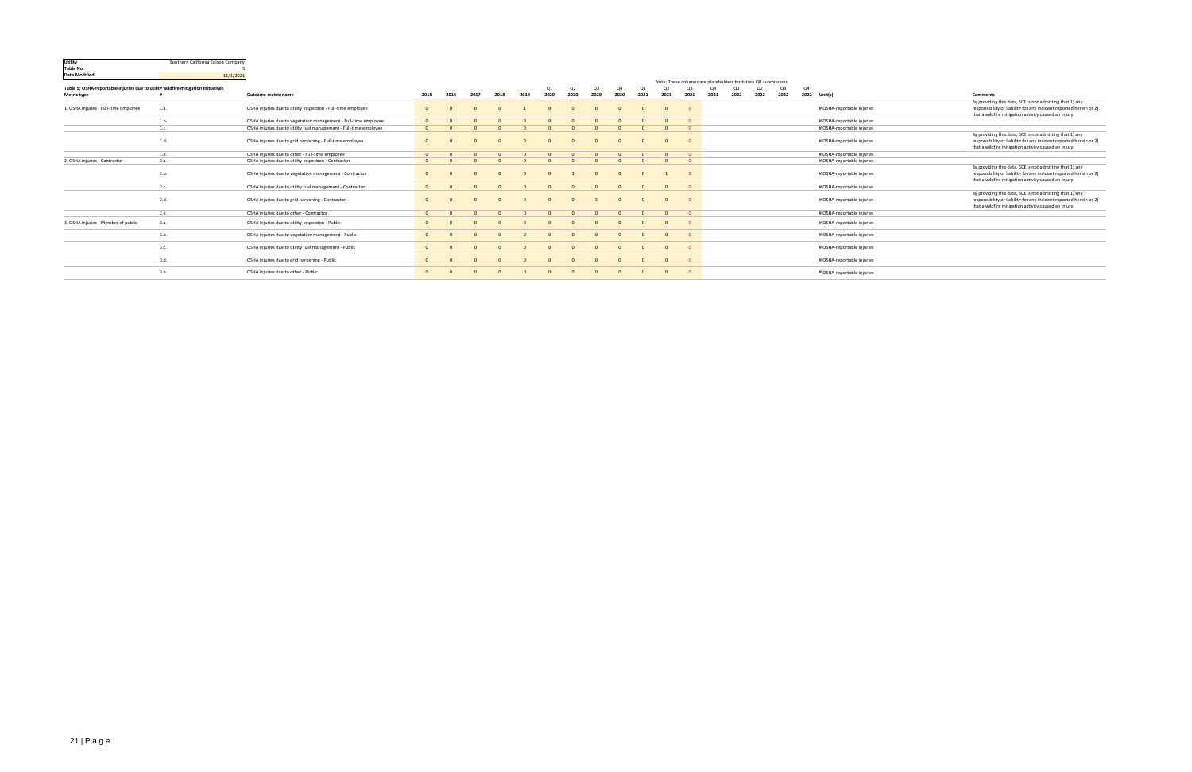| Utility | Southern California Edison Company |
|---|---|
| Table No. | 5 |
| Date Modified | 11/1/2021 |

**Table 5: OSHA-reportable injuries due to utility wildfire mitigation initiatives**

Note: These columns are placeholders for future QR submissions.

| Metric type | # | Outcome metric name | 2015 | 2016 | 2017 | 2018 | 2019 | Q1 2020 | Q2 2020 | Q3 2020 | Q4 2020 | Q1 2021 | Q2 2021 | Q3 2021 | Q4 2021 | Q1 2022 | Q2 2022 | Q3 2022 | Q4 2022 | Unit(s) | Comments |
|---|---|---|---|---|---|---|---|---|---|---|---|---|---|---|---|---|---|---|---|---|---|
| 1. OSHA injuries - Full-time Employee | 1.a. | OSHA injuries due to utility inspection - Full-time employee | 0 | 0 | 0 | 0 | 1 | 0 | 0 | 0 | 0 | 0 | 0 | 0 | | | | | | # OSHA-reportable injuries | By providing this data, SCE is not admitting that 1) any responsibility or liability for any incident reported herein or 2) that a wildfire mitigation activity caused an injury. |
| | 1.b. | OSHA injuries due to vegetation management - Full-time employee | 0 | 0 | 0 | 0 | 0 | 0 | 0 | 0 | 0 | 0 | 0 | 0 | | | | | | # OSHA-reportable injuries | |
| | 1.c. | OSHA injuries due to utility fuel management - Full-time employee | 0 | 0 | 0 | 0 | 0 | 0 | 0 | 0 | 0 | 0 | 0 | 0 | | | | | | # OSHA-reportable injuries | |
| | 1.d. | OSHA injuries due to grid hardening - Full-time employee | 0 | 0 | 0 | 0 | 0 | 0 | 0 | 0 | 0 | 0 | 0 | 0 | | | | | | # OSHA-reportable injuries | By providing this data, SCE is not admitting that 1) any responsibility or liability for any incident reported herein or 2) that a wildfire mitigation activity caused an injury. |
| | 1.e. | OSHA injuries due to other - Full-time employee | 0 | 0 | 0 | 0 | 0 | 0 | 0 | 0 | 0 | 0 | 0 | 0 | | | | | | # OSHA-reportable injuries | |
| 2. OSHA injuries - Contractor | 2.a. | OSHA injuries due to utility inspection - Contractor | 0 | 0 | 0 | 0 | 0 | 0 | 0 | 0 | 0 | 0 | 0 | 0 | | | | | | # OSHA-reportable injuries | |
| | 2.b. | OSHA injuries due to vegetation management - Contractor | 0 | 0 | 0 | 0 | 0 | 0 | 1 | 0 | 0 | 0 | 1 | 0 | | | | | | # OSHA-reportable injuries | By providing this data, SCE is not admitting that 1) any responsibility or liability for any incident reported herein or 2) that a wildfire mitigation activity caused an injury. |
| | 2.c. | OSHA injuries due to utility fuel management - Contractor | 0 | 0 | 0 | 0 | 0 | 0 | 0 | 0 | 0 | 0 | 0 | 0 | | | | | | # OSHA-reportable injuries | |
| | 2.d. | OSHA injuries due to grid hardening - Contractor | 0 | 0 | 0 | 0 | 0 | 0 | 0 | 3 | 0 | 0 | 0 | 0 | | | | | | # OSHA-reportable injuries | By providing this data, SCE is not admitting that 1) any responsibility or liability for any incident reported herein or 2) that a wildfire mitigation activity caused an injury. |
| | 2.e. | OSHA injuries due to other - Contractor | 0 | 0 | 0 | 0 | 0 | 0 | 0 | 0 | 0 | 0 | 0 | 0 | | | | | | # OSHA-reportable injuries | |
| 3. OSHA injuries - Member of public | 3.a. | OSHA injuries due to utility inspection - Public | 0 | 0 | 0 | 0 | 0 | 0 | 0 | 0 | 0 | 0 | 0 | 0 | | | | | | # OSHA-reportable injuries | |
| | 3.b. | OSHA injuries due to vegetation management - Public | 0 | 0 | 0 | 0 | 0 | 0 | 0 | 0 | 0 | 0 | 0 | 0 | | | | | | # OSHA-reportable injuries | |
| | 3.c. | OSHA injuries due to utility fuel management - Public | 0 | 0 | 0 | 0 | 0 | 0 | 0 | 0 | 0 | 0 | 0 | 0 | | | | | | # OSHA-reportable injuries | |
| | 3.d. | OSHA injuries due to grid hardening - Public | 0 | 0 | 0 | 0 | 0 | 0 | 0 | 0 | 0 | 0 | 0 | 0 | | | | | | # OSHA-reportable injuries | |
| | 3.e. | OSHA injuries due to other - Public | 0 | 0 | 0 | 0 | 0 | 0 | 0 | 0 | 0 | 0 | 0 | 0 | | | | | | # OSHA-reportable injuries | |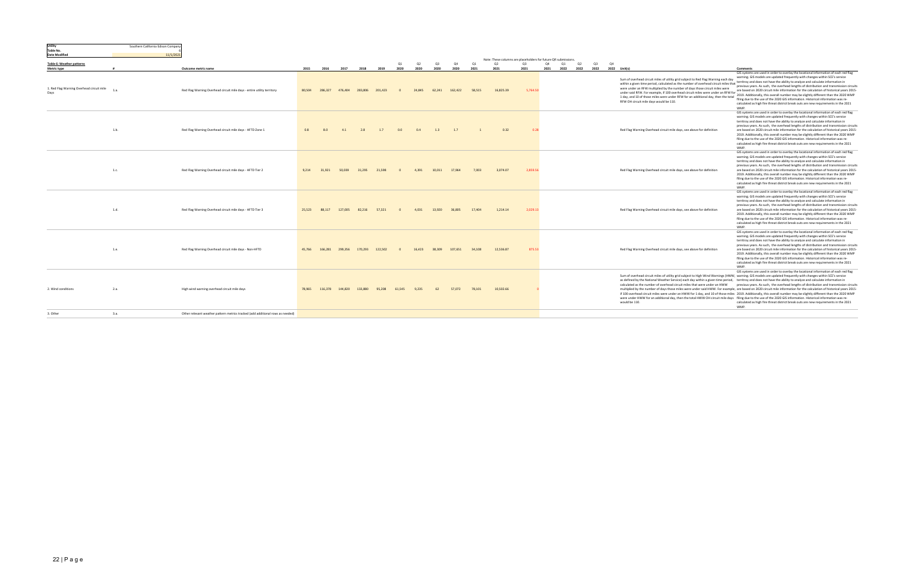| Utility | Southern California Edison Company |
|---|---|
| Table No. | 6 |
| Date Modified | 11/1/2021 |

Note: These columns are placeholders for future QR submissions.

**Table 6: Weather patterns**

| Metric type | # | Outcome metric name | 2015 | 2016 | 2017 | 2018 | 2019 | Q1 2020 | Q2 2020 | Q3 2020 | Q4 2020 | Q1 2021 | Q2 2021 | Q3 2021 | Q4 2021 | Q1 2022 | Q2 2022 | Q3 2022 | Q4 2022 | Unit(s) | Comments |
|---|---|---|---|---|---|---|---|---|---|---|---|---|---|---|---|---|---|---|---|---|---|
| 1. Red Flag Warning Overhead circuit mile Days | 1.a. | Red Flag Warning Overhead circuit mile days - entire utility territory | 80,504 | 286,327 | 476,404 | 283,806 | 201,423 | 0 | 24,845 | 62,241 | 162,422 | 58,515 | 16,825.39 | 5,764.50 | | | | | | Sum of overhead circuit miles of utility grid subject to Red Flag Warning each day within a given time period, calculated as the number of overhead circuit miles that were under an RFW multiplied by the number of days those circuit miles were under said RFW. For example, if 100 overhead circuit miles were under an RFW for 1 day, and 10 of those miles were under RFW for an additional day, then the total RFW OH circuit mile days would be 110. | GIS systems are used in order to overlay the locational information of each red flag warning. GIS models are updated frequently with changes within SCE's service territory and does not have the ability to analyze and calculate information in previous years. As such, the overhead lengths of distribution and transmission circuits are based on 2020 circuit mile information for the calculation of historical years 2015-2019. Additionally, this overall number may be slightly different than the 2020 WMP filing due to the use of the 2020 GIS information. Historical information was re-calculated as high fire threat district break outs are new requirements in the 2021 WMP. |
| | 1.b. | Red Flag Warning Overhead circuit mile days - HFTD Zone 1 | 0.8 | 8.0 | 4.1 | 2.8 | 1.7 | 0.0 | 0.4 | 1.3 | 1.7 | 1 | 0.32 | 0.28 | | | | | | Red Flag Warning Overhead circuit mile days, see above for definition | GIS systems are used in order to overlay the locational information of each red flag warning. GIS models are updated frequently with changes within SCE's service territory and does not have the ability to analyze and calculate information in previous years. As such, the overhead lengths of distribution and transmission circuits are based on 2020 circuit mile information for the calculation of historical years 2015-2019. Additionally, this overall number may be slightly different than the 2020 WMP filing due to the use of the 2020 GIS information. Historical information was re-calculated as high fire threat district break outs are new requirements in the 2021 WMP. |
| | 1.c. | Red Flag Warning Overhead circuit mile days - HFTD Tier 2 | 9,214 | 31,921 | 50,038 | 31,295 | 21,598 | 0 | 4,391 | 10,011 | 17,964 | 7,003 | 3,074.07 | 2,859.56 | | | | | | Red Flag Warning Overhead circuit mile days, see above for definition | GIS systems are used in order to overlay the locational information of each red flag warning. GIS models are updated frequently with changes within SCE's service territory and does not have the ability to analyze and calculate information in previous years. As such, the overhead lengths of distribution and transmission circuits are based on 2020 circuit mile information for the calculation of historical years 2015-2019. Additionally, this overall number may be slightly different than the 2020 WMP filing due to the use of the 2020 GIS information. Historical information was re-calculated as high fire threat district break outs are new requirements in the 2021 WMP. |
| | 1.d. | Red Flag Warning Overhead circuit mile days - HFTD Tier 3 | 25,523 | 88,117 | 127,005 | 82,216 | 57,321 | 0 | 4,031 | 13,920 | 36,805 | 17,404 | 1,214.14 | 2,029.13 | | | | | | Red Flag Warning Overhead circuit mile days, see above for definition | GIS systems are used in order to overlay the locational information of each red flag warning. GIS models are updated frequently with changes within SCE's service territory and does not have the ability to analyze and calculate information in previous years. As such, the overhead lengths of distribution and transmission circuits are based on 2020 circuit mile information for the calculation of historical years 2015-2019. Additionally, this overall number may be slightly different than the 2020 WMP filing due to the use of the 2020 GIS information. Historical information was re-calculated as high fire threat district break outs are new requirements in the 2021 WMP. |
| | 1.e. | Red Flag Warning Overhead circuit mile days - Non-HFTD | 45,766 | 166,281 | 299,356 | 170,293 | 122,502 | 0 | 16,423 | 38,309 | 107,651 | 34,108 | 12,536.87 | 875.53 | | | | | | Red Flag Warning Overhead circuit mile days, see above for definition | GIS systems are used in order to overlay the locational information of each red flag warning. GIS models are updated frequently with changes within SCE's service territory and does not have the ability to analyze and calculate information in previous years. As such, the overhead lengths of distribution and transmission circuits are based on 2020 circuit mile information for the calculation of historical years 2015-2019. Additionally, this overall number may be slightly different than the 2020 WMP filing due to the use of the 2020 GIS information. Historical information was re-calculated as high fire threat district break outs are new requirements in the 2021 WMP. |
| 2. Wind conditions | 2.a. | High wind warning overhead circuit mile days | 78,965 | 116,378 | 144,820 | 133,880 | 95,208 | 61,545 | 9,235 | 62 | 57,072 | 78,101 | 10,502.66 | 0 | | | | | | Sum of overhead circuit miles of utility grid subject to High Wind Warnings (HWW, as defined by the National Weather Service) each day within a given time period, calculated as the number of overhead circuit miles that were under an HWW multiplied by the number of days those miles were under said HWW. For example, if 100 overhead circuit miles were under an HWW for 1 day, and 10 of those miles were under HWW for an additional day, then the total HWW OH circuit mile days would be 110. | GIS systems are used in order to overlay the locational information of each red flag warning. GIS models are updated frequently with changes within SCE's service territory and does not have the ability to analyze and calculate information in previous years. As such, the overhead lengths of distribution and transmission circuits are based on 2020 circuit mile information for the calculation of historical years 2015-2019. Additionally, this overall number may be slightly different than the 2020 WMP filing due to the use of the 2020 GIS information. Historical information was re-calculated as high fire threat district break outs are new requirements in the 2021 WMP. |
| 3. Other | 3.a. | Other relevant weather pattern metrics tracked (add additional rows as needed) | | | | | | | | | | | | | | | | | | | |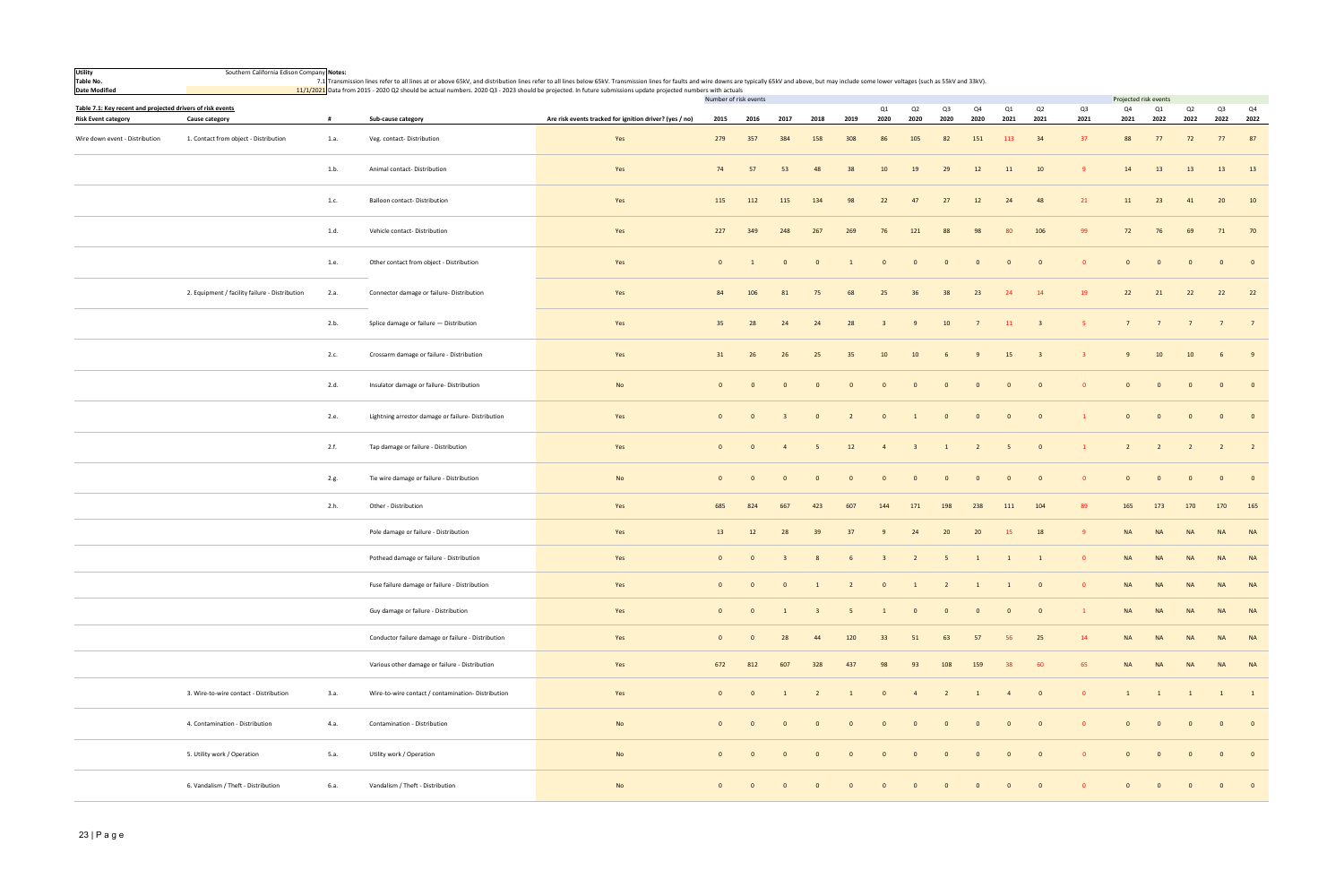| Utility | Southern California Edison Company | Notes: |
|---|---|---|
| Table No. | 7.1 | Transmission lines refer to all lines at or above 65kV, and distribution lines refer to all lines below 65kV. Transmission lines for faults and wire downs are typically 65kV and above, but may include some lower voltages (such as 55kV and 33kV). |
| Date Modified | 11/1/2021 | Data from 2015 - 2020 Q2 should be actual numbers. 2020 Q3 - 2023 should be projected. In future submissions update projected numbers with actuals |

**Table 7.1: Key recent and projected drivers of risk events**

| Risk Event category | Cause category | # | Sub-cause category | Are risk events tracked for ignition driver? (yes / no) | Number of risk events 2015 | 2016 | 2017 | 2018 | 2019 | Q1 2020 | Q2 2020 | Q3 2020 | Q4 2020 | Q1 2021 | Q2 2021 | Q3 2021 | Projected risk events Q4 2021 | Q1 2022 | Q2 2022 | Q3 2022 | Q4 2022 |
|---|---|---|---|---|---|---|---|---|---|---|---|---|---|---|---|---|---|---|---|---|---|
| Wire down event - Distribution | 1. Contact from object - Distribution | 1.a. | Veg. contact- Distribution | Yes | 279 | 357 | 384 | 158 | 308 | 86 | 105 | 82 | 151 | 113 | 34 | 37 | 88 | 77 | 72 | 77 | 87 |
| | | 1.b. | Animal contact- Distribution | Yes | 74 | 57 | 53 | 48 | 38 | 10 | 19 | 29 | 12 | 11 | 10 | 9 | 14 | 13 | 13 | 13 | 13 |
| | | 1.c. | Balloon contact- Distribution | Yes | 115 | 112 | 115 | 134 | 98 | 22 | 47 | 27 | 12 | 24 | 48 | 21 | 11 | 23 | 41 | 20 | 10 |
| | | 1.d. | Vehicle contact- Distribution | Yes | 227 | 349 | 248 | 267 | 269 | 76 | 121 | 88 | 98 | 80 | 106 | 99 | 72 | 76 | 69 | 71 | 70 |
| | | 1.e. | Other contact from object - Distribution | Yes | 0 | 1 | 0 | 0 | 1 | 0 | 0 | 0 | 0 | 0 | 0 | 0 | 0 | 0 | 0 | 0 | 0 |
| | 2. Equipment / facility failure - Distribution | 2.a. | Connector damage or failure- Distribution | Yes | 84 | 106 | 81 | 75 | 68 | 25 | 36 | 38 | 23 | 24 | 14 | 19 | 22 | 21 | 22 | 22 | 22 |
| | | 2.b. | Splice damage or failure — Distribution | Yes | 35 | 28 | 24 | 24 | 28 | 3 | 9 | 10 | 7 | 11 | 3 | 5 | 7 | 7 | 7 | 7 | 7 |
| | | 2.c. | Crossarm damage or failure - Distribution | Yes | 31 | 26 | 26 | 25 | 35 | 10 | 10 | 6 | 9 | 15 | 3 | 3 | 9 | 10 | 10 | 6 | 9 |
| | | 2.d. | Insulator damage or failure- Distribution | No | 0 | 0 | 0 | 0 | 0 | 0 | 0 | 0 | 0 | 0 | 0 | 0 | 0 | 0 | 0 | 0 | 0 |
| | | 2.e. | Lightning arrestor damage or failure- Distribution | Yes | 0 | 0 | 3 | 0 | 2 | 0 | 1 | 0 | 0 | 0 | 0 | 1 | 0 | 0 | 0 | 0 | 0 |
| | | 2.f. | Tap damage or failure - Distribution | Yes | 0 | 0 | 4 | 5 | 12 | 4 | 3 | 1 | 2 | 5 | 0 | 1 | 2 | 2 | 2 | 2 | 2 |
| | | 2.g. | Tie wire damage or failure - Distribution | No | 0 | 0 | 0 | 0 | 0 | 0 | 0 | 0 | 0 | 0 | 0 | 0 | 0 | 0 | 0 | 0 | 0 |
| | | 2.h. | Other - Distribution | Yes | 685 | 824 | 667 | 423 | 607 | 144 | 171 | 198 | 238 | 111 | 104 | 89 | 165 | 173 | 170 | 170 | 165 |
| | | | Pole damage or failure - Distribution | Yes | 13 | 12 | 28 | 39 | 37 | 9 | 24 | 20 | 20 | 15 | 18 | 9 | NA | NA | NA | NA | NA |
| | | | Pothead damage or failure - Distribution | Yes | 0 | 0 | 3 | 8 | 6 | 3 | 2 | 5 | 1 | 1 | 1 | 0 | NA | NA | NA | NA | NA |
| | | | Fuse failure damage or failure - Distribution | Yes | 0 | 0 | 0 | 1 | 2 | 0 | 1 | 2 | 1 | 1 | 0 | 0 | NA | NA | NA | NA | NA |
| | | | Guy damage or failure - Distribution | Yes | 0 | 0 | 1 | 3 | 5 | 1 | 0 | 0 | 0 | 0 | 0 | 1 | NA | NA | NA | NA | NA |
| | | | Conductor failure damage or failure - Distribution | Yes | 0 | 0 | 28 | 44 | 120 | 33 | 51 | 63 | 57 | 56 | 25 | 14 | NA | NA | NA | NA | NA |
| | | | Various other damage or failure - Distribution | Yes | 672 | 812 | 607 | 328 | 437 | 98 | 93 | 108 | 159 | 38 | 60 | 65 | NA | NA | NA | NA | NA |
| | 3. Wire-to-wire contact - Distribution | 3.a. | Wire-to-wire contact / contamination- Distribution | Yes | 0 | 0 | 1 | 2 | 1 | 0 | 4 | 2 | 1 | 4 | 0 | 0 | 1 | 1 | 1 | 1 | 1 |
| | 4. Contamination - Distribution | 4.a. | Contamination - Distribution | No | 0 | 0 | 0 | 0 | 0 | 0 | 0 | 0 | 0 | 0 | 0 | 0 | 0 | 0 | 0 | 0 | 0 |
| | 5. Utility work / Operation | 5.a. | Utility work / Operation | No | 0 | 0 | 0 | 0 | 0 | 0 | 0 | 0 | 0 | 0 | 0 | 0 | 0 | 0 | 0 | 0 | 0 |
| | 6. Vandalism / Theft - Distribution | 6.a. | Vandalism / Theft - Distribution | No | 0 | 0 | 0 | 0 | 0 | 0 | 0 | 0 | 0 | 0 | 0 | 0 | 0 | 0 | 0 | 0 | 0 |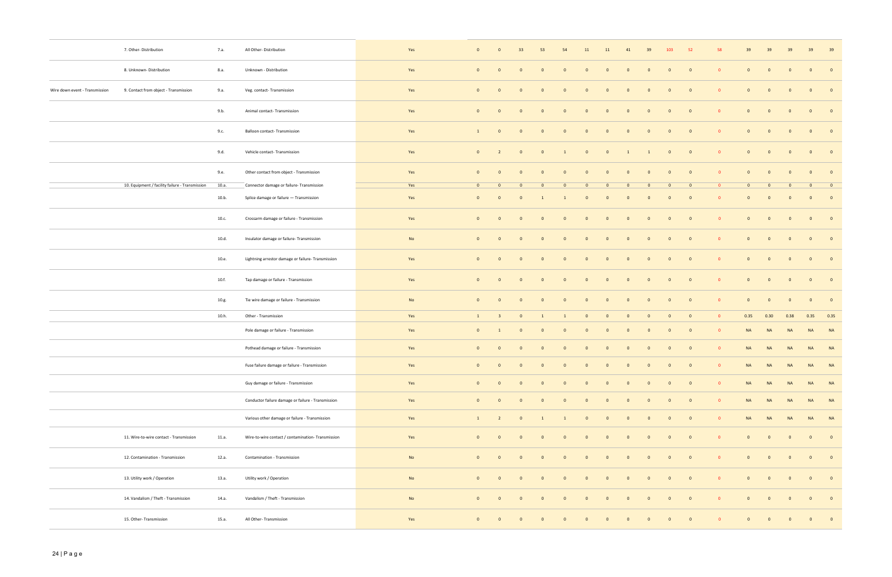|  |  |  |  |  |  |  |  |  |  |  |  |  |  |  |  |  |  |  |  |  |  |
|---|---|---|---|---|---|---|---|---|---|---|---|---|---|---|---|---|---|---|---|---|---|
|  | 7. Other- Distribution | 7.a. | All Other- Distribution | Yes | 0 | 0 | 33 | 53 | 54 | 11 | 11 | 41 | 39 | 103 | 52 | 58 | 39 | 39 | 39 | 39 | 39 |
|  | 8. Unknown- Distribution | 8.a. | Unknown - Distribution | Yes | 0 | 0 | 0 | 0 | 0 | 0 | 0 | 0 | 0 | 0 | 0 | 0 | 0 | 0 | 0 | 0 | 0 |
| Wire down event - Transmission | 9. Contact from object - Transmission | 9.a. | Veg. contact- Transmission | Yes | 0 | 0 | 0 | 0 | 0 | 0 | 0 | 0 | 0 | 0 | 0 | 0 | 0 | 0 | 0 | 0 | 0 |
|  |  | 9.b. | Animal contact- Transmission | Yes | 0 | 0 | 0 | 0 | 0 | 0 | 0 | 0 | 0 | 0 | 0 | 0 | 0 | 0 | 0 | 0 | 0 |
|  |  | 9.c. | Balloon contact- Transmission | Yes | 1 | 0 | 0 | 0 | 0 | 0 | 0 | 0 | 0 | 0 | 0 | 0 | 0 | 0 | 0 | 0 | 0 |
|  |  | 9.d. | Vehicle contact- Transmission | Yes | 0 | 2 | 0 | 0 | 1 | 0 | 0 | 1 | 1 | 0 | 0 | 0 | 0 | 0 | 0 | 0 | 0 |
|  |  | 9.e. | Other contact from object - Transmission | Yes | 0 | 0 | 0 | 0 | 0 | 0 | 0 | 0 | 0 | 0 | 0 | 0 | 0 | 0 | 0 | 0 | 0 |
|  | 10. Equipment / facility failure - Transmission | 10.a. | Connector damage or failure- Transmission | Yes | 0 | 0 | 0 | 0 | 0 | 0 | 0 | 0 | 0 | 0 | 0 | 0 | 0 | 0 | 0 | 0 | 0 |
|  |  | 10.b. | Splice damage or failure — Transmission | Yes | 0 | 0 | 0 | 1 | 1 | 0 | 0 | 0 | 0 | 0 | 0 | 0 | 0 | 0 | 0 | 0 | 0 |
|  |  | 10.c. | Crossarm damage or failure - Transmission | Yes | 0 | 0 | 0 | 0 | 0 | 0 | 0 | 0 | 0 | 0 | 0 | 0 | 0 | 0 | 0 | 0 | 0 |
|  |  | 10.d. | Insulator damage or failure- Transmission | No | 0 | 0 | 0 | 0 | 0 | 0 | 0 | 0 | 0 | 0 | 0 | 0 | 0 | 0 | 0 | 0 | 0 |
|  |  | 10.e. | Lightning arrestor damage or failure- Transmission | Yes | 0 | 0 | 0 | 0 | 0 | 0 | 0 | 0 | 0 | 0 | 0 | 0 | 0 | 0 | 0 | 0 | 0 |
|  |  | 10.f. | Tap damage or failure - Transmission | Yes | 0 | 0 | 0 | 0 | 0 | 0 | 0 | 0 | 0 | 0 | 0 | 0 | 0 | 0 | 0 | 0 | 0 |
|  |  | 10.g. | Tie wire damage or failure - Transmission | No | 0 | 0 | 0 | 0 | 0 | 0 | 0 | 0 | 0 | 0 | 0 | 0 | 0 | 0 | 0 | 0 | 0 |
|  |  | 10.h. | Other - Transmission | Yes | 1 | 3 | 0 | 1 | 1 | 0 | 0 | 0 | 0 | 0 | 0 | 0 | 0.35 | 0.30 | 0.38 | 0.35 | 0.35 |
|  |  |  | Pole damage or failure - Transmission | Yes | 0 | 1 | 0 | 0 | 0 | 0 | 0 | 0 | 0 | 0 | 0 | 0 | NA | NA | NA | NA | NA |
|  |  |  | Pothead damage or failure - Transmission | Yes | 0 | 0 | 0 | 0 | 0 | 0 | 0 | 0 | 0 | 0 | 0 | 0 | NA | NA | NA | NA | NA |
|  |  |  | Fuse failure damage or failure - Transmission | Yes | 0 | 0 | 0 | 0 | 0 | 0 | 0 | 0 | 0 | 0 | 0 | 0 | NA | NA | NA | NA | NA |
|  |  |  | Guy damage or failure - Transmission | Yes | 0 | 0 | 0 | 0 | 0 | 0 | 0 | 0 | 0 | 0 | 0 | 0 | NA | NA | NA | NA | NA |
|  |  |  | Conductor failure damage or failure - Transmission | Yes | 0 | 0 | 0 | 0 | 0 | 0 | 0 | 0 | 0 | 0 | 0 | 0 | NA | NA | NA | NA | NA |
|  |  |  | Various other damage or failure - Transmission | Yes | 1 | 2 | 0 | 1 | 1 | 0 | 0 | 0 | 0 | 0 | 0 | 0 | NA | NA | NA | NA | NA |
|  | 11. Wire-to-wire contact - Transmission | 11.a. | Wire-to-wire contact / contamination- Transmission | Yes | 0 | 0 | 0 | 0 | 0 | 0 | 0 | 0 | 0 | 0 | 0 | 0 | 0 | 0 | 0 | 0 | 0 |
|  | 12. Contamination - Transmission | 12.a. | Contamination - Transmission | No | 0 | 0 | 0 | 0 | 0 | 0 | 0 | 0 | 0 | 0 | 0 | 0 | 0 | 0 | 0 | 0 | 0 |
|  | 13. Utility work / Operation | 13.a. | Utility work / Operation | No | 0 | 0 | 0 | 0 | 0 | 0 | 0 | 0 | 0 | 0 | 0 | 0 | 0 | 0 | 0 | 0 | 0 |
|  | 14. Vandalism / Theft - Transmission | 14.a. | Vandalism / Theft - Transmission | No | 0 | 0 | 0 | 0 | 0 | 0 | 0 | 0 | 0 | 0 | 0 | 0 | 0 | 0 | 0 | 0 | 0 |
|  | 15. Other- Transmission | 15.a. | All Other- Transmission | Yes | 0 | 0 | 0 | 0 | 0 | 0 | 0 | 0 | 0 | 0 | 0 | 0 | 0 | 0 | 0 | 0 | 0 |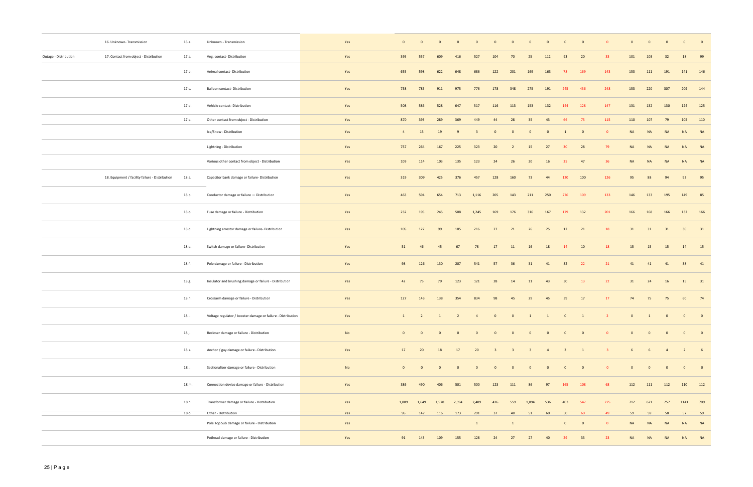| | | | | | | | | | | | | | | | | | | | | | | |
|---|---|---|---|---|---|---|---|---|---|---|---|---|---|---|---|---|---|---|---|---|---|---|
| | 16. Unknown- Transmission | 16.a. | Unknown - Transmission | Yes | 0 | 0 | 0 | 0 | 0 | 0 | 0 | 0 | 0 | 0 | 0 | 0 | 0 | 0 | 0 | 0 | 0 |
| Outage - Distribution | 17. Contact from object - Distribution | 17.a. | Veg. contact- Distribution | Yes | 395 | 557 | 609 | 416 | 527 | 104 | 70 | 25 | 112 | 93 | 20 | 33 | 101 | 103 | 32 | 18 | 99 |
| | | 17.b. | Animal contact- Distribution | Yes | 655 | 598 | 622 | 648 | 686 | 122 | 201 | 169 | 163 | 78 | 169 | 143 | 153 | 111 | 191 | 141 | 146 |
| | | 17.c. | Balloon contact- Distribution | Yes | 758 | 785 | 911 | 975 | 776 | 178 | 348 | 275 | 191 | 245 | 436 | 248 | 153 | 220 | 307 | 209 | 144 |
| | | 17.d. | Vehicle contact- Distribution | Yes | 508 | 586 | 528 | 647 | 517 | 116 | 113 | 153 | 132 | 144 | 128 | 147 | 131 | 132 | 130 | 124 | 125 |
| | | 17.e. | Other contact from object - Distribution | Yes | 870 | 393 | 289 | 369 | 449 | 44 | 28 | 35 | 43 | 66 | 75 | 115 | 110 | 107 | 79 | 105 | 110 |
| | | | Ice/Snow - Distribution | Yes | 4 | 15 | 19 | 9 | 3 | 0 | 0 | 0 | 0 | 1 | 0 | 0 | NA | NA | NA | NA | NA |
| | | | Lightning - Distribution | Yes | 757 | 264 | 167 | 225 | 323 | 20 | 2 | 15 | 27 | 30 | 28 | 79 | NA | NA | NA | NA | NA |
| | | | Various other contact from object - Distribution | Yes | 109 | 114 | 103 | 135 | 123 | 24 | 26 | 20 | 16 | 35 | 47 | 36 | NA | NA | NA | NA | NA |
| | 18. Equipment / facility failure - Distribution | 18.a. | Capacitor bank damage or failure- Distribution | Yes | 319 | 309 | 425 | 376 | 457 | 128 | 160 | 73 | 44 | 120 | 100 | 126 | 95 | 88 | 94 | 92 | 95 |
| | | 18.b. | Conductor damage or failure — Distribution | Yes | 463 | 594 | 654 | 713 | 1,116 | 205 | 143 | 211 | 250 | 276 | 109 | 133 | 146 | 133 | 195 | 149 | 85 |
| | | 18.c. | Fuse damage or failure - Distribution | Yes | 232 | 195 | 245 | 508 | 1,245 | 169 | 176 | 316 | 167 | 179 | 132 | 201 | 166 | 168 | 166 | 132 | 166 |
| | | 18.d. | Lightning arrestor damage or failure- Distribution | Yes | 105 | 127 | 99 | 105 | 216 | 27 | 21 | 26 | 25 | 12 | 21 | 18 | 31 | 31 | 31 | 30 | 31 |
| | | 18.e. | Switch damage or failure- Distribution | Yes | 51 | 46 | 45 | 67 | 78 | 17 | 11 | 16 | 18 | 14 | 10 | 18 | 15 | 15 | 15 | 14 | 15 |
| | | 18.f. | Pole damage or failure - Distribution | Yes | 98 | 126 | 130 | 207 | 541 | 57 | 36 | 31 | 41 | 32 | 22 | 21 | 41 | 41 | 41 | 38 | 41 |
| | | 18.g. | Insulator and brushing damage or failure - Distribution | Yes | 42 | 75 | 79 | 123 | 121 | 28 | 14 | 11 | 43 | 30 | 13 | 22 | 31 | 24 | 16 | 15 | 31 |
| | | 18.h. | Crossarm damage or failure - Distribution | Yes | 127 | 143 | 138 | 354 | 834 | 98 | 45 | 29 | 45 | 39 | 17 | 17 | 74 | 75 | 75 | 60 | 74 |
| | | 18.i. | Voltage regulator / booster damage or failure - Distribution | Yes | 1 | 2 | 1 | 2 | 4 | 0 | 0 | 1 | 1 | 0 | 1 | 2 | 0 | 1 | 0 | 0 | 0 |
| | | 18.j. | Recloser damage or failure - Distribution | No | 0 | 0 | 0 | 0 | 0 | 0 | 0 | 0 | 0 | 0 | 0 | 0 | 0 | 0 | 0 | 0 | 0 |
| | | 18.k. | Anchor / guy damage or failure - Distribution | Yes | 17 | 20 | 18 | 17 | 20 | 3 | 3 | 3 | 4 | 3 | 1 | 3 | 6 | 6 | 4 | 2 | 6 |
| | | 18.l. | Sectionalizer damage or failure - Distribution | No | 0 | 0 | 0 | 0 | 0 | 0 | 0 | 0 | 0 | 0 | 0 | 0 | 0 | 0 | 0 | 0 | 0 |
| | | 18.m. | Connection device damage or failure - Distribution | Yes | 386 | 490 | 406 | 501 | 500 | 123 | 111 | 86 | 97 | 165 | 108 | 68 | 112 | 111 | 112 | 110 | 112 |
| | | 18.n. | Transformer damage or failure - Distribution | Yes | 1,889 | 1,649 | 1,978 | 2,594 | 2,489 | 416 | 559 | 1,894 | 536 | 403 | 547 | 725 | 712 | 671 | 757 | 1141 | 709 |
| | | 18.o. | Other - Distribution | Yes | 96 | 147 | 116 | 173 | 291 | 37 | 40 | 51 | 60 | 50 | 60 | 49 | 59 | 59 | 58 | 57 | 59 |
| | | | Pole Top Sub damage or failure - Distribution | Yes | | | | | 1 | | 1 | | | 0 | 0 | 0 | NA | NA | NA | NA | NA |
| | | | Pothead damage or failure - Distribution | Yes | 91 | 143 | 109 | 155 | 128 | 24 | 27 | 27 | 40 | 29 | 33 | 23 | NA | NA | NA | NA | NA |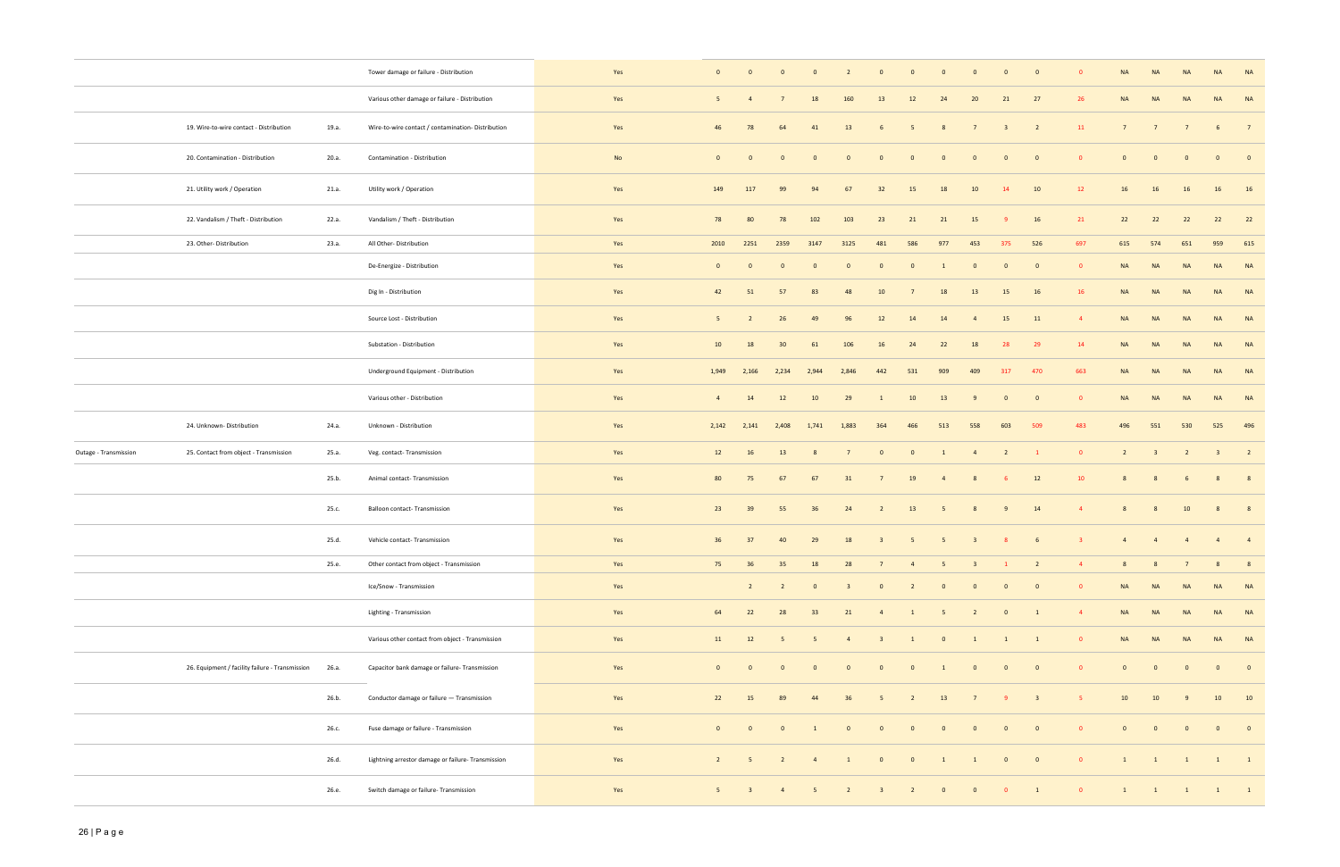| | | | | | | | | | | | | | | | | | | | | | |
|---|---|---|---|---|---|---|---|---|---|---|---|---|---|---|---|---|---|---|---|---|---|
| | | | Tower damage or failure - Distribution | Yes | 0 | 0 | 0 | 0 | 2 | 0 | 0 | 0 | 0 | 0 | 0 | 0 | NA | NA | NA | NA | NA |
| | | | Various other damage or failure - Distribution | Yes | 5 | 4 | 7 | 18 | 160 | 13 | 12 | 24 | 20 | 21 | 27 | 26 | NA | NA | NA | NA | NA |
| | 19. Wire-to-wire contact - Distribution | 19.a. | Wire-to-wire contact / contamination- Distribution | Yes | 46 | 78 | 64 | 41 | 13 | 6 | 5 | 8 | 7 | 3 | 2 | 11 | 7 | 7 | 7 | 6 | 7 |
| | 20. Contamination - Distribution | 20.a. | Contamination - Distribution | No | 0 | 0 | 0 | 0 | 0 | 0 | 0 | 0 | 0 | 0 | 0 | 0 | 0 | 0 | 0 | 0 | 0 |
| | 21. Utility work / Operation | 21.a. | Utility work / Operation | Yes | 149 | 117 | 99 | 94 | 67 | 32 | 15 | 18 | 10 | 14 | 10 | 12 | 16 | 16 | 16 | 16 | 16 |
| | 22. Vandalism / Theft - Distribution | 22.a. | Vandalism / Theft - Distribution | Yes | 78 | 80 | 78 | 102 | 103 | 23 | 21 | 21 | 15 | 9 | 16 | 21 | 22 | 22 | 22 | 22 | 22 |
| | 23. Other- Distribution | 23.a. | All Other- Distribution | Yes | 2010 | 2251 | 2359 | 3147 | 3125 | 481 | 586 | 977 | 453 | 375 | 526 | 697 | 615 | 574 | 651 | 959 | 615 |
| | | | De-Energize - Distribution | Yes | 0 | 0 | 0 | 0 | 0 | 0 | 0 | 1 | 0 | 0 | 0 | 0 | NA | NA | NA | NA | NA |
| | | | Dig In - Distribution | Yes | 42 | 51 | 57 | 83 | 48 | 10 | 7 | 18 | 13 | 15 | 16 | 16 | NA | NA | NA | NA | NA |
| | | | Source Lost - Distribution | Yes | 5 | 2 | 26 | 49 | 96 | 12 | 14 | 14 | 4 | 15 | 11 | 4 | NA | NA | NA | NA | NA |
| | | | Substation - Distribution | Yes | 10 | 18 | 30 | 61 | 106 | 16 | 24 | 22 | 18 | 28 | 29 | 14 | NA | NA | NA | NA | NA |
| | | | Underground Equipment - Distribution | Yes | 1,949 | 2,166 | 2,234 | 2,944 | 2,846 | 442 | 531 | 909 | 409 | 317 | 470 | 663 | NA | NA | NA | NA | NA |
| | | | Various other - Distribution | Yes | 4 | 14 | 12 | 10 | 29 | 1 | 10 | 13 | 9 | 0 | 0 | 0 | NA | NA | NA | NA | NA |
| | 24. Unknown- Distribution | 24.a. | Unknown - Distribution | Yes | 2,142 | 2,141 | 2,408 | 1,741 | 1,883 | 364 | 466 | 513 | 558 | 603 | 509 | 483 | 496 | 551 | 530 | 525 | 496 |
| Outage - Transmission | 25. Contact from object - Transmission | 25.a. | Veg. contact- Transmission | Yes | 12 | 16 | 13 | 8 | 7 | 0 | 0 | 1 | 4 | 2 | 1 | 0 | 2 | 3 | 2 | 3 | 2 |
| | | 25.b. | Animal contact- Transmission | Yes | 80 | 75 | 67 | 67 | 31 | 7 | 19 | 4 | 8 | 6 | 12 | 10 | 8 | 8 | 6 | 8 | 8 |
| | | 25.c. | Balloon contact- Transmission | Yes | 23 | 39 | 55 | 36 | 24 | 2 | 13 | 5 | 8 | 9 | 14 | 4 | 8 | 8 | 10 | 8 | 8 |
| | | 25.d. | Vehicle contact- Transmission | Yes | 36 | 37 | 40 | 29 | 18 | 3 | 5 | 5 | 3 | 8 | 6 | 3 | 4 | 4 | 4 | 4 | 4 |
| | | 25.e. | Other contact from object - Transmission | Yes | 75 | 36 | 35 | 18 | 28 | 7 | 4 | 5 | 3 | 1 | 2 | 4 | 8 | 8 | 7 | 8 | 8 |
| | | | Ice/Snow - Transmission | Yes | | 2 | 2 | 0 | 3 | 0 | 2 | 0 | 0 | 0 | 0 | 0 | NA | NA | NA | NA | NA |
| | | | Lighting - Transmission | Yes | 64 | 22 | 28 | 33 | 21 | 4 | 1 | 5 | 2 | 0 | 1 | 4 | NA | NA | NA | NA | NA |
| | | | Various other contact from object - Transmission | Yes | 11 | 12 | 5 | 5 | 4 | 3 | 1 | 0 | 1 | 1 | 1 | 0 | NA | NA | NA | NA | NA |
| | 26. Equipment / facility failure - Transmission | 26.a. | Capacitor bank damage or failure- Transmission | Yes | 0 | 0 | 0 | 0 | 0 | 0 | 0 | 1 | 0 | 0 | 0 | 0 | 0 | 0 | 0 | 0 | 0 |
| | | 26.b. | Conductor damage or failure — Transmission | Yes | 22 | 15 | 89 | 44 | 36 | 5 | 2 | 13 | 7 | 9 | 3 | 5 | 10 | 10 | 9 | 10 | 10 |
| | | 26.c. | Fuse damage or failure - Transmission | Yes | 0 | 0 | 0 | 1 | 0 | 0 | 0 | 0 | 0 | 0 | 0 | 0 | 0 | 0 | 0 | 0 | 0 |
| | | 26.d. | Lightning arrestor damage or failure- Transmission | Yes | 2 | 5 | 2 | 4 | 1 | 0 | 0 | 1 | 1 | 0 | 0 | 0 | 1 | 1 | 1 | 1 | 1 |
| | | 26.e. | Switch damage or failure- Transmission | Yes | 5 | 3 | 4 | 5 | 2 | 3 | 2 | 0 | 0 | 0 | 1 | 0 | 1 | 1 | 1 | 1 | 1 |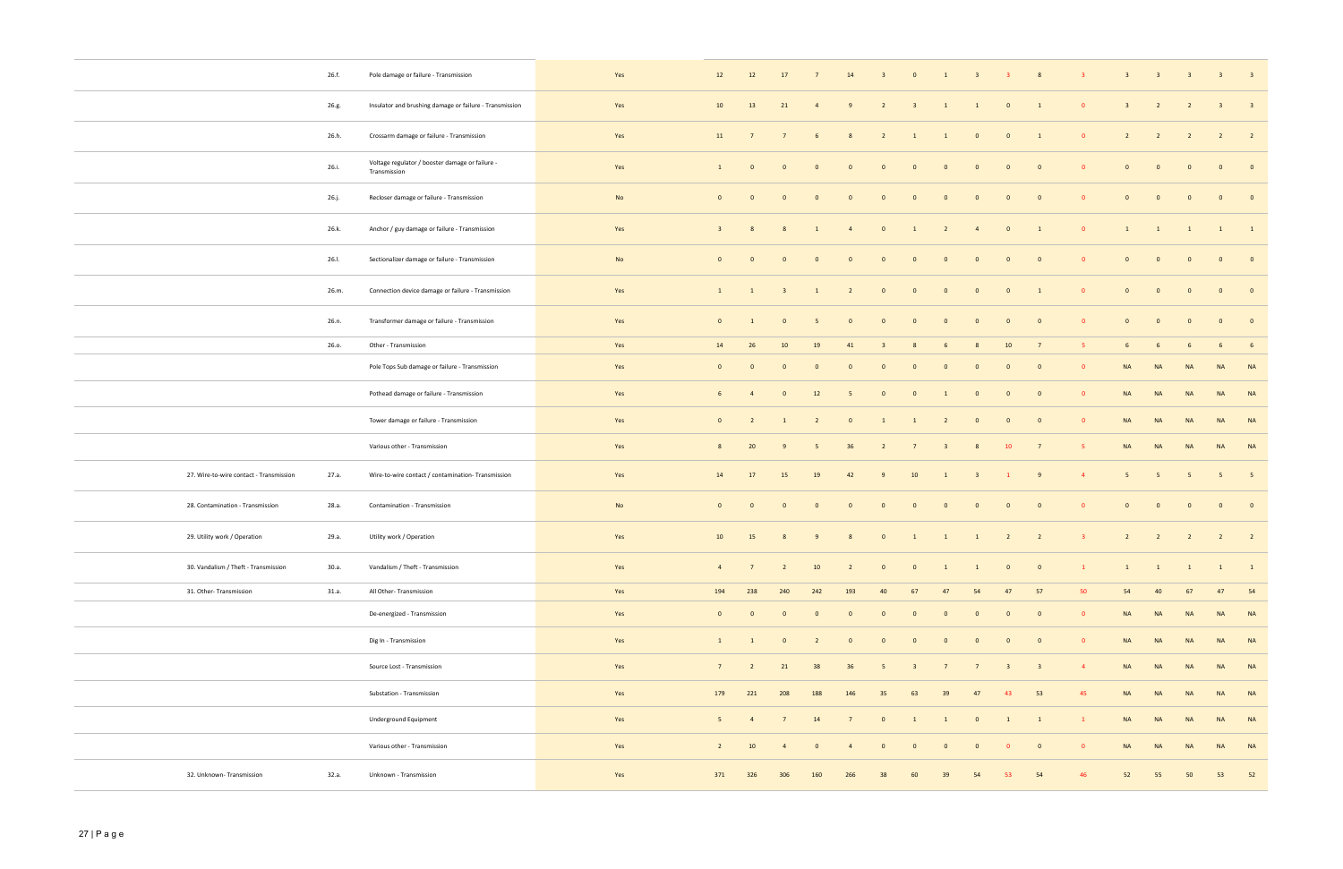| | | | | | | | | | | | | | | | | | | | | |
|---|---|---|---|---|---|---|---|---|---|---|---|---|---|---|---|---|---|---|---|---|
| | 26.f. | Pole damage or failure - Transmission | Yes | 12 | 12 | 17 | 7 | 14 | 3 | 0 | 1 | 3 | 3 | 8 | 3 | 3 | 3 | 3 | 3 | 3 |
| | 26.g. | Insulator and brushing damage or failure - Transmission | Yes | 10 | 13 | 21 | 4 | 9 | 2 | 3 | 1 | 1 | 0 | 1 | 0 | 3 | 2 | 2 | 3 | 3 |
| | 26.h. | Crossarm damage or failure - Transmission | Yes | 11 | 7 | 7 | 6 | 8 | 2 | 1 | 1 | 0 | 0 | 1 | 0 | 2 | 2 | 2 | 2 | 2 |
| | 26.i. | Voltage regulator / booster damage or failure - Transmission | Yes | 1 | 0 | 0 | 0 | 0 | 0 | 0 | 0 | 0 | 0 | 0 | 0 | 0 | 0 | 0 | 0 | 0 |
| | 26.j. | Recloser damage or failure - Transmission | No | 0 | 0 | 0 | 0 | 0 | 0 | 0 | 0 | 0 | 0 | 0 | 0 | 0 | 0 | 0 | 0 | 0 |
| | 26.k. | Anchor / guy damage or failure - Transmission | Yes | 3 | 8 | 8 | 1 | 4 | 0 | 1 | 2 | 4 | 0 | 1 | 0 | 1 | 1 | 1 | 1 | 1 |
| | 26.l. | Sectionalizer damage or failure - Transmission | No | 0 | 0 | 0 | 0 | 0 | 0 | 0 | 0 | 0 | 0 | 0 | 0 | 0 | 0 | 0 | 0 | 0 |
| | 26.m. | Connection device damage or failure - Transmission | Yes | 1 | 1 | 3 | 1 | 2 | 0 | 0 | 0 | 0 | 0 | 1 | 0 | 0 | 0 | 0 | 0 | 0 |
| | 26.n. | Transformer damage or failure - Transmission | Yes | 0 | 1 | 0 | 5 | 0 | 0 | 0 | 0 | 0 | 0 | 0 | 0 | 0 | 0 | 0 | 0 | 0 |
| | 26.o. | Other - Transmission | Yes | 14 | 26 | 10 | 19 | 41 | 3 | 8 | 6 | 8 | 10 | 7 | 5 | 6 | 6 | 6 | 6 | 6 |
| | | Pole Tops Sub damage or failure - Transmission | Yes | 0 | 0 | 0 | 0 | 0 | 0 | 0 | 0 | 0 | 0 | 0 | 0 | NA | NA | NA | NA | NA |
| | | Pothead damage or failure - Transmission | Yes | 6 | 4 | 0 | 12 | 5 | 0 | 0 | 1 | 0 | 0 | 0 | 0 | NA | NA | NA | NA | NA |
| | | Tower damage or failure - Transmission | Yes | 0 | 2 | 1 | 2 | 0 | 1 | 1 | 2 | 0 | 0 | 0 | 0 | NA | NA | NA | NA | NA |
| | | Various other - Transmission | Yes | 8 | 20 | 9 | 5 | 36 | 2 | 7 | 3 | 8 | 10 | 7 | 5 | NA | NA | NA | NA | NA |
| 27. Wire-to-wire contact - Transmission | 27.a. | Wire-to-wire contact / contamination- Transmission | Yes | 14 | 17 | 15 | 19 | 42 | 9 | 10 | 1 | 3 | 1 | 9 | 4 | 5 | 5 | 5 | 5 | 5 |
| 28. Contamination - Transmission | 28.a. | Contamination - Transmission | No | 0 | 0 | 0 | 0 | 0 | 0 | 0 | 0 | 0 | 0 | 0 | 0 | 0 | 0 | 0 | 0 | 0 |
| 29. Utility work / Operation | 29.a. | Utility work / Operation | Yes | 10 | 15 | 8 | 9 | 8 | 0 | 1 | 1 | 1 | 2 | 2 | 3 | 2 | 2 | 2 | 2 | 2 |
| 30. Vandalism / Theft - Transmission | 30.a. | Vandalism / Theft - Transmission | Yes | 4 | 7 | 2 | 10 | 2 | 0 | 0 | 1 | 1 | 0 | 0 | 1 | 1 | 1 | 1 | 1 | 1 |
| 31. Other- Transmission | 31.a. | All Other- Transmission | Yes | 194 | 238 | 240 | 242 | 193 | 40 | 67 | 47 | 54 | 47 | 57 | 50 | 54 | 40 | 67 | 47 | 54 |
| | | De-energized - Transmission | Yes | 0 | 0 | 0 | 0 | 0 | 0 | 0 | 0 | 0 | 0 | 0 | 0 | NA | NA | NA | NA | NA |
| | | Dig In - Transmission | Yes | 1 | 1 | 0 | 2 | 0 | 0 | 0 | 0 | 0 | 0 | 0 | 0 | NA | NA | NA | NA | NA |
| | | Source Lost - Transmission | Yes | 7 | 2 | 21 | 38 | 36 | 5 | 3 | 7 | 7 | 3 | 3 | 4 | NA | NA | NA | NA | NA |
| | | Substation - Transmission | Yes | 179 | 221 | 208 | 188 | 146 | 35 | 63 | 39 | 47 | 43 | 53 | 45 | NA | NA | NA | NA | NA |
| | | Underground Equipment | Yes | 5 | 4 | 7 | 14 | 7 | 0 | 1 | 1 | 0 | 1 | 1 | 1 | NA | NA | NA | NA | NA |
| | | Various other - Transmission | Yes | 2 | 10 | 4 | 0 | 4 | 0 | 0 | 0 | 0 | 0 | 0 | 0 | NA | NA | NA | NA | NA |
| 32. Unknown- Transmission | 32.a. | Unknown - Transmission | Yes | 371 | 326 | 306 | 160 | 266 | 38 | 60 | 39 | 54 | 53 | 54 | 46 | 52 | 55 | 50 | 53 | 52 |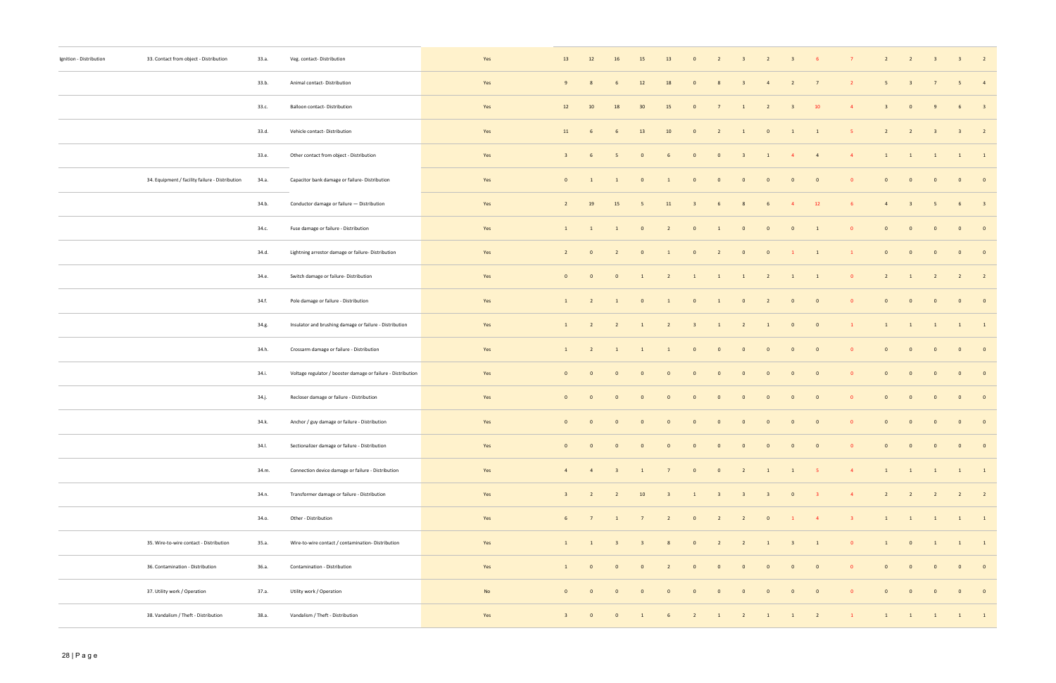| | | | | | | | | | | | | | | | | | | | | | | |
|---|---|---|---|---|---|---|---|---|---|---|---|---|---|---|---|---|---|---|---|---|---|---|
| Ignition - Distribution | 33. Contact from object - Distribution | 33.a. | Veg. contact- Distribution | Yes | 13 | 12 | 16 | 15 | 13 | 0 | 2 | 3 | 2 | 3 | 6 | 7 | 2 | 2 | 3 | 3 | 2 |
| | | 33.b. | Animal contact- Distribution | Yes | 9 | 8 | 6 | 12 | 18 | 0 | 8 | 3 | 4 | 2 | 7 | 2 | 5 | 3 | 7 | 5 | 4 |
| | | 33.c. | Balloon contact- Distribution | Yes | 12 | 10 | 18 | 30 | 15 | 0 | 7 | 1 | 2 | 3 | 10 | 4 | 3 | 0 | 9 | 6 | 3 |
| | | 33.d. | Vehicle contact- Distribution | Yes | 11 | 6 | 6 | 13 | 10 | 0 | 2 | 1 | 0 | 1 | 1 | 5 | 2 | 2 | 3 | 3 | 2 |
| | | 33.e. | Other contact from object - Distribution | Yes | 3 | 6 | 5 | 0 | 6 | 0 | 0 | 3 | 1 | 4 | 4 | 4 | 1 | 1 | 1 | 1 | 1 |
| | 34. Equipment / facility failure - Distribution | 34.a. | Capacitor bank damage or failure- Distribution | Yes | 0 | 1 | 1 | 0 | 1 | 0 | 0 | 0 | 0 | 0 | 0 | 0 | 0 | 0 | 0 | 0 | 0 |
| | | 34.b. | Conductor damage or failure — Distribution | Yes | 2 | 19 | 15 | 5 | 11 | 3 | 6 | 8 | 6 | 4 | 12 | 6 | 4 | 3 | 5 | 6 | 3 |
| | | 34.c. | Fuse damage or failure - Distribution | Yes | 1 | 1 | 1 | 0 | 2 | 0 | 1 | 0 | 0 | 0 | 1 | 0 | 0 | 0 | 0 | 0 | 0 |
| | | 34.d. | Lightning arrestor damage or failure- Distribution | Yes | 2 | 0 | 2 | 0 | 1 | 0 | 2 | 0 | 0 | 1 | 1 | 1 | 0 | 0 | 0 | 0 | 0 |
| | | 34.e. | Switch damage or failure- Distribution | Yes | 0 | 0 | 0 | 1 | 2 | 1 | 1 | 1 | 2 | 1 | 1 | 0 | 2 | 1 | 2 | 2 | 2 |
| | | 34.f. | Pole damage or failure - Distribution | Yes | 1 | 2 | 1 | 0 | 1 | 0 | 1 | 0 | 2 | 0 | 0 | 0 | 0 | 0 | 0 | 0 | 0 |
| | | 34.g. | Insulator and brushing damage or failure - Distribution | Yes | 1 | 2 | 2 | 1 | 2 | 3 | 1 | 2 | 1 | 0 | 0 | 1 | 1 | 1 | 1 | 1 | 1 |
| | | 34.h. | Crossarm damage or failure - Distribution | Yes | 1 | 2 | 1 | 1 | 1 | 0 | 0 | 0 | 0 | 0 | 0 | 0 | 0 | 0 | 0 | 0 | 0 |
| | | 34.i. | Voltage regulator / booster damage or failure - Distribution | Yes | 0 | 0 | 0 | 0 | 0 | 0 | 0 | 0 | 0 | 0 | 0 | 0 | 0 | 0 | 0 | 0 | 0 |
| | | 34.j. | Recloser damage or failure - Distribution | Yes | 0 | 0 | 0 | 0 | 0 | 0 | 0 | 0 | 0 | 0 | 0 | 0 | 0 | 0 | 0 | 0 | 0 |
| | | 34.k. | Anchor / guy damage or failure - Distribution | Yes | 0 | 0 | 0 | 0 | 0 | 0 | 0 | 0 | 0 | 0 | 0 | 0 | 0 | 0 | 0 | 0 | 0 |
| | | 34.l. | Sectionalizer damage or failure - Distribution | Yes | 0 | 0 | 0 | 0 | 0 | 0 | 0 | 0 | 0 | 0 | 0 | 0 | 0 | 0 | 0 | 0 | 0 |
| | | 34.m. | Connection device damage or failure - Distribution | Yes | 4 | 4 | 3 | 1 | 7 | 0 | 0 | 2 | 1 | 1 | 5 | 4 | 1 | 1 | 1 | 1 | 1 |
| | | 34.n. | Transformer damage or failure - Distribution | Yes | 3 | 2 | 2 | 10 | 3 | 1 | 3 | 3 | 3 | 0 | 3 | 4 | 2 | 2 | 2 | 2 | 2 |
| | | 34.o. | Other - Distribution | Yes | 6 | 7 | 1 | 7 | 2 | 0 | 2 | 2 | 0 | 1 | 4 | 3 | 1 | 1 | 1 | 1 | 1 |
| | 35. Wire-to-wire contact - Distribution | 35.a. | Wire-to-wire contact / contamination- Distribution | Yes | 1 | 1 | 3 | 3 | 8 | 0 | 2 | 2 | 1 | 3 | 1 | 0 | 1 | 0 | 1 | 1 | 1 |
| | 36. Contamination - Distribution | 36.a. | Contamination - Distribution | Yes | 1 | 0 | 0 | 0 | 2 | 0 | 0 | 0 | 0 | 0 | 0 | 0 | 0 | 0 | 0 | 0 | 0 |
| | 37. Utility work / Operation | 37.a. | Utility work / Operation | No | 0 | 0 | 0 | 0 | 0 | 0 | 0 | 0 | 0 | 0 | 0 | 0 | 0 | 0 | 0 | 0 | 0 |
| | 38. Vandalism / Theft - Distribution | 38.a. | Vandalism / Theft - Distribution | Yes | 3 | 0 | 0 | 1 | 6 | 2 | 1 | 2 | 1 | 1 | 2 | 1 | 1 | 1 | 1 | 1 | 1 |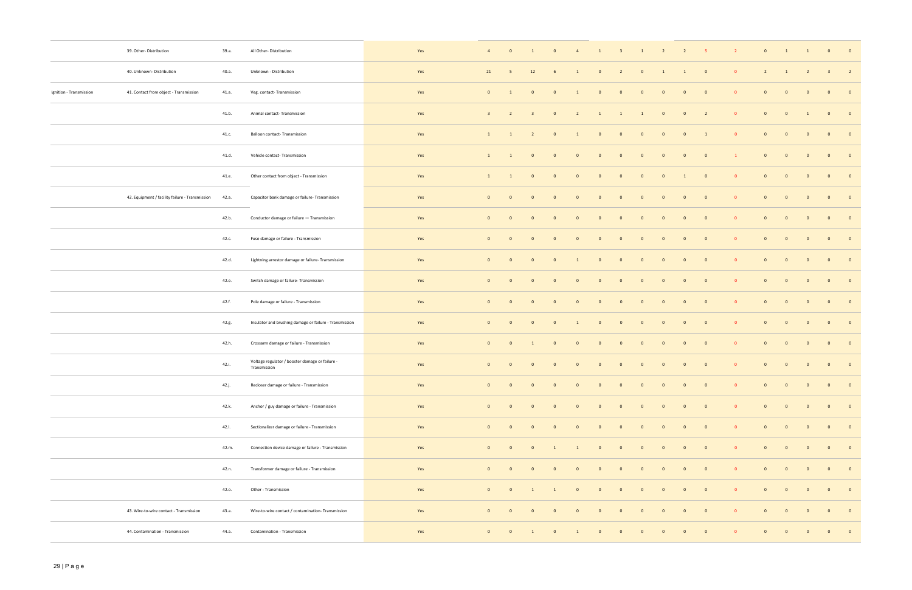| | | | | | | | | | | | | | | | | | | | | | |
|---|---|---|---|---|---|---|---|---|---|---|---|---|---|---|---|---|---|---|---|---|---|
| | 39. Other- Distribution | 39.a. | All Other- Distribution | Yes | 4 | 0 | 1 | 0 | 4 | 1 | 3 | 1 | 2 | 2 | 5 | 2 | 0 | 1 | 1 | 0 | 0 |
| | 40. Unknown- Distribution | 40.a. | Unknown - Distribution | Yes | 21 | 5 | 12 | 6 | 1 | 0 | 2 | 0 | 1 | 1 | 0 | 0 | 2 | 1 | 2 | 3 | 2 |
| Ignition - Transmission | 41. Contact from object - Transmission | 41.a. | Veg. contact- Transmission | Yes | 0 | 1 | 0 | 0 | 1 | 0 | 0 | 0 | 0 | 0 | 0 | 0 | 0 | 0 | 0 | 0 | 0 |
| | | 41.b. | Animal contact- Transmission | Yes | 3 | 2 | 3 | 0 | 2 | 1 | 1 | 1 | 0 | 0 | 2 | 0 | 0 | 0 | 1 | 0 | 0 |
| | | 41.c. | Balloon contact- Transmission | Yes | 1 | 1 | 2 | 0 | 1 | 0 | 0 | 0 | 0 | 0 | 1 | 0 | 0 | 0 | 0 | 0 | 0 |
| | | 41.d. | Vehicle contact- Transmission | Yes | 1 | 1 | 0 | 0 | 0 | 0 | 0 | 0 | 0 | 0 | 0 | 1 | 0 | 0 | 0 | 0 | 0 |
| | | 41.e. | Other contact from object - Transmission | Yes | 1 | 1 | 0 | 0 | 0 | 0 | 0 | 0 | 0 | 1 | 0 | 0 | 0 | 0 | 0 | 0 | 0 |
| | 42. Equipment / facility failure - Transmission | 42.a. | Capacitor bank damage or failure- Transmission | Yes | 0 | 0 | 0 | 0 | 0 | 0 | 0 | 0 | 0 | 0 | 0 | 0 | 0 | 0 | 0 | 0 | 0 |
| | | 42.b. | Conductor damage or failure — Transmission | Yes | 0 | 0 | 0 | 0 | 0 | 0 | 0 | 0 | 0 | 0 | 0 | 0 | 0 | 0 | 0 | 0 | 0 |
| | | 42.c. | Fuse damage or failure - Transmission | Yes | 0 | 0 | 0 | 0 | 0 | 0 | 0 | 0 | 0 | 0 | 0 | 0 | 0 | 0 | 0 | 0 | 0 |
| | | 42.d. | Lightning arrestor damage or failure- Transmission | Yes | 0 | 0 | 0 | 0 | 1 | 0 | 0 | 0 | 0 | 0 | 0 | 0 | 0 | 0 | 0 | 0 | 0 |
| | | 42.e. | Switch damage or failure- Transmission | Yes | 0 | 0 | 0 | 0 | 0 | 0 | 0 | 0 | 0 | 0 | 0 | 0 | 0 | 0 | 0 | 0 | 0 |
| | | 42.f. | Pole damage or failure - Transmission | Yes | 0 | 0 | 0 | 0 | 0 | 0 | 0 | 0 | 0 | 0 | 0 | 0 | 0 | 0 | 0 | 0 | 0 |
| | | 42.g. | Insulator and brushing damage or failure - Transmission | Yes | 0 | 0 | 0 | 0 | 1 | 0 | 0 | 0 | 0 | 0 | 0 | 0 | 0 | 0 | 0 | 0 | 0 |
| | | 42.h. | Crossarm damage or failure - Transmission | Yes | 0 | 0 | 1 | 0 | 0 | 0 | 0 | 0 | 0 | 0 | 0 | 0 | 0 | 0 | 0 | 0 | 0 |
| | | 42.i. | Voltage regulator / booster damage or failure - Transmission | Yes | 0 | 0 | 0 | 0 | 0 | 0 | 0 | 0 | 0 | 0 | 0 | 0 | 0 | 0 | 0 | 0 | 0 |
| | | 42.j. | Recloser damage or failure - Transmission | Yes | 0 | 0 | 0 | 0 | 0 | 0 | 0 | 0 | 0 | 0 | 0 | 0 | 0 | 0 | 0 | 0 | 0 |
| | | 42.k. | Anchor / guy damage or failure - Transmission | Yes | 0 | 0 | 0 | 0 | 0 | 0 | 0 | 0 | 0 | 0 | 0 | 0 | 0 | 0 | 0 | 0 | 0 |
| | | 42.l. | Sectionalizer damage or failure - Transmission | Yes | 0 | 0 | 0 | 0 | 0 | 0 | 0 | 0 | 0 | 0 | 0 | 0 | 0 | 0 | 0 | 0 | 0 |
| | | 42.m. | Connection device damage or failure - Transmission | Yes | 0 | 0 | 0 | 1 | 1 | 0 | 0 | 0 | 0 | 0 | 0 | 0 | 0 | 0 | 0 | 0 | 0 |
| | | 42.n. | Transformer damage or failure - Transmission | Yes | 0 | 0 | 0 | 0 | 0 | 0 | 0 | 0 | 0 | 0 | 0 | 0 | 0 | 0 | 0 | 0 | 0 |
| | | 42.o. | Other - Transmission | Yes | 0 | 0 | 1 | 1 | 0 | 0 | 0 | 0 | 0 | 0 | 0 | 0 | 0 | 0 | 0 | 0 | 0 |
| | 43. Wire-to-wire contact - Transmission | 43.a. | Wire-to-wire contact / contamination- Transmission | Yes | 0 | 0 | 0 | 0 | 0 | 0 | 0 | 0 | 0 | 0 | 0 | 0 | 0 | 0 | 0 | 0 | 0 |
| | 44. Contamination - Transmission | 44.a. | Contamination - Transmission | Yes | 0 | 0 | 1 | 0 | 1 | 0 | 0 | 0 | 0 | 0 | 0 | 0 | 0 | 0 | 0 | 0 | 0 |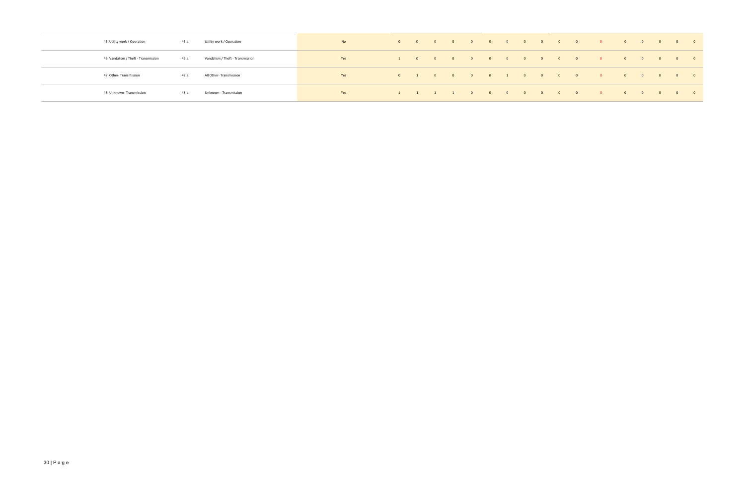| | | | | | | | | | | | | | | | | | | | | |
|---|---|---|---|---|---|---|---|---|---|---|---|---|---|---|---|---|---|---|---|---|
| 45. Utility work / Operation | 45.a. | Utility work / Operation | No | 0 | 0 | 0 | 0 | 0 | 0 | 0 | 0 | 0 | 0 | 0 | 0 | 0 | 0 | 0 | 0 | 0 |
| 46. Vandalism / Theft - Transmission | 46.a. | Vandalism / Theft - Transmission | Yes | 1 | 0 | 0 | 0 | 0 | 0 | 0 | 0 | 0 | 0 | 0 | 0 | 0 | 0 | 0 | 0 | 0 |
| 47. Other- Transmission | 47.a. | All Other- Transmission | Yes | 0 | 1 | 0 | 0 | 0 | 0 | 1 | 0 | 0 | 0 | 0 | 0 | 0 | 0 | 0 | 0 | 0 |
| 48. Unknown- Transmission | 48.a. | Unknown - Transmission | Yes | 1 | 1 | 1 | 1 | 0 | 0 | 0 | 0 | 0 | 0 | 0 | 0 | 0 | 0 | 0 | 0 | 0 |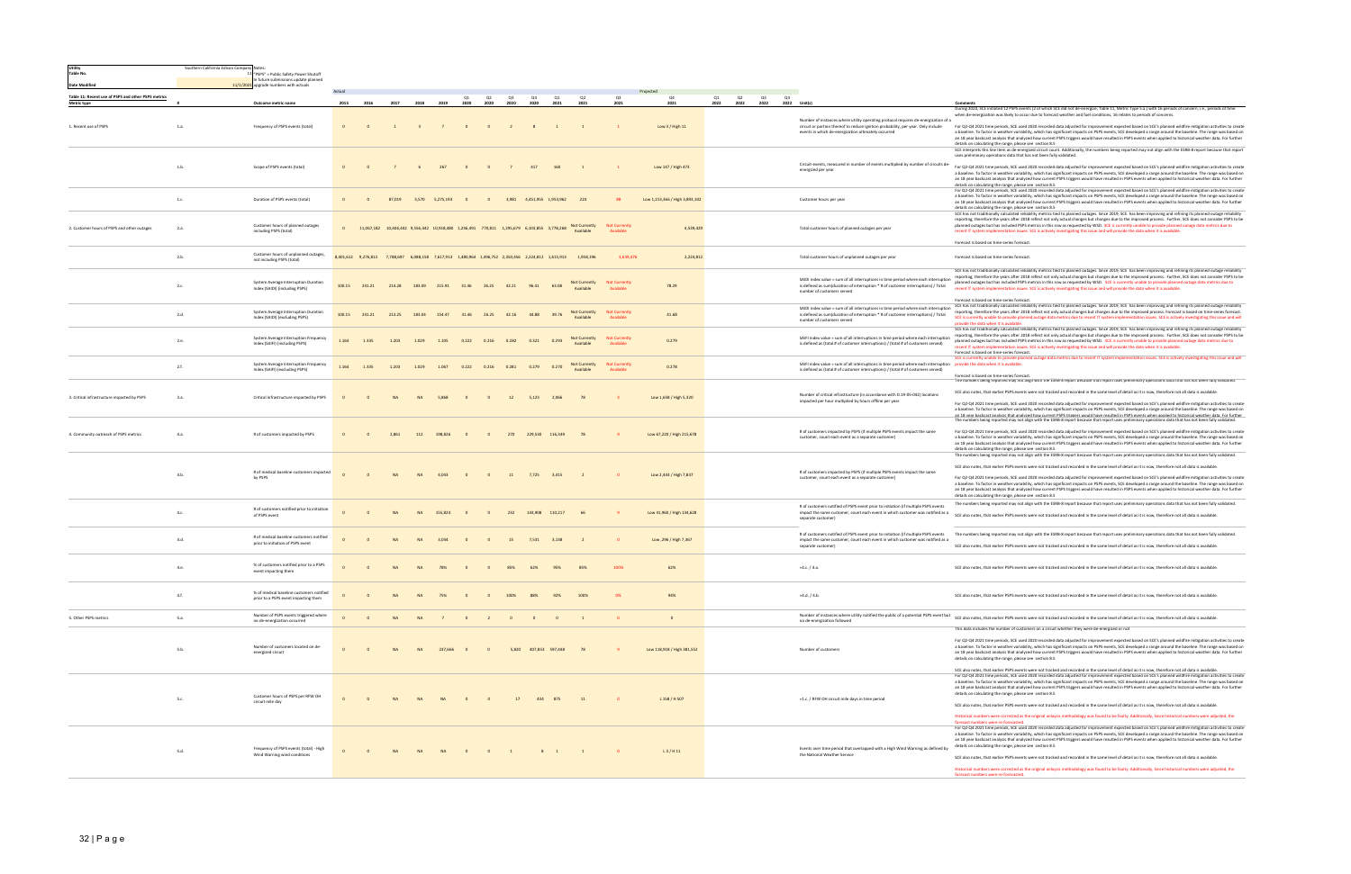| Utility | Southern California Edison Company | Notes: |
|---|---|---|
| Table No. | 11 | "PSPS" = Public Safety Power Shutoff |
| | | In future submissions update planned |
| Date Modified | 11/1/2021 | upgrade numbers with actuals |

| Table 11: Recent use of PSPS and other PSPS metrics | | | Actual | | | | | | | | | | | | Projected | | | | | | | |
|---|---|---|---|---|---|---|---|---|---|---|---|---|---|---|---|---|---|---|---|---|---|---|
| Metric type | # | Outcome metric name | 2015 | 2016 | 2017 | 2018 | 2019 | Q1 2020 | Q2 2020 | Q3 2020 | Q4 2020 | Q1 2021 | Q2 2021 | Q3 2021 | Q4 2021 | Q1 2022 | Q2 2022 | Q3 2022 | Q4 2022 | Unit(s) | Comments |
| 1. Recent use of PSPS | 1.a. | Frequency of PSPS events (total) | 0 | 0 | 1 | 3 | 7 | 0 | 0 | 2 | 8 | 1 | 1 | 1 | Low 3 / High 11 | | | | | Number of instances where utility operating protocol requires de-energization of a circuit or portion thereof to reduce ignition probability, per year. Only include events in which de-energization ultimately occurred | During 2020, SCE initiated 12 PSPS events (2 of which SCE did not de-energize, Table 11, Metric Type 5.a.) with 16 periods of concern, i.e., periods of time when de-energization was likely to occur due to forecast weather and fuel conditions, 16 relates to periods of concerns. For Q2-Q4 2021 time periods, SCE used 2020 recorded data adjusted for improvement expected based on SCE's planned wildfire mitigation activities to create a baseline. To factor in weather variability, which has significant impacts on PSPS events, SCE developed a range around the baseline. The range was based on an 18 year backcast analysis that analyzed how current PSPS triggers would have resulted in PSPS events when applied to historical weather data. For further details on calculating the range, please see section 8.5 |
| | 1.b. | Scope of PSPS events (total) | 0 | 0 | 7 | 6 | 267 | 0 | 0 | 7 | 317 | 160 | 1 | 1 | Low 167 / High 473 | | | | | Circuit-events, measured in number of events multiplied by number of circuits de-energized per year | SCE interprets this line item as de-energized circuit count. Additionally, the numbers being reported may not align with the ESRB-8 report because that report uses preliminary operations data that has not been fully validated. For Q2-Q4 2021 time periods, SCE used 2020 recorded data adjusted for improvement expected based on SCE's planned wildfire mitigation activities to create a baseline. To factor in weather variability, which has significant impacts on PSPS events, SCE developed a range around the baseline. The range was based on an 18 year backcast analysis that analyzed how current PSPS triggers would have resulted in PSPS events when applied to historical weather data. For further details on calculating the range, please see section 8.5 |
| | 1.c. | Duration of PSPS events (total) | 0 | 0 | 87,059 | 3,570 | 5,275,193 | 0 | 0 | 3,981 | 4,451,955 | 1,950,962 | 224 | 88 | Low 1,215,366 / High 3,893,102 | | | | | Customer hours per year | For Q2-Q4 2021 time periods, SCE used 2020 recorded data adjusted for improvement expected based on SCE's planned wildfire mitigation activities to create a baseline. To factor in weather variability, which has significant impacts on PSPS events, SCE developed a range around the baseline. The range was based on an 18 year backcast analysis that analyzed how current PSPS triggers would have resulted in PSPS events when applied to historical weather data. For further details on calculating the range, please see section 8.5 |
| 2. Customer hours of PSPS and other outages | 2.a. | Customer hours of planned outages including PSPS (total) | 0 | 11,067,182 | 10,406,342 | 9,556,342 | 10,918,880 | 1,246,491 | 773,811 | 1,295,679 | 6,103,855 | 3,779,266 | Not Currently Available | Not Currently Available | 4,539,429 | | | | | Total customer hours of planned outages per year | SCE has not traditionally calculated reliability metrics tied to planned outages. Since 2019, SCE has been improving and refining its planned outage reliability reporting; therefore the years after 2018 reflect not only actual changes but changes due to the improved process. Further, SCE does not consider PSPS to be planned outages but has included PSPS metrics in this row as requested by WSD. SCE is currently unable to provide planned outage data metrics due to recent IT system implementation issues. SCE is actively investigating this issue and will provide the data when it is available. Forecast is based on time-series forecast. |
| | 2.b. | Customer hours of unplanned outages, not including PSPS (total) | 8,803,612 | 9,276,813 | 7,788,697 | 6,088,158 | 7,617,913 | 1,480,964 | 1,496,752 | 2,063,456 | 2,224,812 | 1,615,913 | 1,958,196 | 3,639,476 | 2,224,812 | | | | | Total customer hours of unplanned outages per year | Forecast is based on time-series forecast. |
| | 2.c. | System Average Interruption Duration Index (SAIDI) (including PSPS) | 108.15 | 241.21 | 214.28 | 183.09 | 215.91 | 31.46 | 26.15 | 42.21 | 96.51 | 63.09 | Not Currently Available | Not Currently Available | 78.29 | | | | | SAIDI index value = sum of all interruptions n time period where each interruption is defined as sum(duration of interruption * # of customer interruptions) / Total number of customers served | SCE has not traditionally calculated reliability metrics tied to planned outages. Since 2019, SCE has been improving and refining its planned outage reliability reporting; therefore the years after 2018 reflect not only actual changes but changes due to the improved process. Further, SCE does not consider PSPS to be planned outages but has included PSPS metrics in this row as requested by WSD. SCE is currently unable to provide planned outage data metrics due to recent IT system implementation issues. SCE is actively investigating this issue and will provide the data when it is available. Forecast is based on time-series forecast. |
| | 2.d. | System Average Interruption Duration Index (SAIDI) (excluding PSPS) | 108.15 | 241.21 | 213.25 | 183.04 | 154.47 | 31.46 | 26.15 | 42.16 | 44.88 | 39.76 | Not Currently Available | Not Currently Available | 41.88 | | | | | SAIDI index value = sum of all interruptions n time period where each interruption is defined as sum(duration of interruption * # of customer interruptions) / Total number of customers served | SCE has not traditionally calculated reliability metrics tied to planned outages. Since 2019, SCE has been improving and refining its planned outage reliability reporting; therefore the years after 2018 reflect not only actual changes but changes due to the improved process. Forecast is based on time-series forecast. SCE is currently unable to provide planned outage data metrics due to recent IT system implementation issues. SCE is actively investigating this issue and will provide the data when it is available. |
| | 2.e. | System Average Interruption Frequency Index (SAIFI) (including PSPS) | 1.164 | 1.335 | 1.203 | 1.029 | 1.105 | 0.222 | 0.216 | 0.292 | 0.321 | 0.293 | Not Currently Available | Not Currently Available | 0.279 | | | | | SAIFI index value = sum of all interruptions in time period where each interruption is defined as (total # of customer interruptions) / (total # of customers served) | SCE has not traditionally calculated reliability metrics tied to planned outages. Since 2019, SCE has been improving and refining its planned outage reliability reporting; therefore the years after 2018 reflect not only actual changes but changes due to the improved process. Further, SCE does not consider PSPS to be planned outages but has included PSPS metrics in this row as requested by WSD. SCE is currently unable to provide planned outage data metrics due to recent IT system implementation issues. SCE is actively investigating this issue and will provide the data when it is available. Forecast is based on time-series forecast. |
| | 2.f. | System Average Interruption Frequency Index (SAIFI) (excluding PSPS) | 1.164 | 1.335 | 1.203 | 1.029 | 1.067 | 0.222 | 0.216 | 0.281 | 0.279 | 0.270 | Not Currently Available | Not Currently Available | 0.274 | | | | | SAIFI index value = sum of all interruptions in time period where each interruption is defined as (total # of customer interruptions) / (total # of customers served) | SCE is currently unable to provide planned outage data metrics due to recent IT system implementation issues. SCE is actively investigating this issue and will provide the data when it is available. Forecast is based on time-series forecast. |
| 3. Critical infrastructure impacted by PSPS | 3.a. | Critical infrastructure impacted by PSPS | 0 | 0 | NA | NA | 5,868 | 0 | 0 | 12 | 5,123 | 2,066 | 78 | 3 | Low 1,698 / High 5,320 | | | | | Number of critical infrastructure (in accordance with D.19-05-042) locations impacted per hour multiplied by hours offline per year | The numbers being reported may not align with the ESRB-8 report because that report uses preliminary operations data that has not been fully validated. SCE also notes, that earlier PSPS events were not tracked and recorded in the same level of detail as it is now, therefore not all data is available. For Q2-Q4 2021 time periods, SCE used 2020 recorded data adjusted for improvement expected based on SCE's planned wildfire mitigation activities to create a baseline. To factor in weather variability, which has significant impacts on PSPS events, SCE developed a range around the baseline. The range was based on an 18 year backcast analysis that analyzed how current PSPS triggers would have resulted in PSPS events when applied to historical weather data. For further details on calculating the range, please see section 8.5 |
| 4. Community outreach of PSPS metrics | 4.a. | # of customers impacted by PSPS | 0 | 0 | 2,861 | 112 | 198,826 | 0 | 0 | 270 | 229,510 | 116,349 | 78 | 9 | Low 67,220 / High 215,678 | | | | | # of customers impacted by PSPS (if multiple PSPS events impact the same customer, count each event as a separate customer) | The numbers being reported may not align with the ESRB-8 report because that report uses preliminary operations data that has not been fully validated. For Q2-Q4 2021 time periods, SCE used 2020 recorded data adjusted for improvement expected based on SCE's planned wildfire mitigation activities to create a baseline. To factor in weather variability, which has significant impacts on PSPS events, SCE developed a range around the baseline. The range was based on an 18 year backcast analysis that analyzed how current PSPS triggers would have resulted in PSPS events when applied to historical weather data. For further details on calculating the range, please see section 8.5 |
| | 4.b. | # of medical baseline customers impacted by PSPS | 0 | 0 | NA | NA | 4,033 | 0 | 0 | 11 | 7,725 | 3,415 | 2 | 0 | Low 2,433 / High 7,837 | | | | | # of customers impacted by PSPS (if multiple PSPS events impact the same customer, count each event as a separate customer) | The numbers being reported may not align with the ESRB-8 report because that report uses preliminary operations data that has not been fully validated. SCE also notes, that earlier PSPS events were not tracked and recorded in the same level of detail as it is now, therefore not all data is available. For Q2-Q4 2021 time periods, SCE used 2020 recorded data adjusted for improvement expected based on SCE's planned wildfire mitigation activities to create a baseline. To factor in weather variability, which has significant impacts on PSPS events, SCE developed a range around the baseline. The range was based on an 18 year backcast analysis that analyzed how current PSPS triggers would have resulted in PSPS events when applied to historical weather data. For further details on calculating the range, please see section 8.5 |
| | 4.c. | # of customers notified prior to initiation of PSPS event | 0 | 0 | NA | NA | 155,824 | 0 | 0 | 232 | 143,908 | 110,217 | 66 | 9 | Low 41,960 / High 134,628 | | | | | # of customers notified of PSPS event prior to initiation (if multiple PSPS events impact the same customer, count each event in which customer was notified as a separate customer) | The numbers being reported may not align with the ESRB-8 report because that report uses preliminary operations data that has not been fully validated. SCE also notes, that earlier PSPS events were not tracked and recorded in the same level of detail as it is now, therefore not all data is available. |
| | 4.d. | # of medical baseline customers notified prior to initiation of PSPS event | 0 | 0 | NA | NA | 3,034 | 0 | 0 | 11 | 7,541 | 3,138 | 2 | 0 | Low 296 / High 7,367 | | | | | # of customers notified of PSPS event prior to initiation (if multiple PSPS events impact the same customer, count each event in which customer was notified as a separate customer) | The numbers being reported may not align with the ESRB-8 report because that report uses preliminary operations data that has not been fully validated. SCE also notes, that earlier PSPS events were not tracked and recorded in the same level of detail as it is now, therefore not all data is available. |
| | 4.e. | % of customers notified prior to a PSPS event impacting them | 0 | 0 | NA | NA | 78% | 0 | 0 | 86% | 63% | 95% | 85% | 100% | 62% | | | | | =4.c. / 4.a. | SCE also notes, that earlier PSPS events were not tracked and recorded in the same level of detail as it is now, therefore not all data is available. |
| | 4.f. | % of medical baseline customers notified prior to a PSPS event impacting them | 0 | 0 | NA | NA | 75% | 0 | 0 | 100% | 98% | 92% | 100% | 0% | 94% | | | | | =4.d. / 4.b. | SCE also notes, that earlier PSPS events were not tracked and recorded in the same level of detail as it is now, therefore not all data is available. |
| 5. Other PSPS metrics | 5.a. | Number of PSPS events triggered where no de-energization occurred | 0 | 0 | NA | NA | 7 | 0 | 2 | 0 | 0 | 0 | 1 | 0 | 0 | | | | | Number of instances where utility notified the public of a potential PSPS event but no de-energization followed | SCE also notes, that earlier PSPS events were not tracked and recorded in the same level of detail as it is now, therefore not all data is available. |
| | 5.b. | Number of customers located on de-energized circuit | 0 | 0 | NA | NA | 237,666 | 0 | 0 | 5,820 | 407,833 | 597,668 | 78 | 9 | Low 118,916 / High 381,552 | | | | | Number of customers | This data includes the number of customers on a circuit whether they were de-energized or not. For Q2-Q4 2021 time periods, SCE used 2020 recorded data adjusted for improvement expected based on SCE's planned wildfire mitigation activities to create a baseline. To factor in weather variability, which has significant impacts on PSPS events, SCE developed a range around the baseline. The range was based on an 18 year backcast analysis that analyzed how current PSPS triggers would have resulted in PSPS events when applied to historical weather data. For further details on calculating the range, please see section 8.5 SCE also notes, that earlier PSPS events were not tracked and recorded in the same level of detail as it is now, therefore not all data is available. |
| | 5.c. | Customer hours of PSPS per RFW OH circuit mile day | 0 | 0 | NA | NA | NA | 0 | 0 | 17 | 434 | 875 | 11 | 0 | L 258 / H 507 | | | | | =1.c. / RFW OH circuit mile days in time period | For Q2-Q4 2021 time periods, SCE used 2020 recorded data adjusted for improvement expected based on SCE's planned wildfire mitigation activities to create a baseline. To factor in weather variability, which has significant impacts on PSPS events, SCE developed a range around the baseline. The range was based on an 18 year backcast analysis that analyzed how current PSPS triggers would have resulted in PSPS events when applied to historical weather data. For further details on calculating the range, please see section 8.5 SCE also notes, that earlier PSPS events were not tracked and recorded in the same level of detail as it is now, therefore not all data is available. Historical numbers were corrected as the original anlaysis methodology was found to be faulty. Additionally, Since historical numbers were adjusted, the forecast numbers were re-forecasted. |
| | 5.d. | Frequency of PSPS events (total) - High Wind Warning wind conditions | 0 | 0 | NA | NA | NA | 0 | 0 | 1 | 8 | 1 | 1 | 0 | L 3 / H 11 | | | | | Events over time period that overlapped with a High Wind Warning as defined by the National Weather Service | For Q2-Q4 2021 time periods, SCE used 2020 recorded data adjusted for improvement expected based on SCE's planned wildfire mitigation activities to create a baseline. To factor in weather variability, which has significant impacts on PSPS events, SCE developed a range around the baseline. The range was based on an 18 year backcast analysis that analyzed how current PSPS triggers would have resulted in PSPS events when applied to historical weather data. For further details on calculating the range, please see section 8.5 SCE also notes, that earlier PSPS events were not tracked and recorded in the same level of detail as it is now, therefore not all data is available. Historical numbers were corrected as the original anlaysis methodology was found to be faulty. Additionally, Since historical numbers were adjusted, the forecast numbers were re-forecasted. |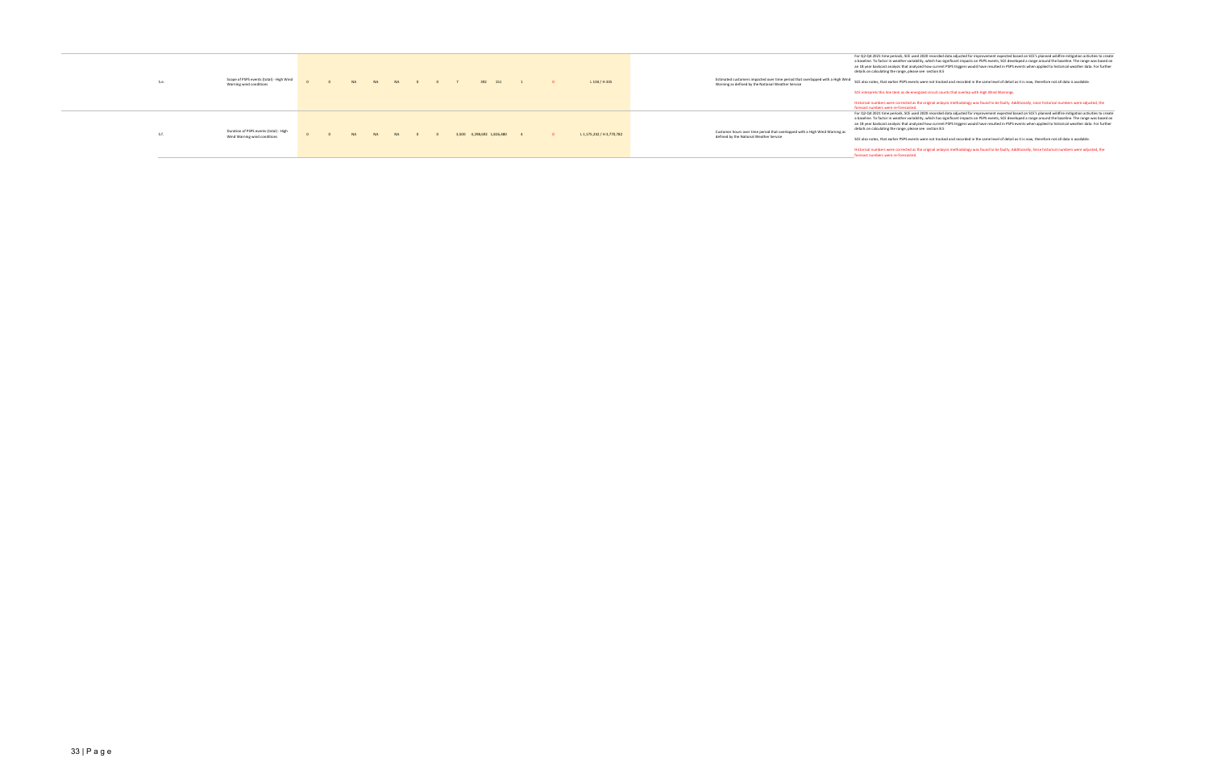| | | | | | | | | | | | | | | | | |
|---|---|---|---|---|---|---|---|---|---|---|---|---|---|---|---|---|
| 6.e. | Scope of PSPS events (total) - High Wind Warning wind conditions | 0 | 0 | NA | NA | NA | 0 | 0 | 7 | 392 | 151 | 1 | 0 | L 106 / H 335 | Estimated customers impacted over time period that overlapped with a High Wind Warning as defined by the National Weather Service | For Q2-Q4 2021 time periods, SCE used 2020 recorded data adjusted for improvement expected based on SCE's planned wildfire mitigation activities to create a baseline. To factor in weather variability, which has significant impacts on PSPS events, SCE developed a range around the baseline. The range was based on an 18 year backcast analysis that analyzed how current PSPS triggers would have resulted in PSPS events when applied to historical weather data. For further details on calculating the range, please see section 8.5<br><br>SCE also notes, that earlier PSPS events were not tracked and recorded in the same level of detail as it is now, therefore not all data is available.<br><br>SCE interprets this line item as de-energized circuit counts that overlap with High Wind Warnings.<br><br>Historical numbers were corrected as the original anlaysis methodology was found to be faulty. Additionally, since historical numbers were adjusted, the forecast numbers were re-forecasted. |
| 6.f. | Duration of PSPS events (total) - High Wind Warning wind conditions | 0 | 0 | NA | NA | NA | 0 | 0 | 3,500 | 4,298,692 | 1,826,480 | 4 | 0 | L 1,175,242 / H 3,770,782 | Customer hours over time period that overlapped with a High Wind Warning as defined by the National Weather Service | For Q2-Q4 2021 time periods, SCE used 2020 recorded data adjusted for improvement expected based on SCE's planned wildfire mitigation activities to create a baseline. To factor in weather variability, which has significant impacts on PSPS events, SCE developed a range around the baseline. The range was based on an 18 year backcast analysis that analyzed how current PSPS triggers would have resulted in PSPS events when applied to historical weather data. For further details on calculating the range, please see section 8.5<br><br>SCE also notes, that earlier PSPS events were not tracked and recorded in the same level of detail as it is now, therefore not all data is available.<br><br>Historical numbers were corrected as the original anlaysis methodology was found to be faulty. Additionally, since historical numbers were adjusted, the forecast numbers were re-forecasted. |